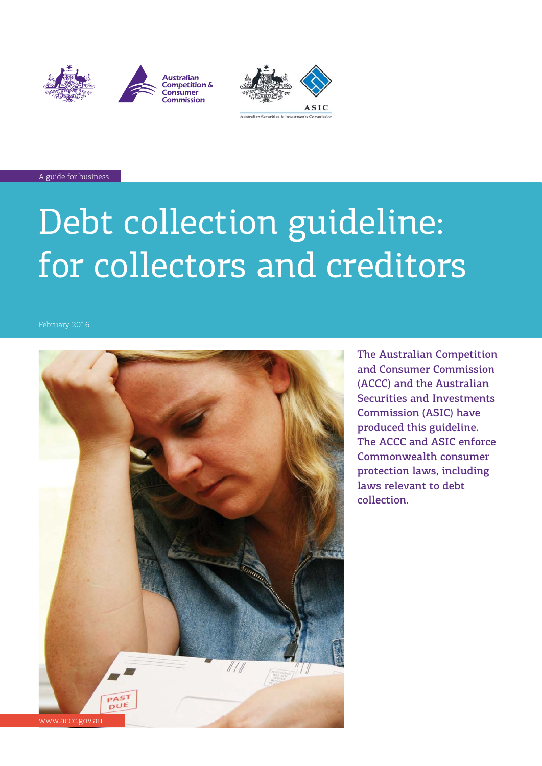A guide for business

# Debt collection guideline: for collectors and creditors

February 2016

The Australian Competition and Consumer Commission (ACCC) and the Australian Securities and Investments Commission (ASIC) have produced this guideline. The ACCC and ASIC enforce Commonwealth consumer protection laws, including laws relevant to debt collection.

www.accc.gov.au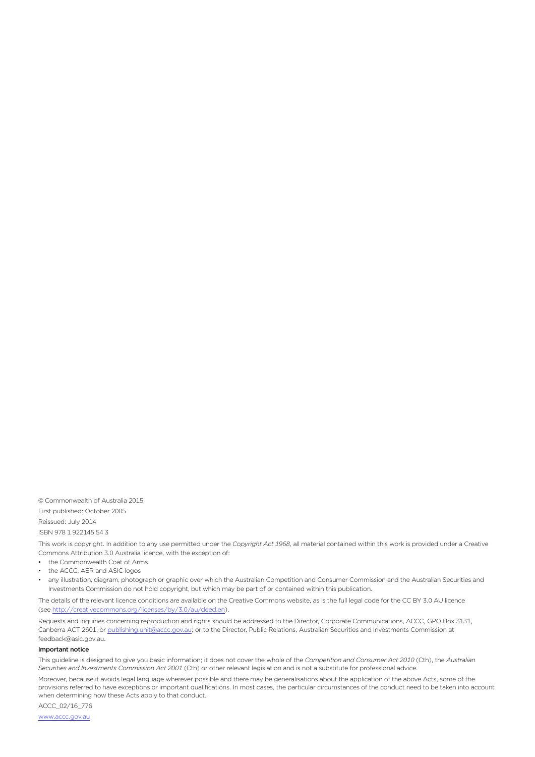© Commonwealth of Australia 2015

First published: October 2005

Reissued: July 2014

ISBN 978 1 922145 54 3

This work is copyright. In addition to any use permitted under the *Copyright Act 1968*, all material contained within this work is provided under a Creative Commons Attribution 3.0 Australia licence, with the exception of:

- the Commonwealth Coat of Arms
- the ACCC, AER and ASIC logos
- any illustration, diagram, photograph or graphic over which the Australian Competition and Consumer Commission and the Australian Securities and Investments Commission do not hold copyright, but which may be part of or contained within this publication.

The details of the relevant licence conditions are available on the Creative Commons website, as is the full legal code for the CC BY 3.0 AU licence (see http://creativecommons.org/licenses/by/3.0/au/deed.en).

Requests and inquiries concerning reproduction and rights should be addressed to the Director, Corporate Communications, ACCC, GPO Box 3131, Canberra ACT 2601, or publishing.unit@accc.gov.au; or to the Director, Public Relations, Australian Securities and Investments Commission at feedback@asic.gov.au.

**Important notice**

This guideline is designed to give you basic information; it does not cover the whole of the *Competition and Consumer Act 2010* (Cth), the *Australian Securities and Investments Commission Act 2001* (Cth) or other relevant legislation and is not a substitute for professional advice.

Moreover, because it avoids legal language wherever possible and there may be generalisations about the application of the above Acts, some of the provisions referred to have exceptions or important qualifications. In most cases, the particular circumstances of the conduct need to be taken into account when determining how these Acts apply to that conduct.

ACCC_02/16_776

www.accc.gov.au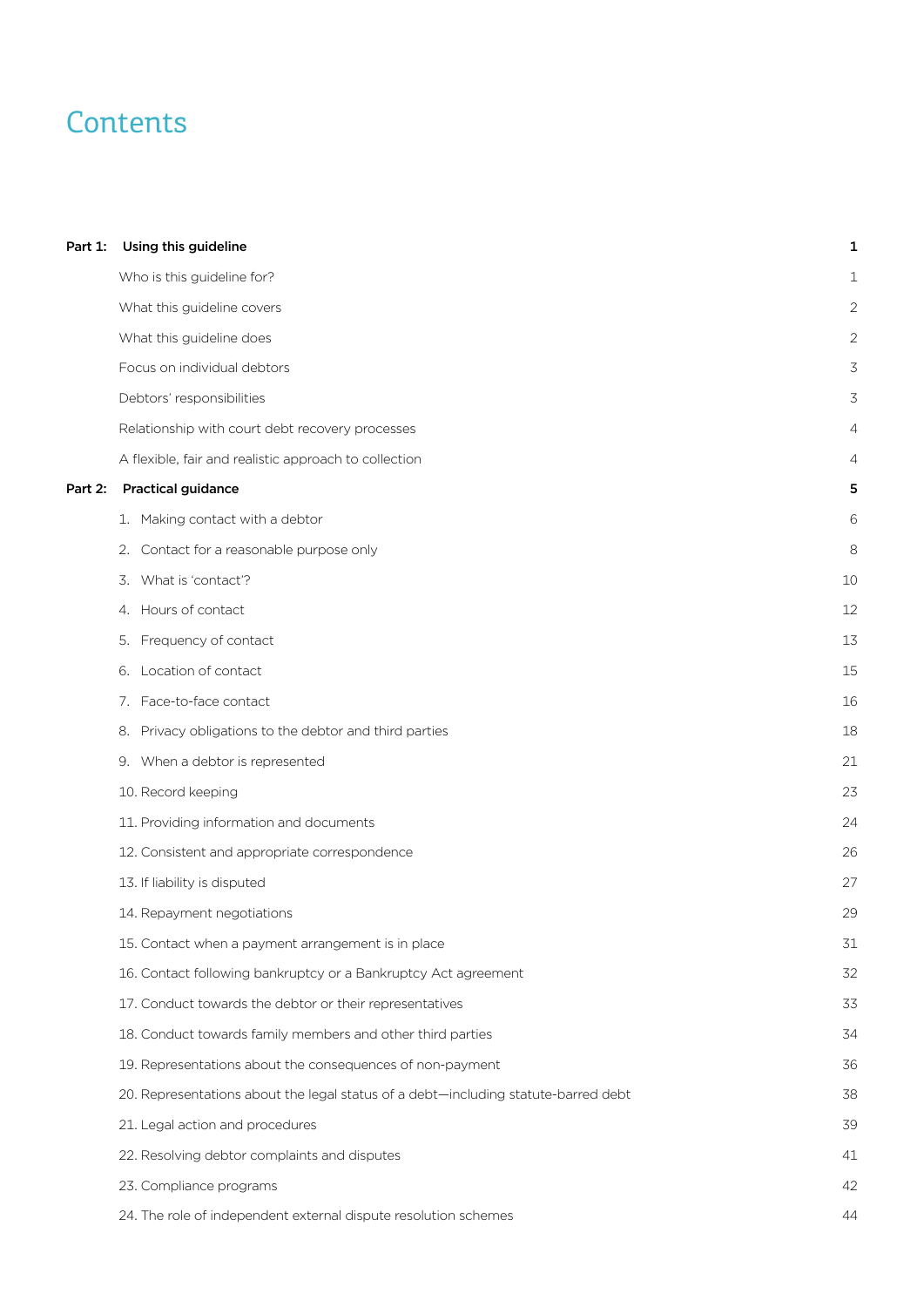# Contents

| | | |
|---|---|---|
| **Part 1:** | **Using this guideline** | **1** |
| | Who is this guideline for? | 1 |
| | What this guideline covers | 2 |
| | What this guideline does | 2 |
| | Focus on individual debtors | 3 |
| | Debtors' responsibilities | 3 |
| | Relationship with court debt recovery processes | 4 |
| | A flexible, fair and realistic approach to collection | 4 |
| **Part 2:** | **Practical guidance** | **5** |
| | 1. Making contact with a debtor | 6 |
| | 2. Contact for a reasonable purpose only | 8 |
| | 3. What is 'contact'? | 10 |
| | 4. Hours of contact | 12 |
| | 5. Frequency of contact | 13 |
| | 6. Location of contact | 15 |
| | 7. Face-to-face contact | 16 |
| | 8. Privacy obligations to the debtor and third parties | 18 |
| | 9. When a debtor is represented | 21 |
| | 10. Record keeping | 23 |
| | 11. Providing information and documents | 24 |
| | 12. Consistent and appropriate correspondence | 26 |
| | 13. If liability is disputed | 27 |
| | 14. Repayment negotiations | 29 |
| | 15. Contact when a payment arrangement is in place | 31 |
| | 16. Contact following bankruptcy or a Bankruptcy Act agreement | 32 |
| | 17. Conduct towards the debtor or their representatives | 33 |
| | 18. Conduct towards family members and other third parties | 34 |
| | 19. Representations about the consequences of non-payment | 36 |
| | 20. Representations about the legal status of a debt—including statute-barred debt | 38 |
| | 21. Legal action and procedures | 39 |
| | 22. Resolving debtor complaints and disputes | 41 |
| | 23. Compliance programs | 42 |
| | 24. The role of independent external dispute resolution schemes | 44 |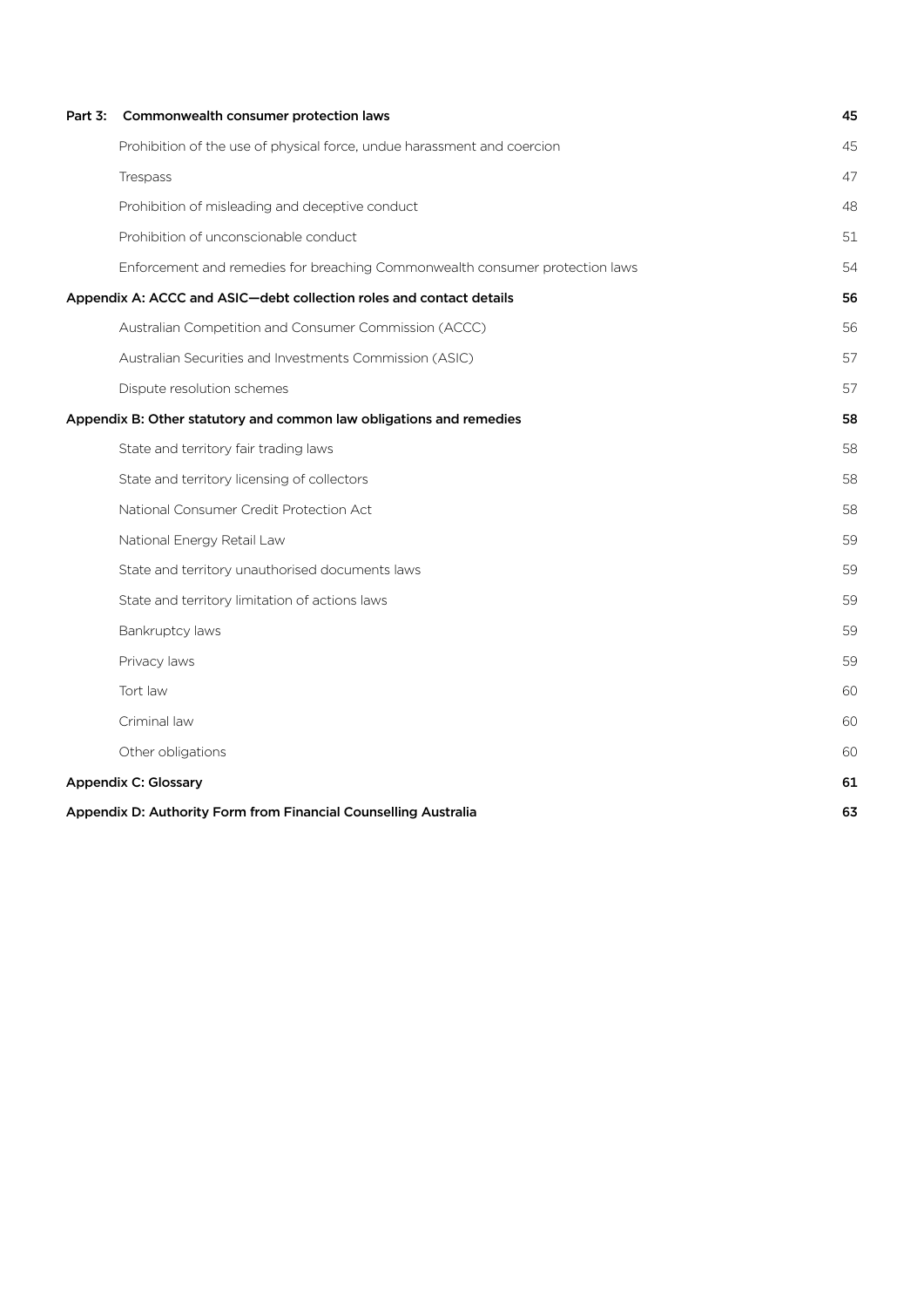| | | |
|---|---|---|
| **Part 3:** | **Commonwealth consumer protection laws** | **45** |
| | Prohibition of the use of physical force, undue harassment and coercion | 45 |
| | Trespass | 47 |
| | Prohibition of misleading and deceptive conduct | 48 |
| | Prohibition of unconscionable conduct | 51 |
| | Enforcement and remedies for breaching Commonwealth consumer protection laws | 54 |
| **Appendix A: ACCC and ASIC—debt collection roles and contact details** | | **56** |
| | Australian Competition and Consumer Commission (ACCC) | 56 |
| | Australian Securities and Investments Commission (ASIC) | 57 |
| | Dispute resolution schemes | 57 |
| **Appendix B: Other statutory and common law obligations and remedies** | | **58** |
| | State and territory fair trading laws | 58 |
| | State and territory licensing of collectors | 58 |
| | National Consumer Credit Protection Act | 58 |
| | National Energy Retail Law | 59 |
| | State and territory unauthorised documents laws | 59 |
| | State and territory limitation of actions laws | 59 |
| | Bankruptcy laws | 59 |
| | Privacy laws | 59 |
| | Tort law | 60 |
| | Criminal law | 60 |
| | Other obligations | 60 |
| **Appendix C: Glossary** | | **61** |
| **Appendix D: Authority Form from Financial Counselling Australia** | | **63** |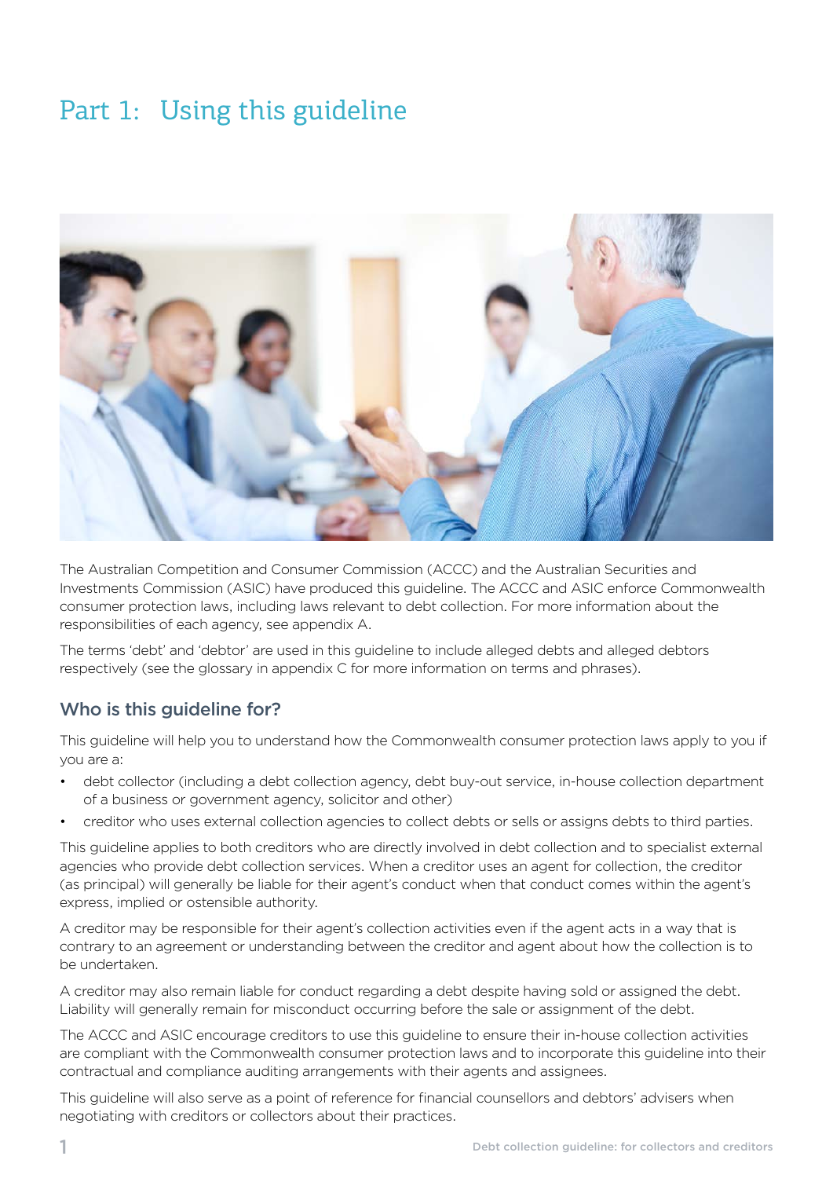# Part 1: Using this guideline

The Australian Competition and Consumer Commission (ACCC) and the Australian Securities and Investments Commission (ASIC) have produced this guideline. The ACCC and ASIC enforce Commonwealth consumer protection laws, including laws relevant to debt collection. For more information about the responsibilities of each agency, see appendix A.

The terms 'debt' and 'debtor' are used in this guideline to include alleged debts and alleged debtors respectively (see the glossary in appendix C for more information on terms and phrases).

## Who is this guideline for?

This guideline will help you to understand how the Commonwealth consumer protection laws apply to you if you are a:

- debt collector (including a debt collection agency, debt buy-out service, in-house collection department of a business or government agency, solicitor and other)
- creditor who uses external collection agencies to collect debts or sells or assigns debts to third parties.

This guideline applies to both creditors who are directly involved in debt collection and to specialist external agencies who provide debt collection services. When a creditor uses an agent for collection, the creditor (as principal) will generally be liable for their agent's conduct when that conduct comes within the agent's express, implied or ostensible authority.

A creditor may be responsible for their agent's collection activities even if the agent acts in a way that is contrary to an agreement or understanding between the creditor and agent about how the collection is to be undertaken.

A creditor may also remain liable for conduct regarding a debt despite having sold or assigned the debt. Liability will generally remain for misconduct occurring before the sale or assignment of the debt.

The ACCC and ASIC encourage creditors to use this guideline to ensure their in-house collection activities are compliant with the Commonwealth consumer protection laws and to incorporate this guideline into their contractual and compliance auditing arrangements with their agents and assignees.

This guideline will also serve as a point of reference for financial counsellors and debtors' advisers when negotiating with creditors or collectors about their practices.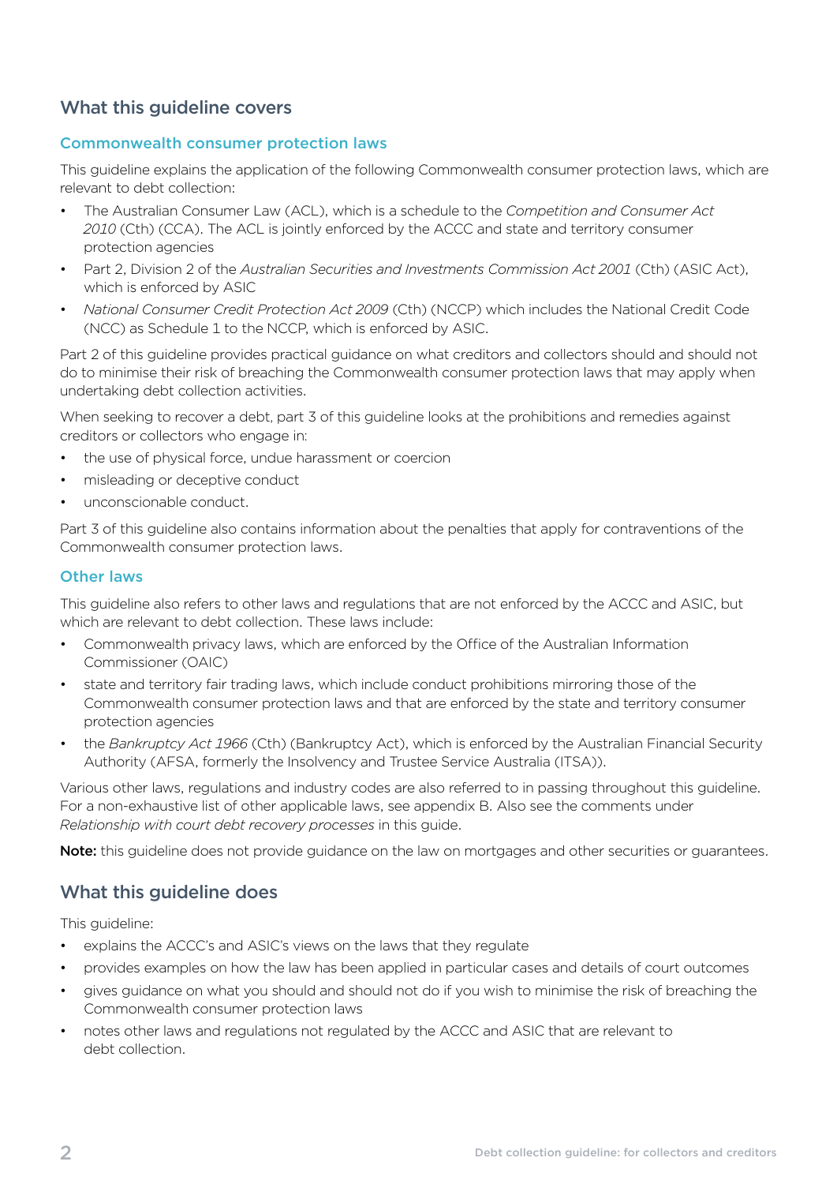## What this guideline covers

### Commonwealth consumer protection laws

This guideline explains the application of the following Commonwealth consumer protection laws, which are relevant to debt collection:

- The Australian Consumer Law (ACL), which is a schedule to the *Competition and Consumer Act 2010* (Cth) (CCA). The ACL is jointly enforced by the ACCC and state and territory consumer protection agencies
- Part 2, Division 2 of the *Australian Securities and Investments Commission Act 2001* (Cth) (ASIC Act), which is enforced by ASIC
- *National Consumer Credit Protection Act 2009* (Cth) (NCCP) which includes the National Credit Code (NCC) as Schedule 1 to the NCCP, which is enforced by ASIC.

Part 2 of this guideline provides practical guidance on what creditors and collectors should and should not do to minimise their risk of breaching the Commonwealth consumer protection laws that may apply when undertaking debt collection activities.

When seeking to recover a debt, part 3 of this guideline looks at the prohibitions and remedies against creditors or collectors who engage in:

- the use of physical force, undue harassment or coercion
- misleading or deceptive conduct
- unconscionable conduct.

Part 3 of this guideline also contains information about the penalties that apply for contraventions of the Commonwealth consumer protection laws.

### Other laws

This guideline also refers to other laws and regulations that are not enforced by the ACCC and ASIC, but which are relevant to debt collection. These laws include:

- Commonwealth privacy laws, which are enforced by the Office of the Australian Information Commissioner (OAIC)
- state and territory fair trading laws, which include conduct prohibitions mirroring those of the Commonwealth consumer protection laws and that are enforced by the state and territory consumer protection agencies
- the *Bankruptcy Act 1966* (Cth) (Bankruptcy Act), which is enforced by the Australian Financial Security Authority (AFSA, formerly the Insolvency and Trustee Service Australia (ITSA)).

Various other laws, regulations and industry codes are also referred to in passing throughout this guideline. For a non-exhaustive list of other applicable laws, see appendix B. Also see the comments under *Relationship with court debt recovery processes* in this guide.

**Note:** this guideline does not provide guidance on the law on mortgages and other securities or guarantees.

## What this guideline does

This guideline:

- explains the ACCC's and ASIC's views on the laws that they regulate
- provides examples on how the law has been applied in particular cases and details of court outcomes
- gives guidance on what you should and should not do if you wish to minimise the risk of breaching the Commonwealth consumer protection laws
- notes other laws and regulations not regulated by the ACCC and ASIC that are relevant to debt collection.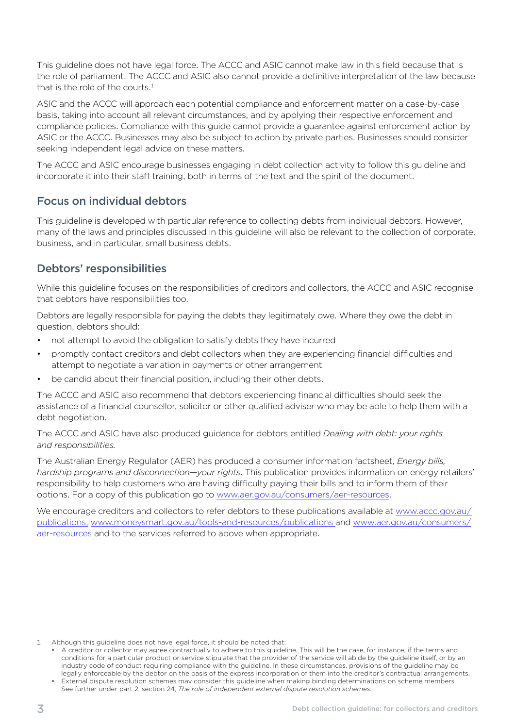This guideline does not have legal force. The ACCC and ASIC cannot make law in this field because that is the role of parliament. The ACCC and ASIC also cannot provide a definitive interpretation of the law because that is the role of the courts.[1]

ASIC and the ACCC will approach each potential compliance and enforcement matter on a case-by-case basis, taking into account all relevant circumstances, and by applying their respective enforcement and compliance policies. Compliance with this guide cannot provide a guarantee against enforcement action by ASIC or the ACCC. Businesses may also be subject to action by private parties. Businesses should consider seeking independent legal advice on these matters.

The ACCC and ASIC encourage businesses engaging in debt collection activity to follow this guideline and incorporate it into their staff training, both in terms of the text and the spirit of the document.

## Focus on individual debtors

This guideline is developed with particular reference to collecting debts from individual debtors. However, many of the laws and principles discussed in this guideline will also be relevant to the collection of corporate, business, and in particular, small business debts.

## Debtors' responsibilities

While this guideline focuses on the responsibilities of creditors and collectors, the ACCC and ASIC recognise that debtors have responsibilities too.

Debtors are legally responsible for paying the debts they legitimately owe. Where they owe the debt in question, debtors should:

- not attempt to avoid the obligation to satisfy debts they have incurred
- promptly contact creditors and debt collectors when they are experiencing financial difficulties and attempt to negotiate a variation in payments or other arrangement
- be candid about their financial position, including their other debts.

The ACCC and ASIC also recommend that debtors experiencing financial difficulties should seek the assistance of a financial counsellor, solicitor or other qualified adviser who may be able to help them with a debt negotiation.

The ACCC and ASIC have also produced guidance for debtors entitled *Dealing with debt: your rights and responsibilities.*

The Australian Energy Regulator (AER) has produced a consumer information factsheet, *Energy bills, hardship programs and disconnection—your rights*. This publication provides information on energy retailers' responsibility to help customers who are having difficulty paying their bills and to inform them of their options. For a copy of this publication go to www.aer.gov.au/consumers/aer-resources.

We encourage creditors and collectors to refer debtors to these publications available at www.accc.gov.au/publications, www.moneysmart.gov.au/tools-and-resources/publications and www.aer.gov.au/consumers/aer-resources and to the services referred to above when appropriate.

---

1 Although this guideline does not have legal force, it should be noted that:

- A creditor or collector may agree contractually to adhere to this guideline. This will be the case, for instance, if the terms and conditions for a particular product or service stipulate that the provider of the service will abide by the guideline itself, or by an industry code of conduct requiring compliance with the guideline. In these circumstances, provisions of the guideline may be legally enforceable by the debtor on the basis of the express incorporation of them into the creditor's contractual arrangements.
- External dispute resolution schemes may consider this guideline when making binding determinations on scheme members. See further under part 2, section 24, *The role of independent external dispute resolution schemes.*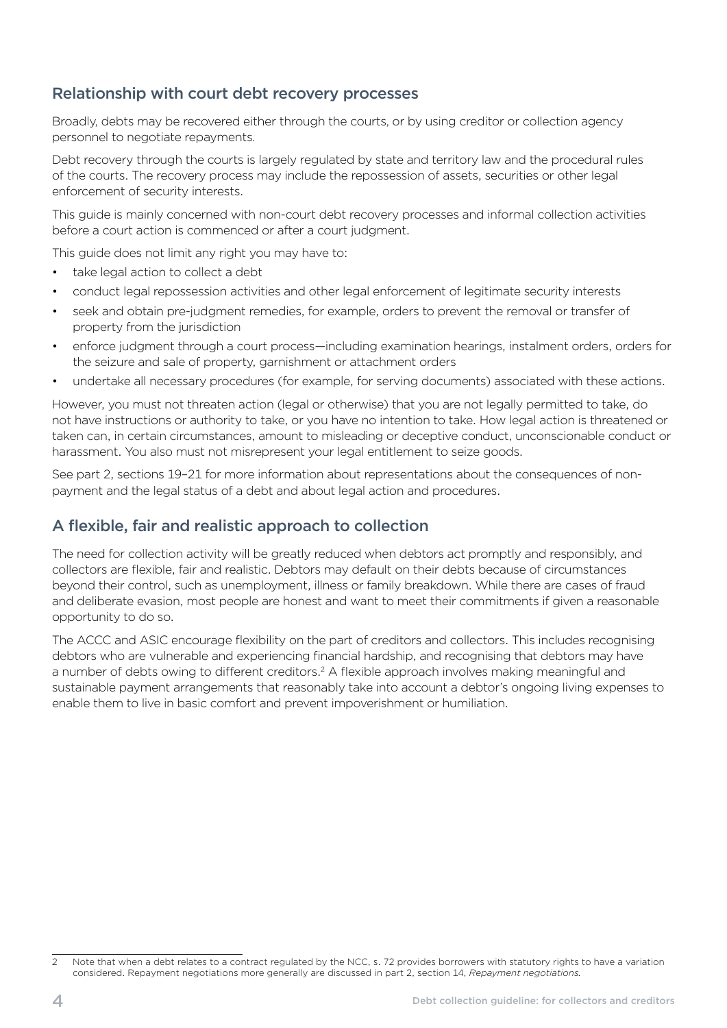## Relationship with court debt recovery processes

Broadly, debts may be recovered either through the courts, or by using creditor or collection agency personnel to negotiate repayments.

Debt recovery through the courts is largely regulated by state and territory law and the procedural rules of the courts. The recovery process may include the repossession of assets, securities or other legal enforcement of security interests.

This guide is mainly concerned with non-court debt recovery processes and informal collection activities before a court action is commenced or after a court judgment.

This guide does not limit any right you may have to:

- take legal action to collect a debt
- conduct legal repossession activities and other legal enforcement of legitimate security interests
- seek and obtain pre-judgment remedies, for example, orders to prevent the removal or transfer of property from the jurisdiction
- enforce judgment through a court process—including examination hearings, instalment orders, orders for the seizure and sale of property, garnishment or attachment orders
- undertake all necessary procedures (for example, for serving documents) associated with these actions.

However, you must not threaten action (legal or otherwise) that you are not legally permitted to take, do not have instructions or authority to take, or you have no intention to take. How legal action is threatened or taken can, in certain circumstances, amount to misleading or deceptive conduct, unconscionable conduct or harassment. You also must not misrepresent your legal entitlement to seize goods.

See part 2, sections 19–21 for more information about representations about the consequences of non-payment and the legal status of a debt and about legal action and procedures.

## A flexible, fair and realistic approach to collection

The need for collection activity will be greatly reduced when debtors act promptly and responsibly, and collectors are flexible, fair and realistic. Debtors may default on their debts because of circumstances beyond their control, such as unemployment, illness or family breakdown. While there are cases of fraud and deliberate evasion, most people are honest and want to meet their commitments if given a reasonable opportunity to do so.

The ACCC and ASIC encourage flexibility on the part of creditors and collectors. This includes recognising debtors who are vulnerable and experiencing financial hardship, and recognising that debtors may have a number of debts owing to different creditors.[2] A flexible approach involves making meaningful and sustainable payment arrangements that reasonably take into account a debtor's ongoing living expenses to enable them to live in basic comfort and prevent impoverishment or humiliation.

---

2 Note that when a debt relates to a contract regulated by the NCC, s. 72 provides borrowers with statutory rights to have a variation considered. Repayment negotiations more generally are discussed in part 2, section 14, *Repayment negotiations*.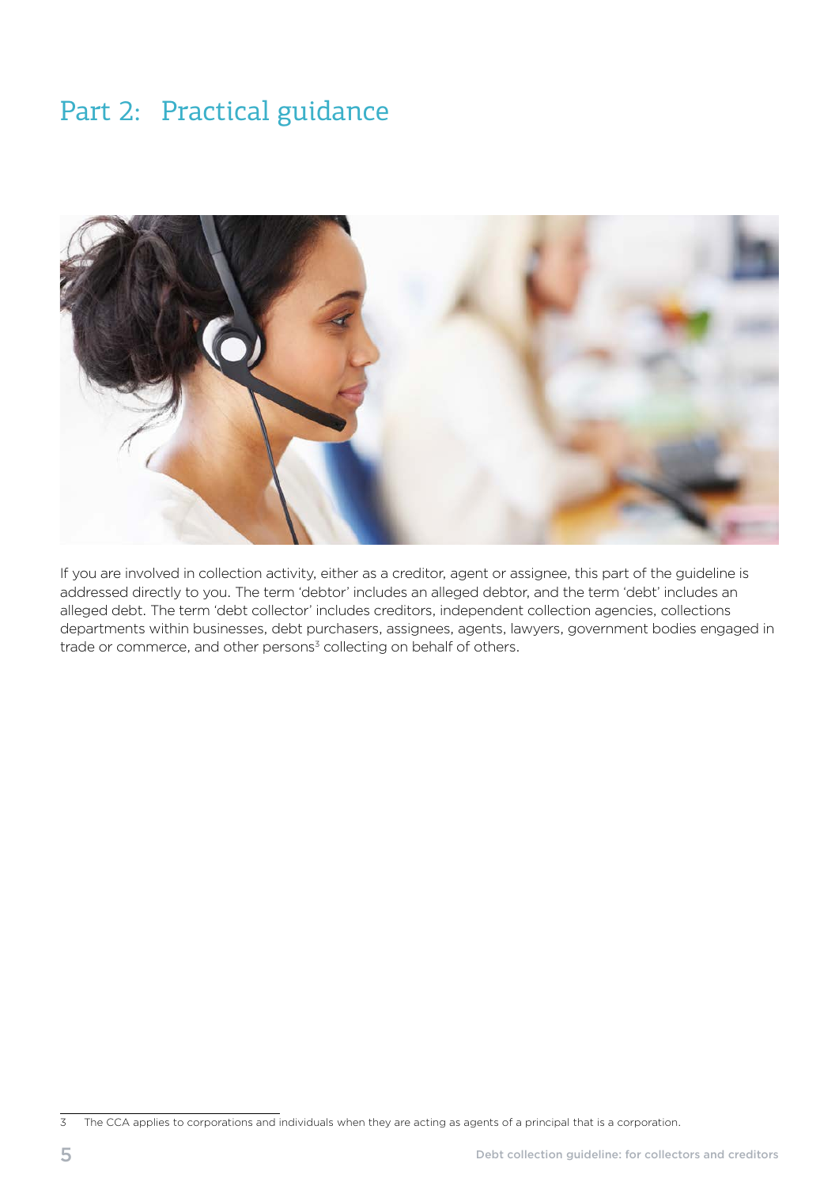# Part 2: Practical guidance

If you are involved in collection activity, either as a creditor, agent or assignee, this part of the guideline is addressed directly to you. The term 'debtor' includes an alleged debtor, and the term 'debt' includes an alleged debt. The term 'debt collector' includes creditors, independent collection agencies, collections departments within businesses, debt purchasers, assignees, agents, lawyers, government bodies engaged in trade or commerce, and other persons[3] collecting on behalf of others.

3 The CCA applies to corporations and individuals when they are acting as agents of a principal that is a corporation.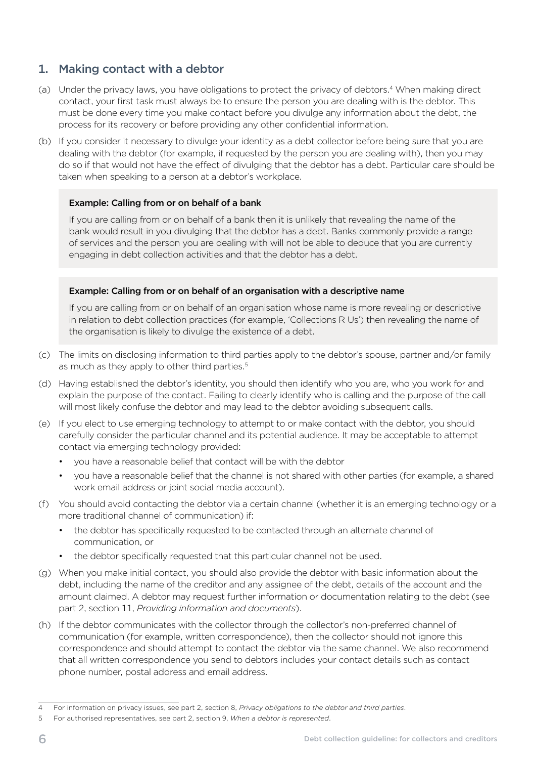## 1. Making contact with a debtor

(a) Under the privacy laws, you have obligations to protect the privacy of debtors.[4] When making direct contact, your first task must always be to ensure the person you are dealing with is the debtor. This must be done every time you make contact before you divulge any information about the debt, the process for its recovery or before providing any other confidential information.

(b) If you consider it necessary to divulge your identity as a debt collector before being sure that you are dealing with the debtor (for example, if requested by the person you are dealing with), then you may do so if that would not have the effect of divulging that the debtor has a debt. Particular care should be taken when speaking to a person at a debtor's workplace.

> **Example: Calling from or on behalf of a bank**
>
> If you are calling from or on behalf of a bank then it is unlikely that revealing the name of the bank would result in you divulging that the debtor has a debt. Banks commonly provide a range of services and the person you are dealing with will not be able to deduce that you are currently engaging in debt collection activities and that the debtor has a debt.

> **Example: Calling from or on behalf of an organisation with a descriptive name**
>
> If you are calling from or on behalf of an organisation whose name is more revealing or descriptive in relation to debt collection practices (for example, 'Collections R Us') then revealing the name of the organisation is likely to divulge the existence of a debt.

(c) The limits on disclosing information to third parties apply to the debtor's spouse, partner and/or family as much as they apply to other third parties.[5]

(d) Having established the debtor's identity, you should then identify who you are, who you work for and explain the purpose of the contact. Failing to clearly identify who is calling and the purpose of the call will most likely confuse the debtor and may lead to the debtor avoiding subsequent calls.

(e) If you elect to use emerging technology to attempt to or make contact with the debtor, you should carefully consider the particular channel and its potential audience. It may be acceptable to attempt contact via emerging technology provided:

- you have a reasonable belief that contact will be with the debtor
- you have a reasonable belief that the channel is not shared with other parties (for example, a shared work email address or joint social media account).

(f) You should avoid contacting the debtor via a certain channel (whether it is an emerging technology or a more traditional channel of communication) if:

- the debtor has specifically requested to be contacted through an alternate channel of communication, or
- the debtor specifically requested that this particular channel not be used.

(g) When you make initial contact, you should also provide the debtor with basic information about the debt, including the name of the creditor and any assignee of the debt, details of the account and the amount claimed. A debtor may request further information or documentation relating to the debt (see part 2, section 11, *Providing information and documents*).

(h) If the debtor communicates with the collector through the collector's non-preferred channel of communication (for example, written correspondence), then the collector should not ignore this correspondence and should attempt to contact the debtor via the same channel. We also recommend that all written correspondence you send to debtors includes your contact details such as contact phone number, postal address and email address.

---

4 For information on privacy issues, see part 2, section 8, *Privacy obligations to the debtor and third parties*.

5 For authorised representatives, see part 2, section 9, *When a debtor is represented*.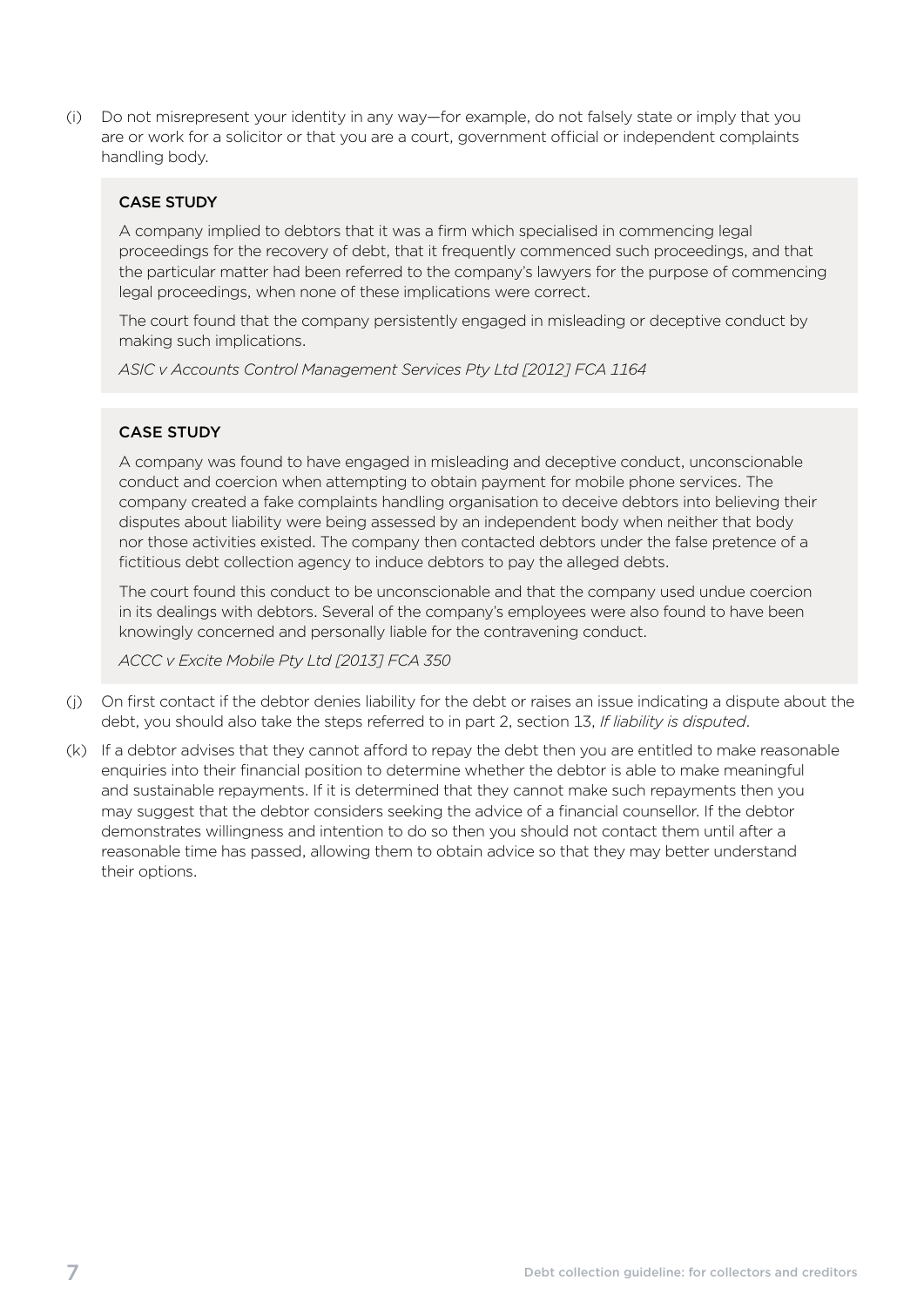(i) Do not misrepresent your identity in any way—for example, do not falsely state or imply that you are or work for a solicitor or that you are a court, government official or independent complaints handling body.

> **CASE STUDY**
>
> A company implied to debtors that it was a firm which specialised in commencing legal proceedings for the recovery of debt, that it frequently commenced such proceedings, and that the particular matter had been referred to the company's lawyers for the purpose of commencing legal proceedings, when none of these implications were correct.
>
> The court found that the company persistently engaged in misleading or deceptive conduct by making such implications.
>
> *ASIC v Accounts Control Management Services Pty Ltd [2012] FCA 1164*

> **CASE STUDY**
>
> A company was found to have engaged in misleading and deceptive conduct, unconscionable conduct and coercion when attempting to obtain payment for mobile phone services. The company created a fake complaints handling organisation to deceive debtors into believing their disputes about liability were being assessed by an independent body when neither that body nor those activities existed. The company then contacted debtors under the false pretence of a fictitious debt collection agency to induce debtors to pay the alleged debts.
>
> The court found this conduct to be unconscionable and that the company used undue coercion in its dealings with debtors. Several of the company's employees were also found to have been knowingly concerned and personally liable for the contravening conduct.
>
> *ACCC v Excite Mobile Pty Ltd [2013] FCA 350*

(j) On first contact if the debtor denies liability for the debt or raises an issue indicating a dispute about the debt, you should also take the steps referred to in part 2, section 13, *If liability is disputed*.

(k) If a debtor advises that they cannot afford to repay the debt then you are entitled to make reasonable enquiries into their financial position to determine whether the debtor is able to make meaningful and sustainable repayments. If it is determined that they cannot make such repayments then you may suggest that the debtor considers seeking the advice of a financial counsellor. If the debtor demonstrates willingness and intention to do so then you should not contact them until after a reasonable time has passed, allowing them to obtain advice so that they may better understand their options.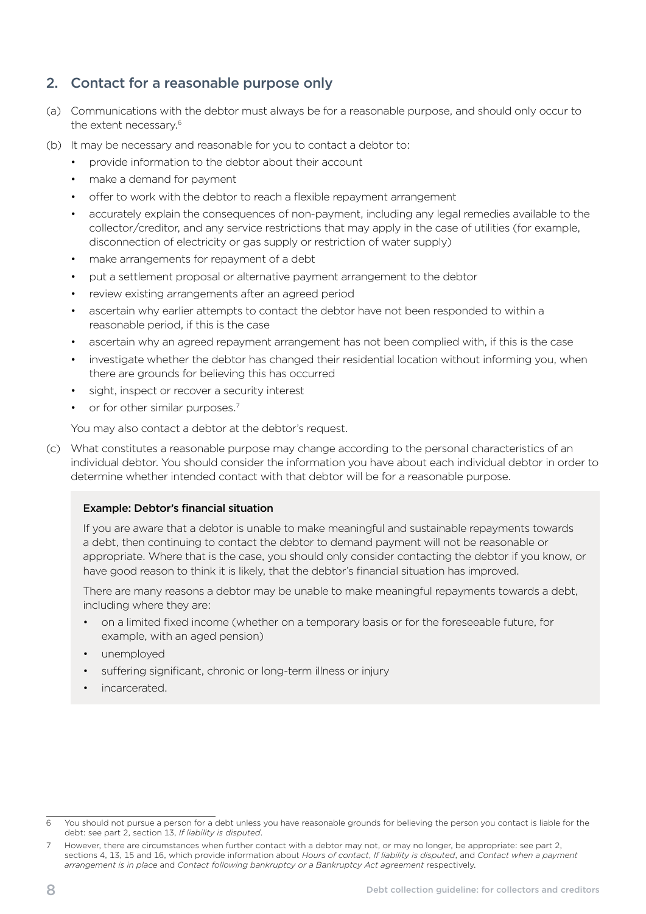## 2. Contact for a reasonable purpose only

(a) Communications with the debtor must always be for a reasonable purpose, and should only occur to the extent necessary.[6]

(b) It may be necessary and reasonable for you to contact a debtor to:

- provide information to the debtor about their account
- make a demand for payment
- offer to work with the debtor to reach a flexible repayment arrangement
- accurately explain the consequences of non-payment, including any legal remedies available to the collector/creditor, and any service restrictions that may apply in the case of utilities (for example, disconnection of electricity or gas supply or restriction of water supply)
- make arrangements for repayment of a debt
- put a settlement proposal or alternative payment arrangement to the debtor
- review existing arrangements after an agreed period
- ascertain why earlier attempts to contact the debtor have not been responded to within a reasonable period, if this is the case
- ascertain why an agreed repayment arrangement has not been complied with, if this is the case
- investigate whether the debtor has changed their residential location without informing you, when there are grounds for believing this has occurred
- sight, inspect or recover a security interest
- or for other similar purposes.[7]

You may also contact a debtor at the debtor's request.

(c) What constitutes a reasonable purpose may change according to the personal characteristics of an individual debtor. You should consider the information you have about each individual debtor in order to determine whether intended contact with that debtor will be for a reasonable purpose.

**Example: Debtor's financial situation**

If you are aware that a debtor is unable to make meaningful and sustainable repayments towards a debt, then continuing to contact the debtor to demand payment will not be reasonable or appropriate. Where that is the case, you should only consider contacting the debtor if you know, or have good reason to think it is likely, that the debtor's financial situation has improved.

There are many reasons a debtor may be unable to make meaningful repayments towards a debt, including where they are:

- on a limited fixed income (whether on a temporary basis or for the foreseeable future, for example, with an aged pension)
- unemployed
- suffering significant, chronic or long-term illness or injury
- incarcerated.

---

6 You should not pursue a person for a debt unless you have reasonable grounds for believing the person you contact is liable for the debt: see part 2, section 13, *If liability is disputed*.

7 However, there are circumstances when further contact with a debtor may not, or may no longer, be appropriate: see part 2, sections 4, 13, 15 and 16, which provide information about *Hours of contact*, *If liability is disputed*, and *Contact when a payment arrangement is in place* and *Contact following bankruptcy or a Bankruptcy Act agreement* respectively.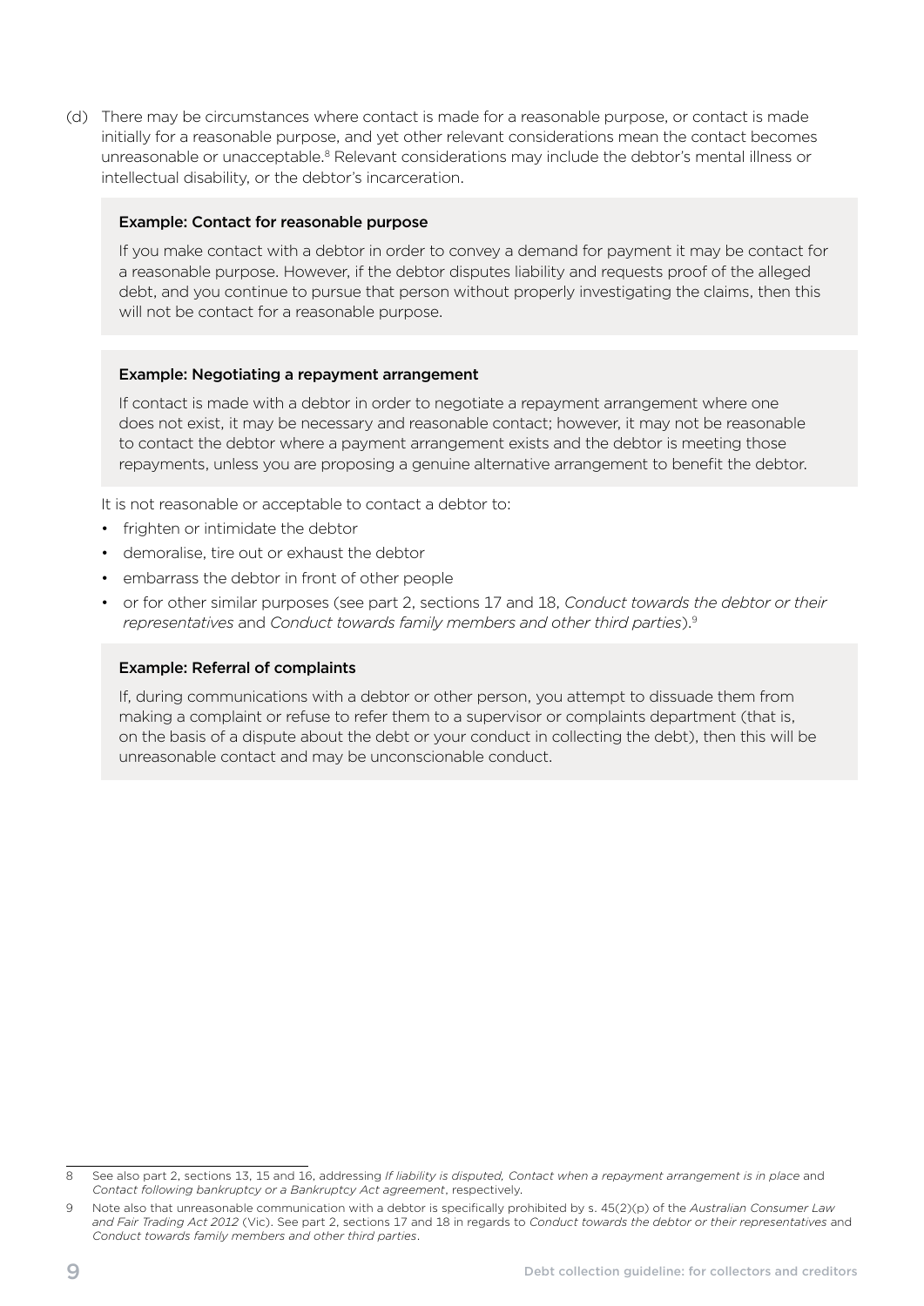(d) There may be circumstances where contact is made for a reasonable purpose, or contact is made initially for a reasonable purpose, and yet other relevant considerations mean the contact becomes unreasonable or unacceptable.[8] Relevant considerations may include the debtor's mental illness or intellectual disability, or the debtor's incarceration.

> **Example: Contact for reasonable purpose**
>
> If you make contact with a debtor in order to convey a demand for payment it may be contact for a reasonable purpose. However, if the debtor disputes liability and requests proof of the alleged debt, and you continue to pursue that person without properly investigating the claims, then this will not be contact for a reasonable purpose.

> **Example: Negotiating a repayment arrangement**
>
> If contact is made with a debtor in order to negotiate a repayment arrangement where one does not exist, it may be necessary and reasonable contact; however, it may not be reasonable to contact the debtor where a payment arrangement exists and the debtor is meeting those repayments, unless you are proposing a genuine alternative arrangement to benefit the debtor.

It is not reasonable or acceptable to contact a debtor to:

- frighten or intimidate the debtor
- demoralise, tire out or exhaust the debtor
- embarrass the debtor in front of other people
- or for other similar purposes (see part 2, sections 17 and 18, *Conduct towards the debtor or their representatives* and *Conduct towards family members and other third parties*).[9]

> **Example: Referral of complaints**
>
> If, during communications with a debtor or other person, you attempt to dissuade them from making a complaint or refuse to refer them to a supervisor or complaints department (that is, on the basis of a dispute about the debt or your conduct in collecting the debt), then this will be unreasonable contact and may be unconscionable conduct.

---

8 See also part 2, sections 13, 15 and 16, addressing *If liability is disputed, Contact when a repayment arrangement is in place* and *Contact following bankruptcy or a Bankruptcy Act agreement*, respectively.

9 Note also that unreasonable communication with a debtor is specifically prohibited by s. 45(2)(p) of the *Australian Consumer Law and Fair Trading Act 2012* (Vic). See part 2, sections 17 and 18 in regards to *Conduct towards the debtor or their representatives* and *Conduct towards family members and other third parties*.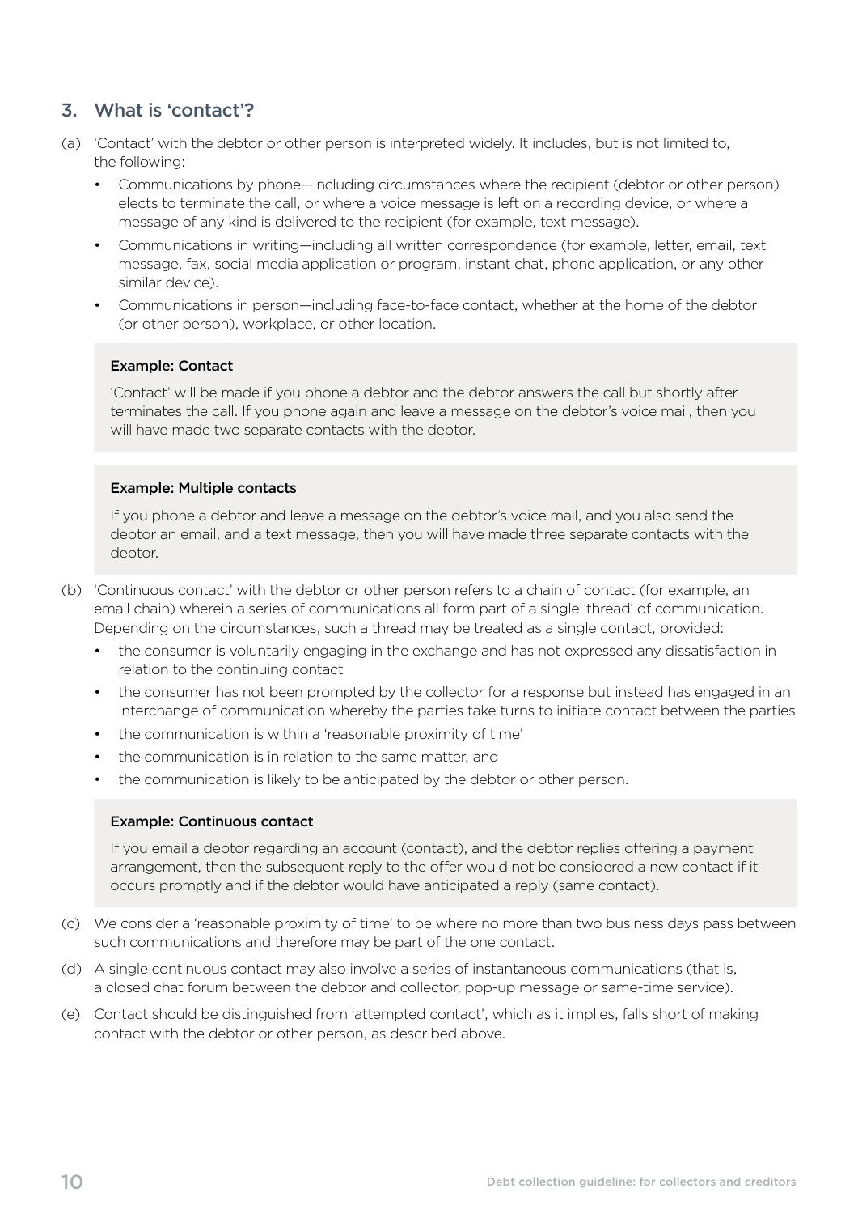## 3. What is 'contact'?

(a) 'Contact' with the debtor or other person is interpreted widely. It includes, but is not limited to, the following:

- Communications by phone—including circumstances where the recipient (debtor or other person) elects to terminate the call, or where a voice message is left on a recording device, or where a message of any kind is delivered to the recipient (for example, text message).
- Communications in writing—including all written correspondence (for example, letter, email, text message, fax, social media application or program, instant chat, phone application, or any other similar device).
- Communications in person—including face-to-face contact, whether at the home of the debtor (or other person), workplace, or other location.

> **Example: Contact**
>
> 'Contact' will be made if you phone a debtor and the debtor answers the call but shortly after terminates the call. If you phone again and leave a message on the debtor's voice mail, then you will have made two separate contacts with the debtor.

> **Example: Multiple contacts**
>
> If you phone a debtor and leave a message on the debtor's voice mail, and you also send the debtor an email, and a text message, then you will have made three separate contacts with the debtor.

(b) 'Continuous contact' with the debtor or other person refers to a chain of contact (for example, an email chain) wherein a series of communications all form part of a single 'thread' of communication. Depending on the circumstances, such a thread may be treated as a single contact, provided:

- the consumer is voluntarily engaging in the exchange and has not expressed any dissatisfaction in relation to the continuing contact
- the consumer has not been prompted by the collector for a response but instead has engaged in an interchange of communication whereby the parties take turns to initiate contact between the parties
- the communication is within a 'reasonable proximity of time'
- the communication is in relation to the same matter, and
- the communication is likely to be anticipated by the debtor or other person.

> **Example: Continuous contact**
>
> If you email a debtor regarding an account (contact), and the debtor replies offering a payment arrangement, then the subsequent reply to the offer would not be considered a new contact if it occurs promptly and if the debtor would have anticipated a reply (same contact).

(c) We consider a 'reasonable proximity of time' to be where no more than two business days pass between such communications and therefore may be part of the one contact.

(d) A single continuous contact may also involve a series of instantaneous communications (that is, a closed chat forum between the debtor and collector, pop-up message or same-time service).

(e) Contact should be distinguished from 'attempted contact', which as it implies, falls short of making contact with the debtor or other person, as described above.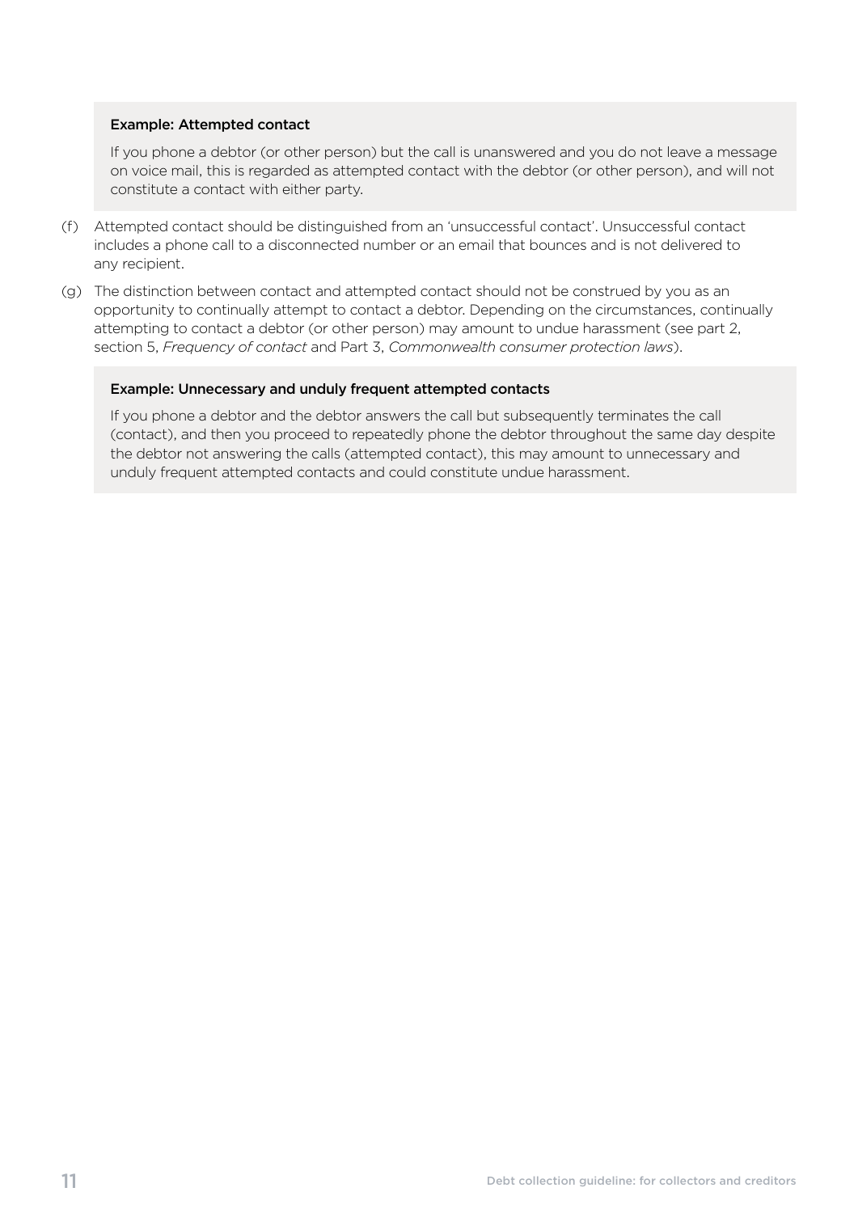**Example: Attempted contact**

If you phone a debtor (or other person) but the call is unanswered and you do not leave a message on voice mail, this is regarded as attempted contact with the debtor (or other person), and will not constitute a contact with either party.

(f) Attempted contact should be distinguished from an 'unsuccessful contact'. Unsuccessful contact includes a phone call to a disconnected number or an email that bounces and is not delivered to any recipient.

(g) The distinction between contact and attempted contact should not be construed by you as an opportunity to continually attempt to contact a debtor. Depending on the circumstances, continually attempting to contact a debtor (or other person) may amount to undue harassment (see part 2, section 5, *Frequency of contact* and Part 3, *Commonwealth consumer protection laws*).

**Example: Unnecessary and unduly frequent attempted contacts**

If you phone a debtor and the debtor answers the call but subsequently terminates the call (contact), and then you proceed to repeatedly phone the debtor throughout the same day despite the debtor not answering the calls (attempted contact), this may amount to unnecessary and unduly frequent attempted contacts and could constitute undue harassment.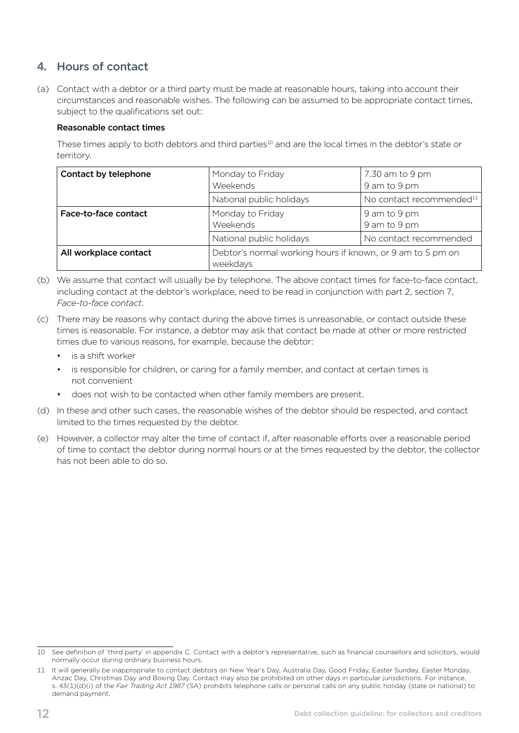## 4. Hours of contact

(a) Contact with a debtor or a third party must be made at reasonable hours, taking into account their circumstances and reasonable wishes. The following can be assumed to be appropriate contact times, subject to the qualifications set out:

**Reasonable contact times**

These times apply to both debtors and third parties[10] and are the local times in the debtor's state or territory.

| **Contact by telephone** | Monday to Friday<br>Weekends | 7.30 am to 9 pm<br>9 am to 9 pm |
|---|---|---|
| | National public holidays | No contact recommended[11] |
| **Face-to-face contact** | Monday to Friday<br>Weekends | 9 am to 9 pm<br>9 am to 9 pm |
| | National public holidays | No contact recommended |
| **All workplace contact** | Debtor's normal working hours if known, or 9 am to 5 pm on weekdays | |

(b) We assume that contact will usually be by telephone. The above contact times for face-to-face contact, including contact at the debtor's workplace, need to be read in conjunction with part 2, section 7, *Face-to-face contact*.

(c) There may be reasons why contact during the above times is unreasonable, or contact outside these times is reasonable. For instance, a debtor may ask that contact be made at other or more restricted times due to various reasons, for example, because the debtor:

- is a shift worker
- is responsible for children, or caring for a family member, and contact at certain times is not convenient
- does not wish to be contacted when other family members are present.

(d) In these and other such cases, the reasonable wishes of the debtor should be respected, and contact limited to the times requested by the debtor.

(e) However, a collector may alter the time of contact if, after reasonable efforts over a reasonable period of time to contact the debtor during normal hours or at the times requested by the debtor, the collector has not been able to do so.

---

10 See definition of 'third party' in appendix C. Contact with a debtor's representative, such as financial counsellors and solicitors, would normally occur during ordinary business hours.

11 It will generally be inappropriate to contact debtors on New Year's Day, Australia Day, Good Friday, Easter Sunday, Easter Monday, Anzac Day, Christmas Day and Boxing Day. Contact may also be prohibited on other days in particular jurisdictions. For instance, s. 43(1)(d)(i) of the *Fair Trading Act 1987* (SA) prohibits telephone calls or personal calls on any public holiday (state or national) to demand payment.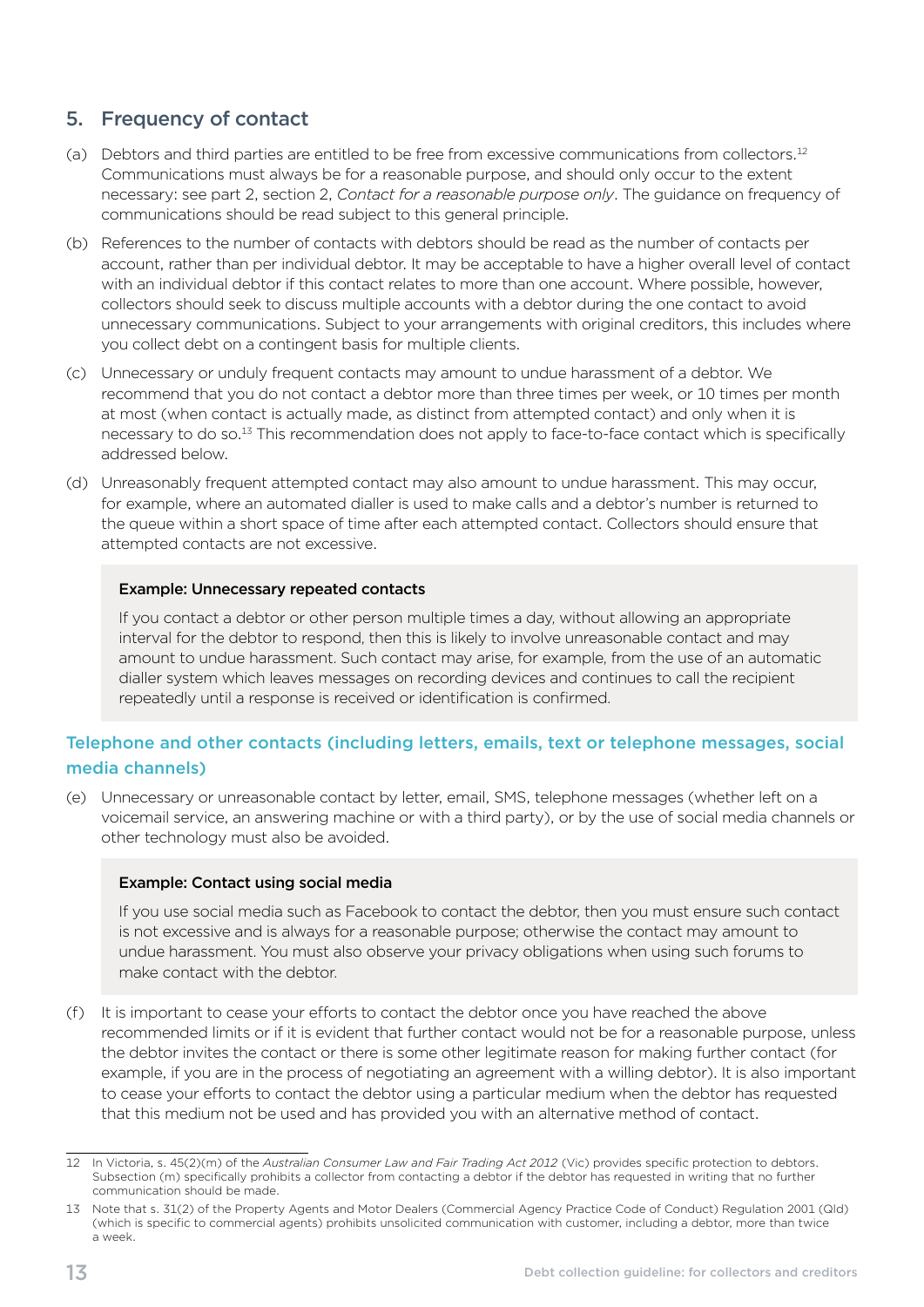## 5. Frequency of contact

(a) Debtors and third parties are entitled to be free from excessive communications from collectors.[12] Communications must always be for a reasonable purpose, and should only occur to the extent necessary: see part 2, section 2, *Contact for a reasonable purpose only*. The guidance on frequency of communications should be read subject to this general principle.

(b) References to the number of contacts with debtors should be read as the number of contacts per account, rather than per individual debtor. It may be acceptable to have a higher overall level of contact with an individual debtor if this contact relates to more than one account. Where possible, however, collectors should seek to discuss multiple accounts with a debtor during the one contact to avoid unnecessary communications. Subject to your arrangements with original creditors, this includes where you collect debt on a contingent basis for multiple clients.

(c) Unnecessary or unduly frequent contacts may amount to undue harassment of a debtor. We recommend that you do not contact a debtor more than three times per week, or 10 times per month at most (when contact is actually made, as distinct from attempted contact) and only when it is necessary to do so.[13] This recommendation does not apply to face-to-face contact which is specifically addressed below.

(d) Unreasonably frequent attempted contact may also amount to undue harassment. This may occur, for example, where an automated dialler is used to make calls and a debtor's number is returned to the queue within a short space of time after each attempted contact. Collectors should ensure that attempted contacts are not excessive.

> **Example: Unnecessary repeated contacts**
>
> If you contact a debtor or other person multiple times a day, without allowing an appropriate interval for the debtor to respond, then this is likely to involve unreasonable contact and may amount to undue harassment. Such contact may arise, for example, from the use of an automatic dialler system which leaves messages on recording devices and continues to call the recipient repeatedly until a response is received or identification is confirmed.

### Telephone and other contacts (including letters, emails, text or telephone messages, social media channels)

(e) Unnecessary or unreasonable contact by letter, email, SMS, telephone messages (whether left on a voicemail service, an answering machine or with a third party), or by the use of social media channels or other technology must also be avoided.

> **Example: Contact using social media**
>
> If you use social media such as Facebook to contact the debtor, then you must ensure such contact is not excessive and is always for a reasonable purpose; otherwise the contact may amount to undue harassment. You must also observe your privacy obligations when using such forums to make contact with the debtor.

(f) It is important to cease your efforts to contact the debtor once you have reached the above recommended limits or if it is evident that further contact would not be for a reasonable purpose, unless the debtor invites the contact or there is some other legitimate reason for making further contact (for example, if you are in the process of negotiating an agreement with a willing debtor). It is also important to cease your efforts to contact the debtor using a particular medium when the debtor has requested that this medium not be used and has provided you with an alternative method of contact.

---

[12] In Victoria, s. 45(2)(m) of the *Australian Consumer Law and Fair Trading Act 2012* (Vic) provides specific protection to debtors. Subsection (m) specifically prohibits a collector from contacting a debtor if the debtor has requested in writing that no further communication should be made.

[13] Note that s. 31(2) of the Property Agents and Motor Dealers (Commercial Agency Practice Code of Conduct) Regulation 2001 (Qld) (which is specific to commercial agents) prohibits unsolicited communication with customer, including a debtor, more than twice a week.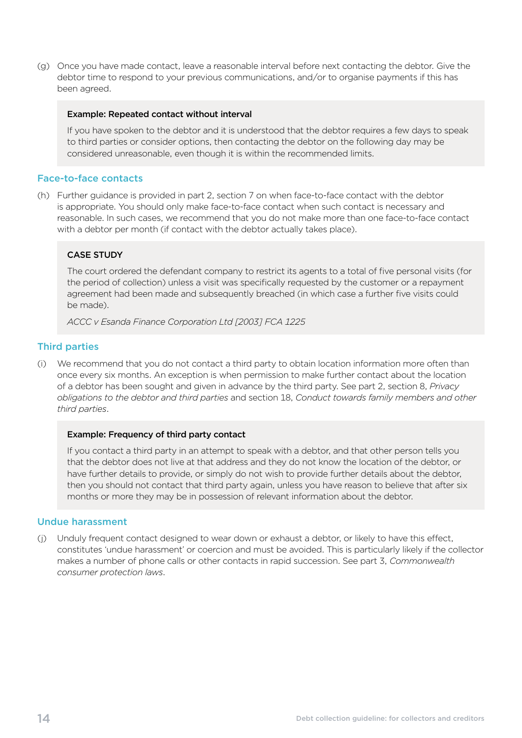(g) Once you have made contact, leave a reasonable interval before next contacting the debtor. Give the debtor time to respond to your previous communications, and/or to organise payments if this has been agreed.

> **Example: Repeated contact without interval**
>
> If you have spoken to the debtor and it is understood that the debtor requires a few days to speak to third parties or consider options, then contacting the debtor on the following day may be considered unreasonable, even though it is within the recommended limits.

### Face-to-face contacts

(h) Further guidance is provided in part 2, section 7 on when face-to-face contact with the debtor is appropriate. You should only make face-to-face contact when such contact is necessary and reasonable. In such cases, we recommend that you do not make more than one face-to-face contact with a debtor per month (if contact with the debtor actually takes place).

> **CASE STUDY**
>
> The court ordered the defendant company to restrict its agents to a total of five personal visits (for the period of collection) unless a visit was specifically requested by the customer or a repayment agreement had been made and subsequently breached (in which case a further five visits could be made).
>
> *ACCC v Esanda Finance Corporation Ltd [2003] FCA 1225*

### Third parties

(i) We recommend that you do not contact a third party to obtain location information more often than once every six months. An exception is when permission to make further contact about the location of a debtor has been sought and given in advance by the third party. See part 2, section 8, *Privacy obligations to the debtor and third parties* and section 18, *Conduct towards family members and other third parties*.

> **Example: Frequency of third party contact**
>
> If you contact a third party in an attempt to speak with a debtor, and that other person tells you that the debtor does not live at that address and they do not know the location of the debtor, or have further details to provide, or simply do not wish to provide further details about the debtor, then you should not contact that third party again, unless you have reason to believe that after six months or more they may be in possession of relevant information about the debtor.

### Undue harassment

(j) Unduly frequent contact designed to wear down or exhaust a debtor, or likely to have this effect, constitutes 'undue harassment' or coercion and must be avoided. This is particularly likely if the collector makes a number of phone calls or other contacts in rapid succession. See part 3, *Commonwealth consumer protection laws*.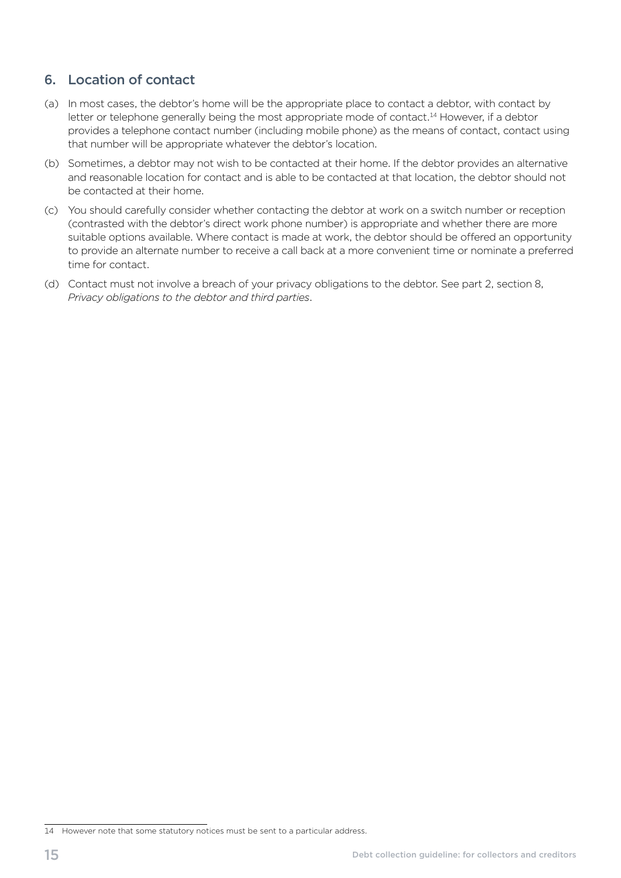## 6. Location of contact

(a) In most cases, the debtor's home will be the appropriate place to contact a debtor, with contact by letter or telephone generally being the most appropriate mode of contact.[14] However, if a debtor provides a telephone contact number (including mobile phone) as the means of contact, contact using that number will be appropriate whatever the debtor's location.

(b) Sometimes, a debtor may not wish to be contacted at their home. If the debtor provides an alternative and reasonable location for contact and is able to be contacted at that location, the debtor should not be contacted at their home.

(c) You should carefully consider whether contacting the debtor at work on a switch number or reception (contrasted with the debtor's direct work phone number) is appropriate and whether there are more suitable options available. Where contact is made at work, the debtor should be offered an opportunity to provide an alternate number to receive a call back at a more convenient time or nominate a preferred time for contact.

(d) Contact must not involve a breach of your privacy obligations to the debtor. See part 2, section 8, *Privacy obligations to the debtor and third parties*.

---

14 However note that some statutory notices must be sent to a particular address.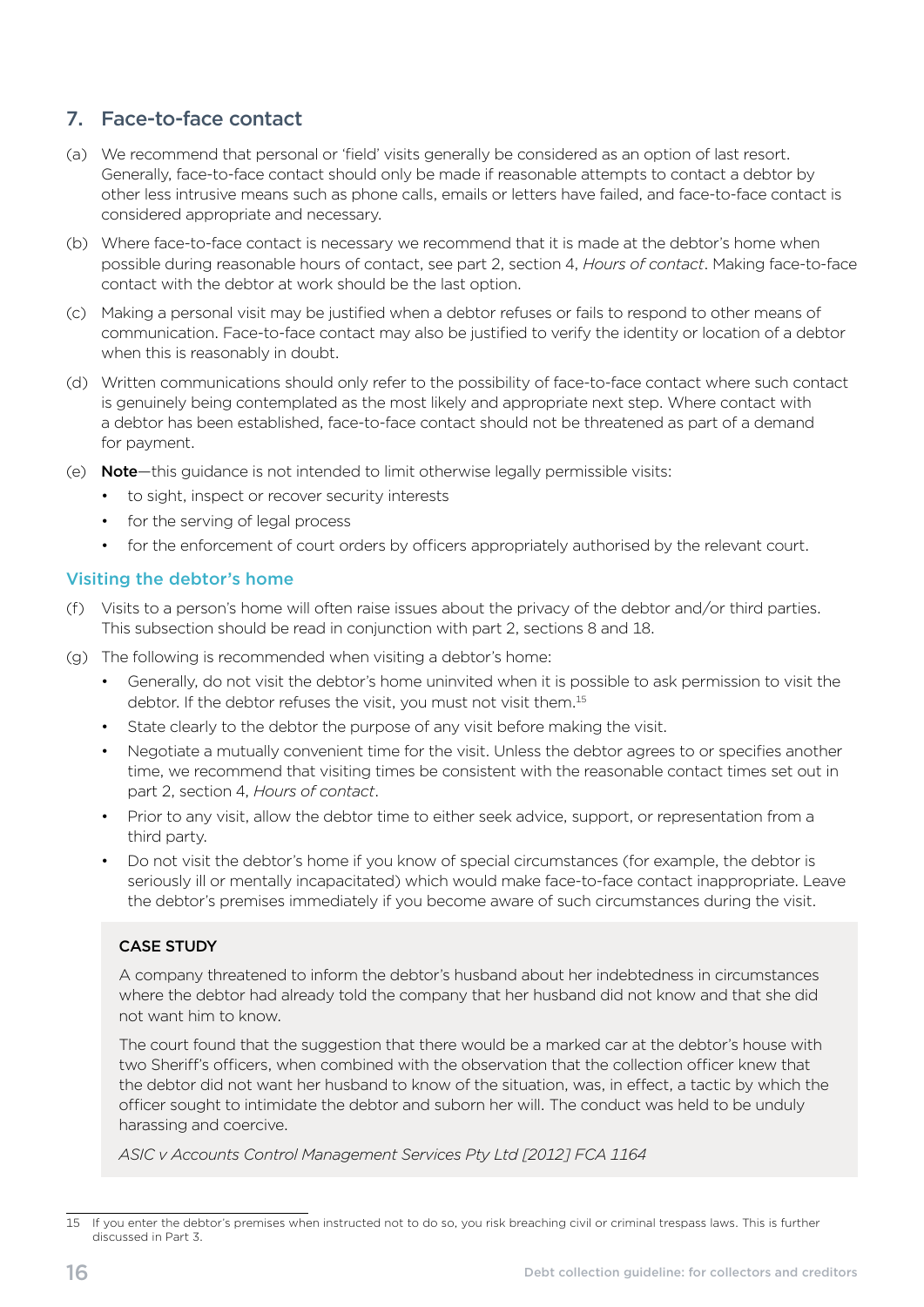## 7. Face-to-face contact

(a) We recommend that personal or 'field' visits generally be considered as an option of last resort. Generally, face-to-face contact should only be made if reasonable attempts to contact a debtor by other less intrusive means such as phone calls, emails or letters have failed, and face-to-face contact is considered appropriate and necessary.

(b) Where face-to-face contact is necessary we recommend that it is made at the debtor's home when possible during reasonable hours of contact, see part 2, section 4, *Hours of contact*. Making face-to-face contact with the debtor at work should be the last option.

(c) Making a personal visit may be justified when a debtor refuses or fails to respond to other means of communication. Face-to-face contact may also be justified to verify the identity or location of a debtor when this is reasonably in doubt.

(d) Written communications should only refer to the possibility of face-to-face contact where such contact is genuinely being contemplated as the most likely and appropriate next step. Where contact with a debtor has been established, face-to-face contact should not be threatened as part of a demand for payment.

(e) **Note**—this guidance is not intended to limit otherwise legally permissible visits:

- to sight, inspect or recover security interests
- for the serving of legal process
- for the enforcement of court orders by officers appropriately authorised by the relevant court.

### Visiting the debtor's home

(f) Visits to a person's home will often raise issues about the privacy of the debtor and/or third parties. This subsection should be read in conjunction with part 2, sections 8 and 18.

(g) The following is recommended when visiting a debtor's home:

- Generally, do not visit the debtor's home uninvited when it is possible to ask permission to visit the debtor. If the debtor refuses the visit, you must not visit them.[15]
- State clearly to the debtor the purpose of any visit before making the visit.
- Negotiate a mutually convenient time for the visit. Unless the debtor agrees to or specifies another time, we recommend that visiting times be consistent with the reasonable contact times set out in part 2, section 4, *Hours of contact*.
- Prior to any visit, allow the debtor time to either seek advice, support, or representation from a third party.
- Do not visit the debtor's home if you know of special circumstances (for example, the debtor is seriously ill or mentally incapacitated) which would make face-to-face contact inappropriate. Leave the debtor's premises immediately if you become aware of such circumstances during the visit.

**CASE STUDY**

A company threatened to inform the debtor's husband about her indebtedness in circumstances where the debtor had already told the company that her husband did not know and that she did not want him to know.

The court found that the suggestion that there would be a marked car at the debtor's house with two Sheriff's officers, when combined with the observation that the collection officer knew that the debtor did not want her husband to know of the situation, was, in effect, a tactic by which the officer sought to intimidate the debtor and suborn her will. The conduct was held to be unduly harassing and coercive.

*ASIC v Accounts Control Management Services Pty Ltd [2012] FCA 1164*

---

15 If you enter the debtor's premises when instructed not to do so, you risk breaching civil or criminal trespass laws. This is further discussed in Part 3.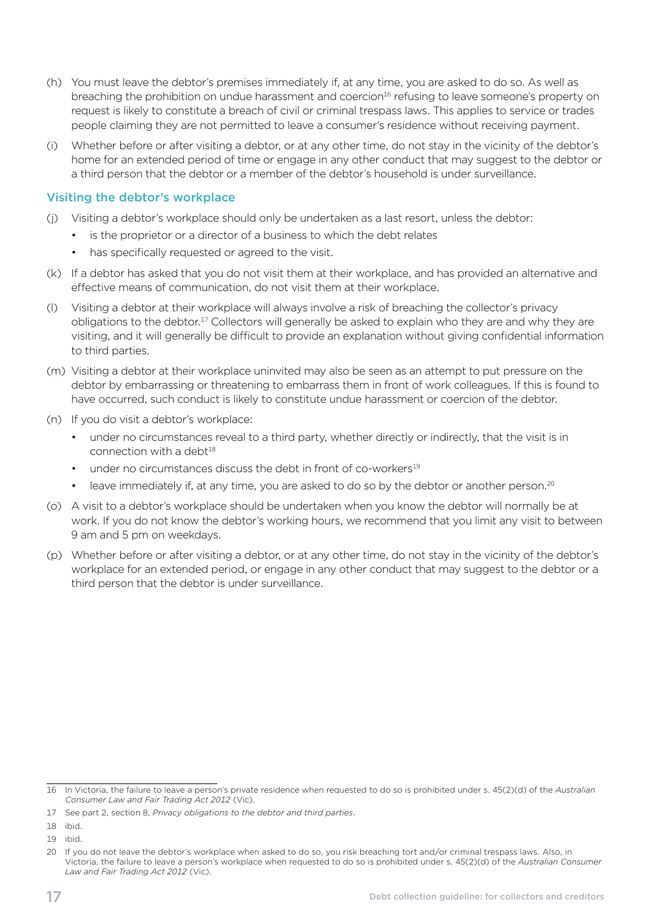(h) You must leave the debtor's premises immediately if, at any time, you are asked to do so. As well as breaching the prohibition on undue harassment and coercion[16] refusing to leave someone's property on request is likely to constitute a breach of civil or criminal trespass laws. This applies to service or trades people claiming they are not permitted to leave a consumer's residence without receiving payment.

(i) Whether before or after visiting a debtor, or at any other time, do not stay in the vicinity of the debtor's home for an extended period of time or engage in any other conduct that may suggest to the debtor or a third person that the debtor or a member of the debtor's household is under surveillance.

### Visiting the debtor's workplace

(j) Visiting a debtor's workplace should only be undertaken as a last resort, unless the debtor:

- is the proprietor or a director of a business to which the debt relates
- has specifically requested or agreed to the visit.

(k) If a debtor has asked that you do not visit them at their workplace, and has provided an alternative and effective means of communication, do not visit them at their workplace.

(l) Visiting a debtor at their workplace will always involve a risk of breaching the collector's privacy obligations to the debtor.[17] Collectors will generally be asked to explain who they are and why they are visiting, and it will generally be difficult to provide an explanation without giving confidential information to third parties.

(m) Visiting a debtor at their workplace uninvited may also be seen as an attempt to put pressure on the debtor by embarrassing or threatening to embarrass them in front of work colleagues. If this is found to have occurred, such conduct is likely to constitute undue harassment or coercion of the debtor.

(n) If you do visit a debtor's workplace:

- under no circumstances reveal to a third party, whether directly or indirectly, that the visit is in connection with a debt[18]
- under no circumstances discuss the debt in front of co-workers[19]
- leave immediately if, at any time, you are asked to do so by the debtor or another person.[20]

(o) A visit to a debtor's workplace should be undertaken when you know the debtor will normally be at work. If you do not know the debtor's working hours, we recommend that you limit any visit to between 9 am and 5 pm on weekdays.

(p) Whether before or after visiting a debtor, or at any other time, do not stay in the vicinity of the debtor's workplace for an extended period, or engage in any other conduct that may suggest to the debtor or a third person that the debtor is under surveillance.

---

16 In Victoria, the failure to leave a person's private residence when requested to do so is prohibited under s. 45(2)(d) of the *Australian Consumer Law and Fair Trading Act 2012* (Vic).

17 See part 2, section 8, *Privacy obligations to the debtor and third parties*.

18 ibid.

19 ibid.

20 If you do not leave the debtor's workplace when asked to do so, you risk breaching tort and/or criminal trespass laws. Also, in Victoria, the failure to leave a person's workplace when requested to do so is prohibited under s. 45(2)(d) of the *Australian Consumer Law and Fair Trading Act 2012* (Vic).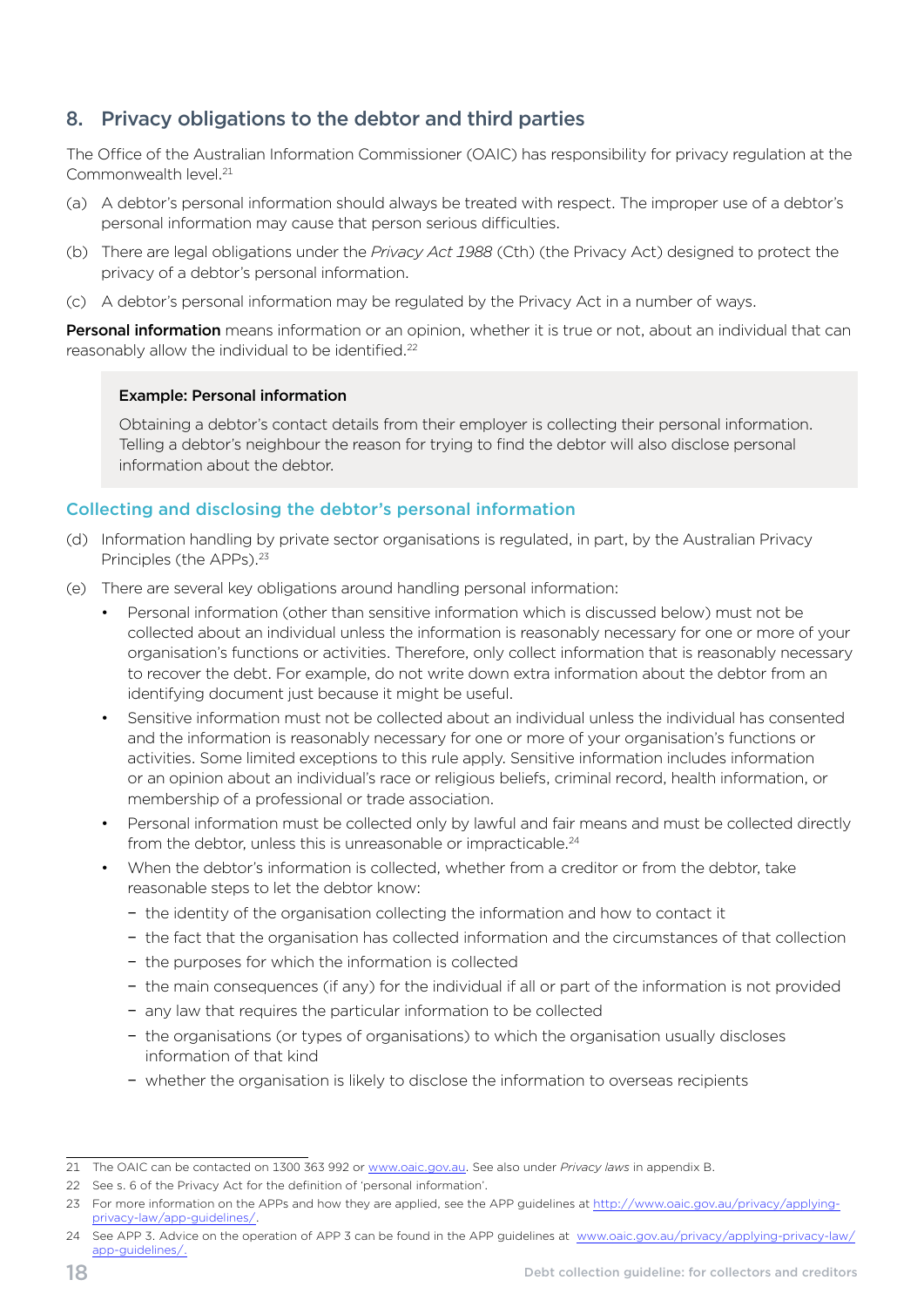## 8. Privacy obligations to the debtor and third parties

The Office of the Australian Information Commissioner (OAIC) has responsibility for privacy regulation at the Commonwealth level.[21]

(a) A debtor's personal information should always be treated with respect. The improper use of a debtor's personal information may cause that person serious difficulties.

(b) There are legal obligations under the *Privacy Act 1988* (Cth) (the Privacy Act) designed to protect the privacy of a debtor's personal information.

(c) A debtor's personal information may be regulated by the Privacy Act in a number of ways.

**Personal information** means information or an opinion, whether it is true or not, about an individual that can reasonably allow the individual to be identified.[22]

> **Example: Personal information**
>
> Obtaining a debtor's contact details from their employer is collecting their personal information. Telling a debtor's neighbour the reason for trying to find the debtor will also disclose personal information about the debtor.

### Collecting and disclosing the debtor's personal information

(d) Information handling by private sector organisations is regulated, in part, by the Australian Privacy Principles (the APPs).[23]

(e) There are several key obligations around handling personal information:

- Personal information (other than sensitive information which is discussed below) must not be collected about an individual unless the information is reasonably necessary for one or more of your organisation's functions or activities. Therefore, only collect information that is reasonably necessary to recover the debt. For example, do not write down extra information about the debtor from an identifying document just because it might be useful.
- Sensitive information must not be collected about an individual unless the individual has consented and the information is reasonably necessary for one or more of your organisation's functions or activities. Some limited exceptions to this rule apply. Sensitive information includes information or an opinion about an individual's race or religious beliefs, criminal record, health information, or membership of a professional or trade association.
- Personal information must be collected only by lawful and fair means and must be collected directly from the debtor, unless this is unreasonable or impracticable.[24]
- When the debtor's information is collected, whether from a creditor or from the debtor, take reasonable steps to let the debtor know:
  - the identity of the organisation collecting the information and how to contact it
  - the fact that the organisation has collected information and the circumstances of that collection
  - the purposes for which the information is collected
  - the main consequences (if any) for the individual if all or part of the information is not provided
  - any law that requires the particular information to be collected
  - the organisations (or types of organisations) to which the organisation usually discloses information of that kind
  - whether the organisation is likely to disclose the information to overseas recipients

---

21 The OAIC can be contacted on 1300 363 992 or www.oaic.gov.au. See also under *Privacy laws* in appendix B.

22 See s. 6 of the Privacy Act for the definition of 'personal information'.

23 For more information on the APPs and how they are applied, see the APP guidelines at http://www.oaic.gov.au/privacy/applying-privacy-law/app-guidelines/.

24 See APP 3. Advice on the operation of APP 3 can be found in the APP guidelines at www.oaic.gov.au/privacy/applying-privacy-law/app-guidelines/.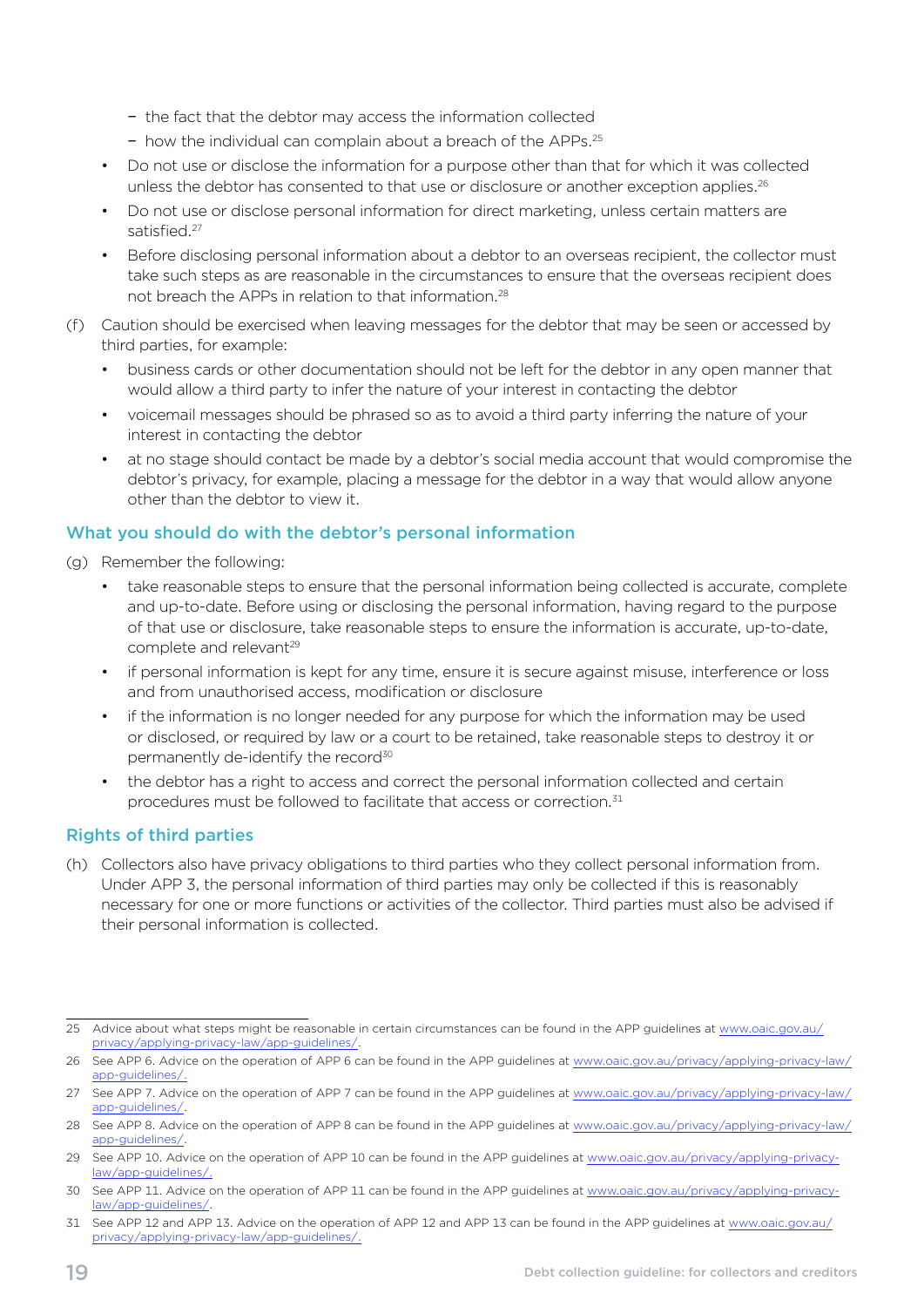- the fact that the debtor may access the information collected
  - how the individual can complain about a breach of the APPs.[25]
- Do not use or disclose the information for a purpose other than that for which it was collected unless the debtor has consented to that use or disclosure or another exception applies.[26]
- Do not use or disclose personal information for direct marketing, unless certain matters are satisfied.[27]
- Before disclosing personal information about a debtor to an overseas recipient, the collector must take such steps as are reasonable in the circumstances to ensure that the overseas recipient does not breach the APPs in relation to that information.[28]

(f) Caution should be exercised when leaving messages for the debtor that may be seen or accessed by third parties, for example:

- business cards or other documentation should not be left for the debtor in any open manner that would allow a third party to infer the nature of your interest in contacting the debtor
- voicemail messages should be phrased so as to avoid a third party inferring the nature of your interest in contacting the debtor
- at no stage should contact be made by a debtor's social media account that would compromise the debtor's privacy, for example, placing a message for the debtor in a way that would allow anyone other than the debtor to view it.

## What you should do with the debtor's personal information

(g) Remember the following:

- take reasonable steps to ensure that the personal information being collected is accurate, complete and up-to-date. Before using or disclosing the personal information, having regard to the purpose of that use or disclosure, take reasonable steps to ensure the information is accurate, up-to-date, complete and relevant[29]
- if personal information is kept for any time, ensure it is secure against misuse, interference or loss and from unauthorised access, modification or disclosure
- if the information is no longer needed for any purpose for which the information may be used or disclosed, or required by law or a court to be retained, take reasonable steps to destroy it or permanently de-identify the record[30]
- the debtor has a right to access and correct the personal information collected and certain procedures must be followed to facilitate that access or correction.[31]

## Rights of third parties

(h) Collectors also have privacy obligations to third parties who they collect personal information from. Under APP 3, the personal information of third parties may only be collected if this is reasonably necessary for one or more functions or activities of the collector. Third parties must also be advised if their personal information is collected.

---

25 Advice about what steps might be reasonable in certain circumstances can be found in the APP guidelines at www.oaic.gov.au/privacy/applying-privacy-law/app-guidelines/.

26 See APP 6. Advice on the operation of APP 6 can be found in the APP guidelines at www.oaic.gov.au/privacy/applying-privacy-law/app-guidelines/.

27 See APP 7. Advice on the operation of APP 7 can be found in the APP guidelines at www.oaic.gov.au/privacy/applying-privacy-law/app-guidelines/.

28 See APP 8. Advice on the operation of APP 8 can be found in the APP guidelines at www.oaic.gov.au/privacy/applying-privacy-law/app-guidelines/.

29 See APP 10. Advice on the operation of APP 10 can be found in the APP guidelines at www.oaic.gov.au/privacy/applying-privacy-law/app-guidelines/.

30 See APP 11. Advice on the operation of APP 11 can be found in the APP guidelines at www.oaic.gov.au/privacy/applying-privacy-law/app-guidelines/.

31 See APP 12 and APP 13. Advice on the operation of APP 12 and APP 13 can be found in the APP guidelines at www.oaic.gov.au/privacy/applying-privacy-law/app-guidelines/.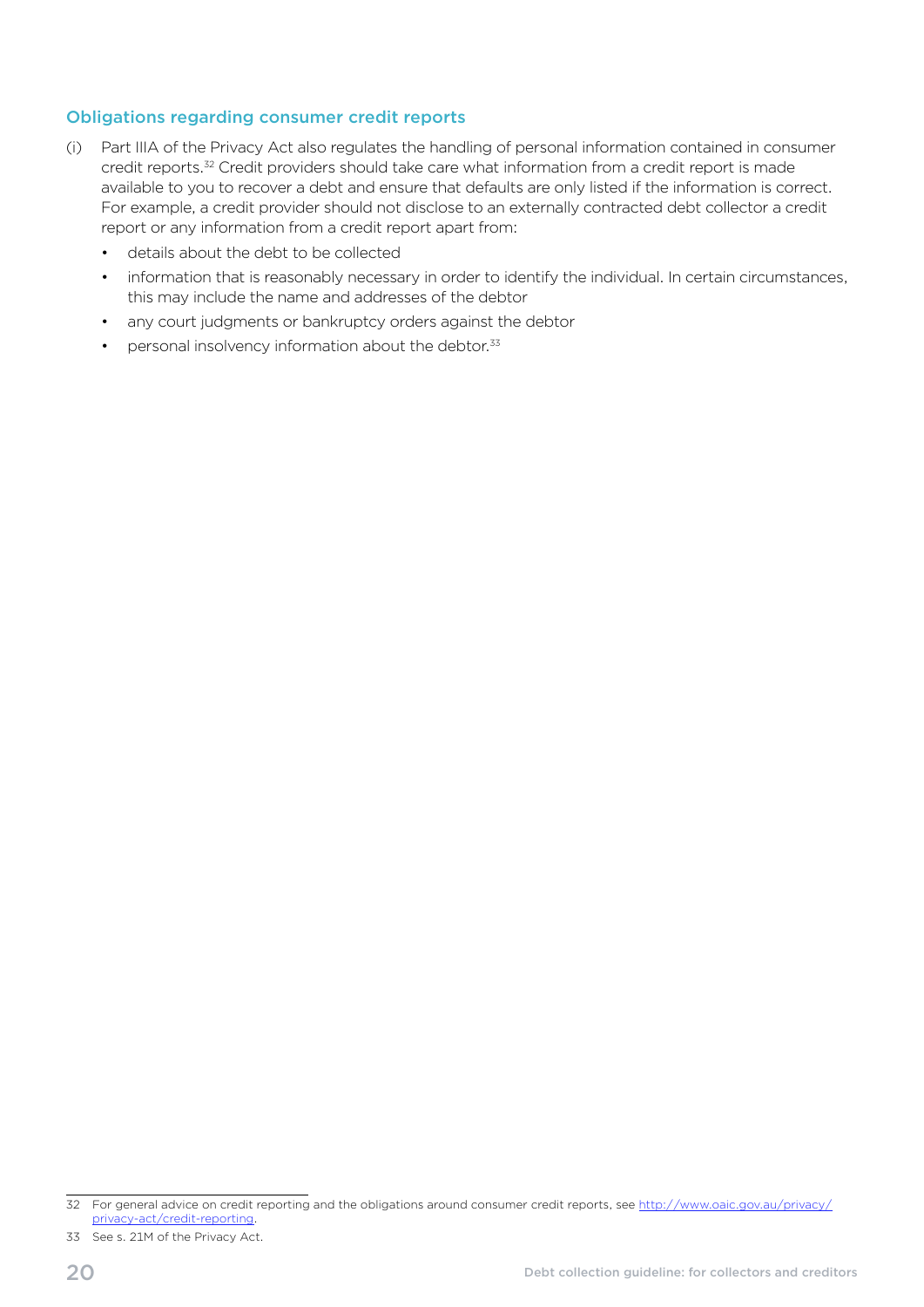## Obligations regarding consumer credit reports

(i) Part IIIA of the Privacy Act also regulates the handling of personal information contained in consumer credit reports.[32] Credit providers should take care what information from a credit report is made available to you to recover a debt and ensure that defaults are only listed if the information is correct. For example, a credit provider should not disclose to an externally contracted debt collector a credit report or any information from a credit report apart from:

- details about the debt to be collected
- information that is reasonably necessary in order to identify the individual. In certain circumstances, this may include the name and addresses of the debtor
- any court judgments or bankruptcy orders against the debtor
- personal insolvency information about the debtor.[33]

---

32 For general advice on credit reporting and the obligations around consumer credit reports, see http://www.oaic.gov.au/privacy/privacy-act/credit-reporting.

33 See s. 21M of the Privacy Act.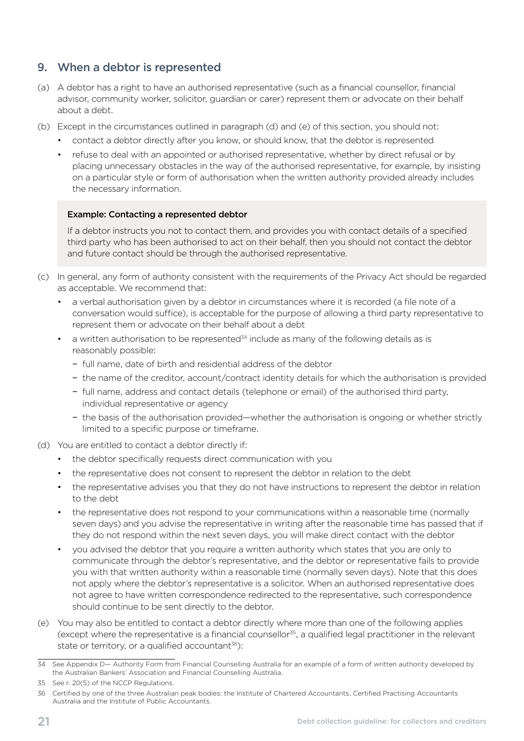## 9. When a debtor is represented

(a) A debtor has a right to have an authorised representative (such as a financial counsellor, financial advisor, community worker, solicitor, guardian or carer) represent them or advocate on their behalf about a debt.

(b) Except in the circumstances outlined in paragraph (d) and (e) of this section, you should not:

- contact a debtor directly after you know, or should know, that the debtor is represented
- refuse to deal with an appointed or authorised representative, whether by direct refusal or by placing unnecessary obstacles in the way of the authorised representative, for example, by insisting on a particular style or form of authorisation when the written authority provided already includes the necessary information.

> **Example: Contacting a represented debtor**
>
> If a debtor instructs you not to contact them, and provides you with contact details of a specified third party who has been authorised to act on their behalf, then you should not contact the debtor and future contact should be through the authorised representative.

(c) In general, any form of authority consistent with the requirements of the Privacy Act should be regarded as acceptable. We recommend that:

- a verbal authorisation given by a debtor in circumstances where it is recorded (a file note of a conversation would suffice), is acceptable for the purpose of allowing a third party representative to represent them or advocate on their behalf about a debt
- a written authorisation to be represented[34] include as many of the following details as is reasonably possible:
  - full name, date of birth and residential address of the debtor
  - the name of the creditor, account/contract identity details for which the authorisation is provided
  - full name, address and contact details (telephone or email) of the authorised third party, individual representative or agency
  - the basis of the authorisation provided—whether the authorisation is ongoing or whether strictly limited to a specific purpose or timeframe.

(d) You are entitled to contact a debtor directly if:

- the debtor specifically requests direct communication with you
- the representative does not consent to represent the debtor in relation to the debt
- the representative advises you that they do not have instructions to represent the debtor in relation to the debt
- the representative does not respond to your communications within a reasonable time (normally seven days) and you advise the representative in writing after the reasonable time has passed that if they do not respond within the next seven days, you will make direct contact with the debtor
- you advised the debtor that you require a written authority which states that you are only to communicate through the debtor's representative, and the debtor or representative fails to provide you with that written authority within a reasonable time (normally seven days). Note that this does not apply where the debtor's representative is a solicitor. When an authorised representative does not agree to have written correspondence redirected to the representative, such correspondence should continue to be sent directly to the debtor.

(e) You may also be entitled to contact a debtor directly where more than one of the following applies (except where the representative is a financial counsellor[35], a qualified legal practitioner in the relevant state or territory, or a qualified accountant[36]):

---

34 See Appendix D— Authority Form from Financial Counselling Australia for an example of a form of written authority developed by the Australian Bankers' Association and Financial Counselling Australia.

35 See r. 20(5) of the NCCP Regulations.

36 Certified by one of the three Australian peak bodies: the Institute of Chartered Accountants, Certified Practising Accountants Australia and the Institute of Public Accountants.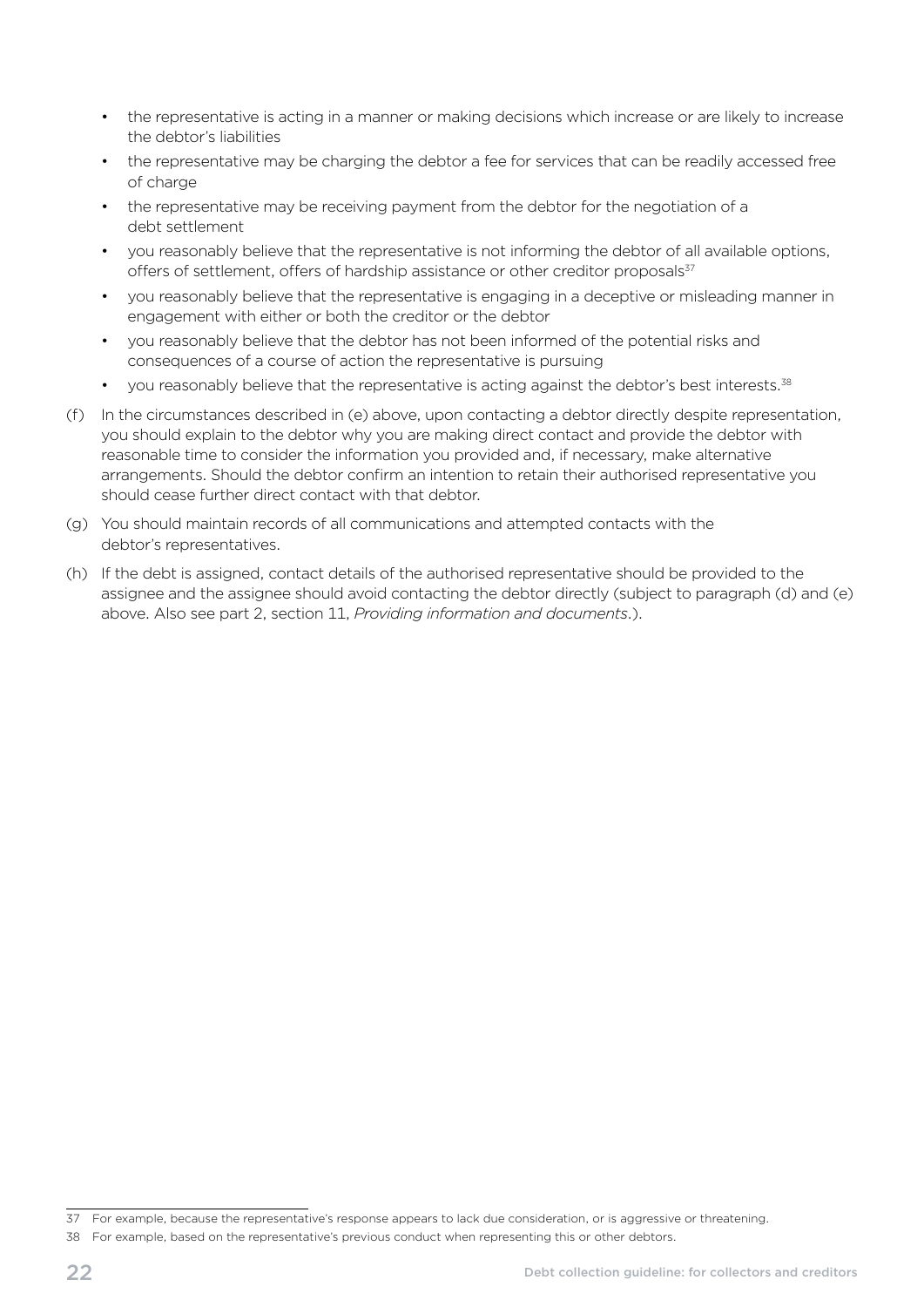- the representative is acting in a manner or making decisions which increase or are likely to increase the debtor's liabilities
- the representative may be charging the debtor a fee for services that can be readily accessed free of charge
- the representative may be receiving payment from the debtor for the negotiation of a debt settlement
- you reasonably believe that the representative is not informing the debtor of all available options, offers of settlement, offers of hardship assistance or other creditor proposals[37]
- you reasonably believe that the representative is engaging in a deceptive or misleading manner in engagement with either or both the creditor or the debtor
- you reasonably believe that the debtor has not been informed of the potential risks and consequences of a course of action the representative is pursuing
- you reasonably believe that the representative is acting against the debtor's best interests.[38]

(f) In the circumstances described in (e) above, upon contacting a debtor directly despite representation, you should explain to the debtor why you are making direct contact and provide the debtor with reasonable time to consider the information you provided and, if necessary, make alternative arrangements. Should the debtor confirm an intention to retain their authorised representative you should cease further direct contact with that debtor.

(g) You should maintain records of all communications and attempted contacts with the debtor's representatives.

(h) If the debt is assigned, contact details of the authorised representative should be provided to the assignee and the assignee should avoid contacting the debtor directly (subject to paragraph (d) and (e) above. Also see part 2, section 11, *Providing information and documents*.).

---

37 For example, because the representative's response appears to lack due consideration, or is aggressive or threatening.

38 For example, based on the representative's previous conduct when representing this or other debtors.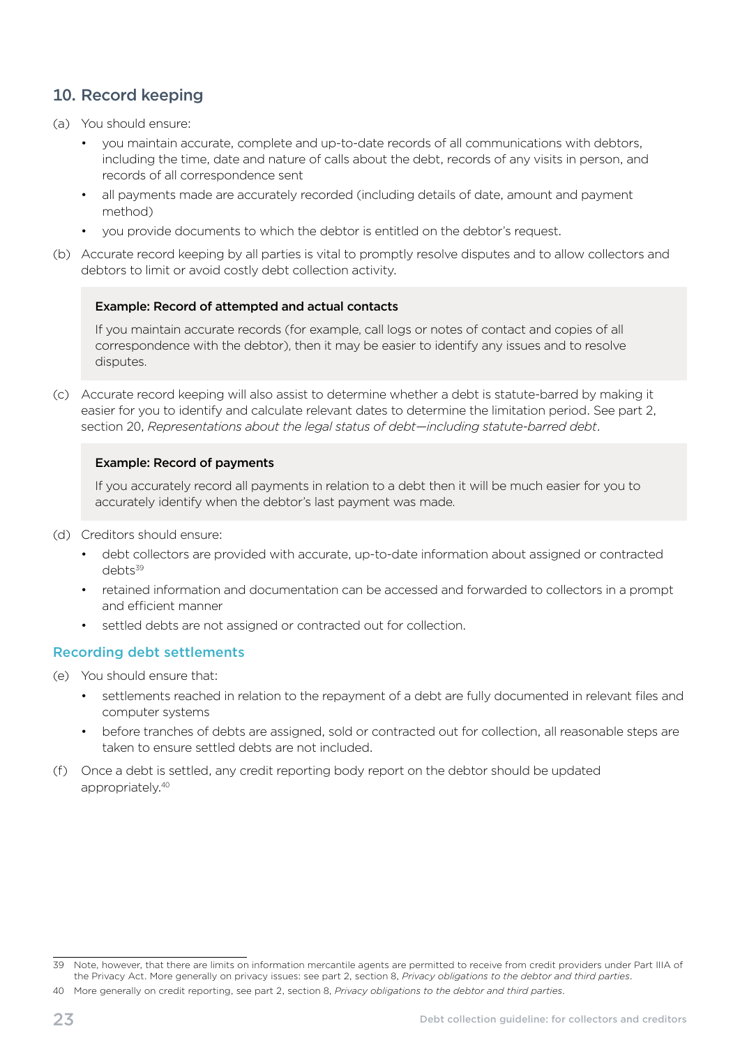## 10. Record keeping

(a) You should ensure:

- you maintain accurate, complete and up-to-date records of all communications with debtors, including the time, date and nature of calls about the debt, records of any visits in person, and records of all correspondence sent
- all payments made are accurately recorded (including details of date, amount and payment method)
- you provide documents to which the debtor is entitled on the debtor's request.

(b) Accurate record keeping by all parties is vital to promptly resolve disputes and to allow collectors and debtors to limit or avoid costly debt collection activity.

> **Example: Record of attempted and actual contacts**
>
> If you maintain accurate records (for example, call logs or notes of contact and copies of all correspondence with the debtor), then it may be easier to identify any issues and to resolve disputes.

(c) Accurate record keeping will also assist to determine whether a debt is statute-barred by making it easier for you to identify and calculate relevant dates to determine the limitation period. See part 2, section 20, *Representations about the legal status of debt—including statute-barred debt*.

> **Example: Record of payments**
>
> If you accurately record all payments in relation to a debt then it will be much easier for you to accurately identify when the debtor's last payment was made.

(d) Creditors should ensure:

- debt collectors are provided with accurate, up-to-date information about assigned or contracted debts[39]
- retained information and documentation can be accessed and forwarded to collectors in a prompt and efficient manner
- settled debts are not assigned or contracted out for collection.

### Recording debt settlements

(e) You should ensure that:

- settlements reached in relation to the repayment of a debt are fully documented in relevant files and computer systems
- before tranches of debts are assigned, sold or contracted out for collection, all reasonable steps are taken to ensure settled debts are not included.

(f) Once a debt is settled, any credit reporting body report on the debtor should be updated appropriately.[40]

---

39 Note, however, that there are limits on information mercantile agents are permitted to receive from credit providers under Part IIIA of the Privacy Act. More generally on privacy issues: see part 2, section 8, *Privacy obligations to the debtor and third parties*.

40 More generally on credit reporting, see part 2, section 8, *Privacy obligations to the debtor and third parties*.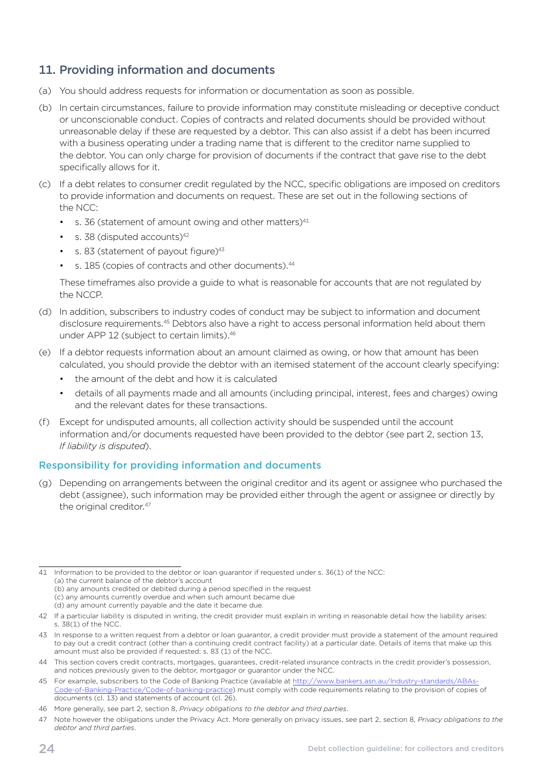## 11. Providing information and documents

(a) You should address requests for information or documentation as soon as possible.

(b) In certain circumstances, failure to provide information may constitute misleading or deceptive conduct or unconscionable conduct. Copies of contracts and related documents should be provided without unreasonable delay if these are requested by a debtor. This can also assist if a debt has been incurred with a business operating under a trading name that is different to the creditor name supplied to the debtor. You can only charge for provision of documents if the contract that gave rise to the debt specifically allows for it.

(c) If a debt relates to consumer credit regulated by the NCC, specific obligations are imposed on creditors to provide information and documents on request. These are set out in the following sections of the NCC:

- s. 36 (statement of amount owing and other matters)[41]
- s. 38 (disputed accounts)[42]
- s. 83 (statement of payout figure)[43]
- s. 185 (copies of contracts and other documents).[44]

These timeframes also provide a guide to what is reasonable for accounts that are not regulated by the NCCP.

(d) In addition, subscribers to industry codes of conduct may be subject to information and document disclosure requirements.[45] Debtors also have a right to access personal information held about them under APP 12 (subject to certain limits).[46]

(e) If a debtor requests information about an amount claimed as owing, or how that amount has been calculated, you should provide the debtor with an itemised statement of the account clearly specifying:

- the amount of the debt and how it is calculated
- details of all payments made and all amounts (including principal, interest, fees and charges) owing and the relevant dates for these transactions.

(f) Except for undisputed amounts, all collection activity should be suspended until the account information and/or documents requested have been provided to the debtor (see part 2, section 13, *If liability is disputed*).

### Responsibility for providing information and documents

(g) Depending on arrangements between the original creditor and its agent or assignee who purchased the debt (assignee), such information may be provided either through the agent or assignee or directly by the original creditor.[47]

---

41 Information to be provided to the debtor or loan guarantor if requested under s. 36(1) of the NCC:
(a) the current balance of the debtor's account
(b) any amounts credited or debited during a period specified in the request
(c) any amounts currently overdue and when such amount became due
(d) any amount currently payable and the date it became due.

42 If a particular liability is disputed in writing, the credit provider must explain in writing in reasonable detail how the liability arises: s. 38(1) of the NCC.

43 In response to a written request from a debtor or loan guarantor, a credit provider must provide a statement of the amount required to pay out a credit contract (other than a continuing credit contract facility) at a particular date. Details of items that make up this amount must also be provided if requested: s. 83 (1) of the NCC.

44 This section covers credit contracts, mortgages, guarantees, credit-related insurance contracts in the credit provider's possession, and notices previously given to the debtor, mortgagor or guarantor under the NCC.

45 For example, subscribers to the Code of Banking Practice (available at http://www.bankers.asn.au/Industry-standards/ABAs-Code-of-Banking-Practice/Code-of-banking-practice) must comply with code requirements relating to the provision of copies of documents (cl. 13) and statements of account (cl. 26).

46 More generally, see part 2, section 8, *Privacy obligations to the debtor and third parties*.

47 Note however the obligations under the Privacy Act. More generally on privacy issues, see part 2, section 8, *Privacy obligations to the debtor and third parties*.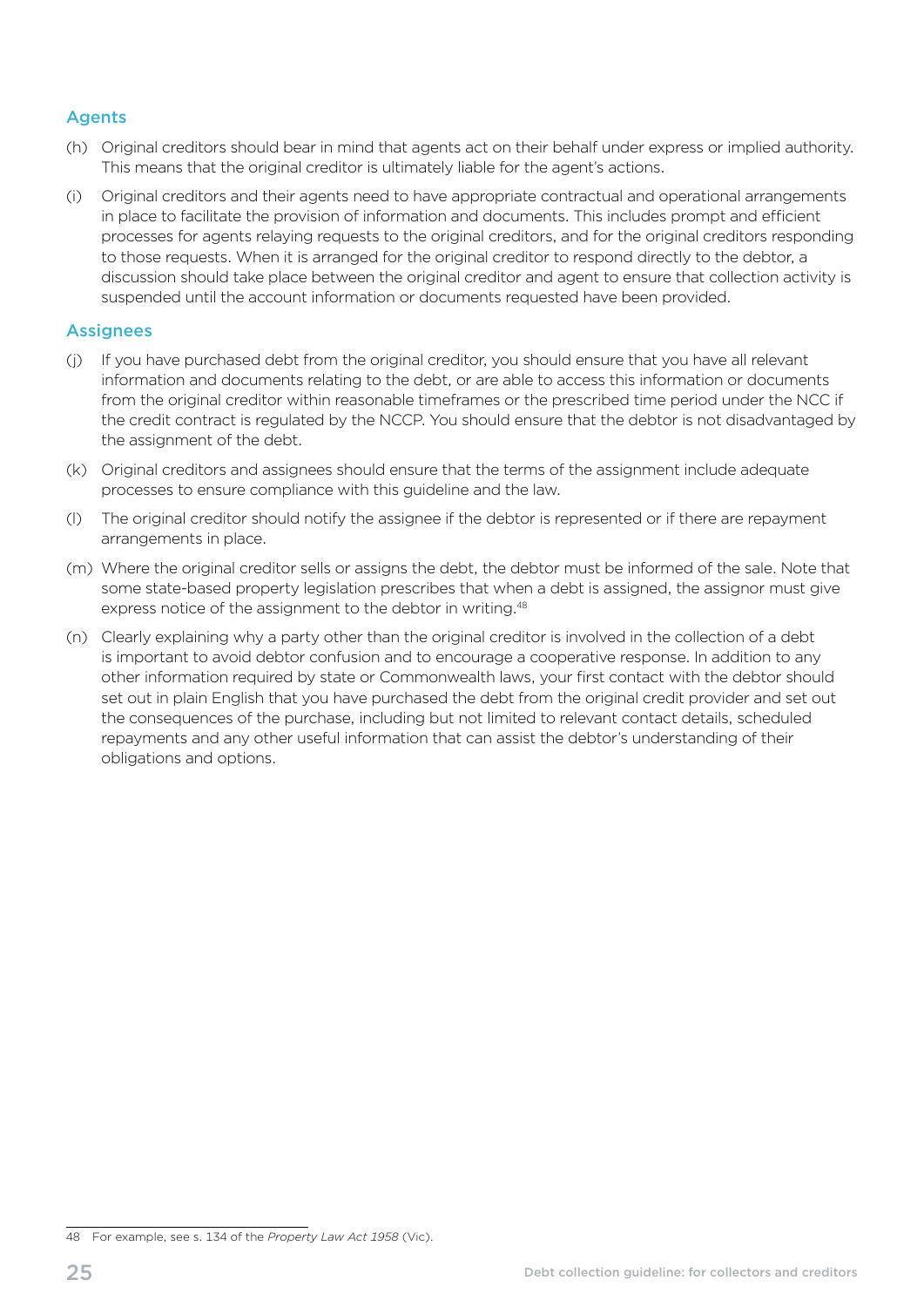### Agents

(h) Original creditors should bear in mind that agents act on their behalf under express or implied authority. This means that the original creditor is ultimately liable for the agent's actions.

(i) Original creditors and their agents need to have appropriate contractual and operational arrangements in place to facilitate the provision of information and documents. This includes prompt and efficient processes for agents relaying requests to the original creditors, and for the original creditors responding to those requests. When it is arranged for the original creditor to respond directly to the debtor, a discussion should take place between the original creditor and agent to ensure that collection activity is suspended until the account information or documents requested have been provided.

### Assignees

(j) If you have purchased debt from the original creditor, you should ensure that you have all relevant information and documents relating to the debt, or are able to access this information or documents from the original creditor within reasonable timeframes or the prescribed time period under the NCC if the credit contract is regulated by the NCCP. You should ensure that the debtor is not disadvantaged by the assignment of the debt.

(k) Original creditors and assignees should ensure that the terms of the assignment include adequate processes to ensure compliance with this guideline and the law.

(l) The original creditor should notify the assignee if the debtor is represented or if there are repayment arrangements in place.

(m) Where the original creditor sells or assigns the debt, the debtor must be informed of the sale. Note that some state-based property legislation prescribes that when a debt is assigned, the assignor must give express notice of the assignment to the debtor in writing.[48]

(n) Clearly explaining why a party other than the original creditor is involved in the collection of a debt is important to avoid debtor confusion and to encourage a cooperative response. In addition to any other information required by state or Commonwealth laws, your first contact with the debtor should set out in plain English that you have purchased the debt from the original credit provider and set out the consequences of the purchase, including but not limited to relevant contact details, scheduled repayments and any other useful information that can assist the debtor's understanding of their obligations and options.

---

48 For example, see s. 134 of the *Property Law Act 1958* (Vic).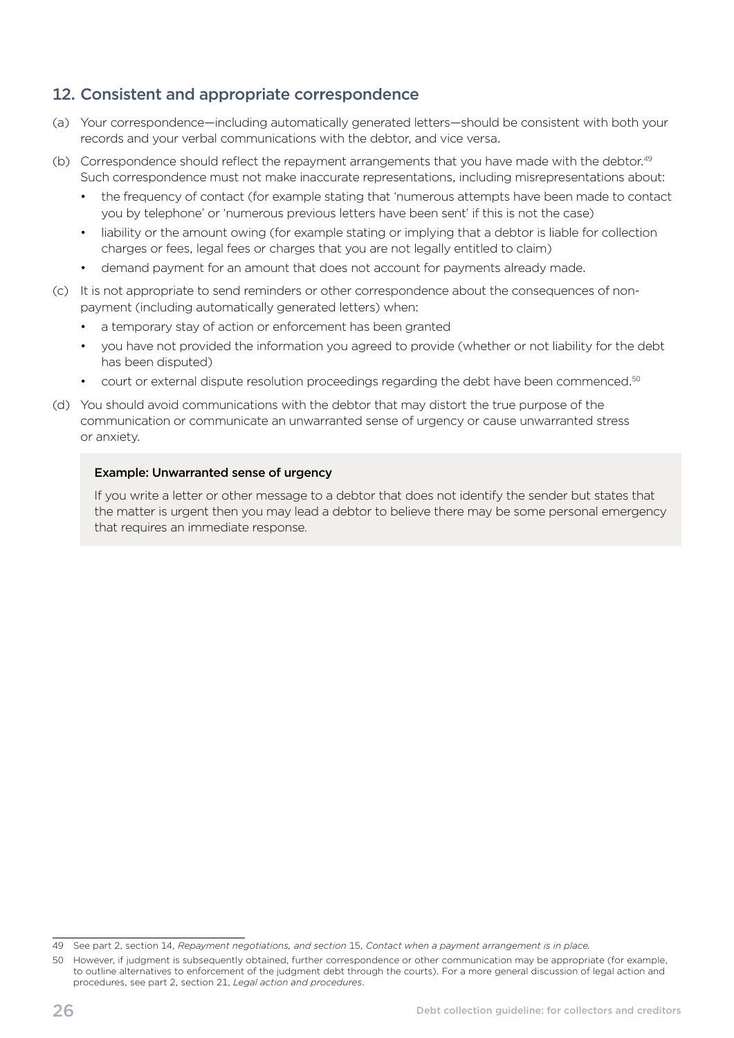## 12. Consistent and appropriate correspondence

(a) Your correspondence—including automatically generated letters—should be consistent with both your records and your verbal communications with the debtor, and vice versa.

(b) Correspondence should reflect the repayment arrangements that you have made with the debtor.[49] Such correspondence must not make inaccurate representations, including misrepresentations about:

- the frequency of contact (for example stating that 'numerous attempts have been made to contact you by telephone' or 'numerous previous letters have been sent' if this is not the case)
- liability or the amount owing (for example stating or implying that a debtor is liable for collection charges or fees, legal fees or charges that you are not legally entitled to claim)
- demand payment for an amount that does not account for payments already made.

(c) It is not appropriate to send reminders or other correspondence about the consequences of non-payment (including automatically generated letters) when:

- a temporary stay of action or enforcement has been granted
- you have not provided the information you agreed to provide (whether or not liability for the debt has been disputed)
- court or external dispute resolution proceedings regarding the debt have been commenced.[50]

(d) You should avoid communications with the debtor that may distort the true purpose of the communication or communicate an unwarranted sense of urgency or cause unwarranted stress or anxiety.

> **Example: Unwarranted sense of urgency**
>
> If you write a letter or other message to a debtor that does not identify the sender but states that the matter is urgent then you may lead a debtor to believe there may be some personal emergency that requires an immediate response.

---

49 See part 2, section 14, *Repayment negotiations, and section* 15, *Contact when a payment arrangement is in place.*

50 However, if judgment is subsequently obtained, further correspondence or other communication may be appropriate (for example, to outline alternatives to enforcement of the judgment debt through the courts). For a more general discussion of legal action and procedures, see part 2, section 21, *Legal action and procedures*.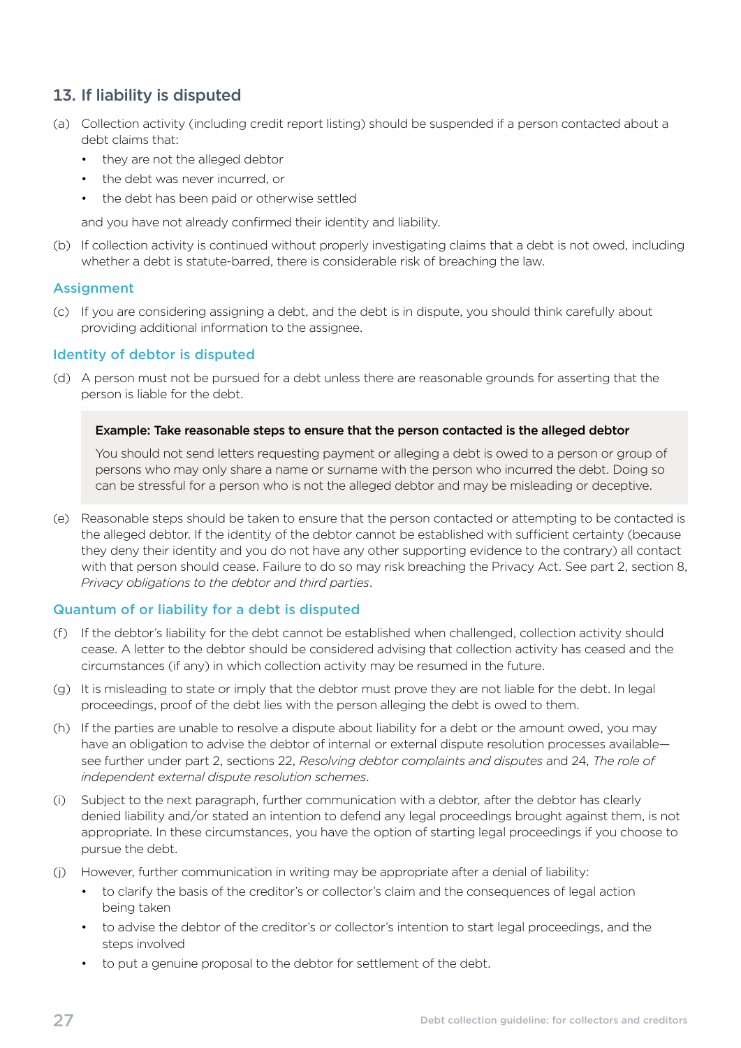## 13. If liability is disputed

(a) Collection activity (including credit report listing) should be suspended if a person contacted about a debt claims that:

- they are not the alleged debtor
- the debt was never incurred, or
- the debt has been paid or otherwise settled

and you have not already confirmed their identity and liability.

(b) If collection activity is continued without properly investigating claims that a debt is not owed, including whether a debt is statute-barred, there is considerable risk of breaching the law.

### Assignment

(c) If you are considering assigning a debt, and the debt is in dispute, you should think carefully about providing additional information to the assignee.

### Identity of debtor is disputed

(d) A person must not be pursued for a debt unless there are reasonable grounds for asserting that the person is liable for the debt.

> **Example: Take reasonable steps to ensure that the person contacted is the alleged debtor**
>
> You should not send letters requesting payment or alleging a debt is owed to a person or group of persons who may only share a name or surname with the person who incurred the debt. Doing so can be stressful for a person who is not the alleged debtor and may be misleading or deceptive.

(e) Reasonable steps should be taken to ensure that the person contacted or attempting to be contacted is the alleged debtor. If the identity of the debtor cannot be established with sufficient certainty (because they deny their identity and you do not have any other supporting evidence to the contrary) all contact with that person should cease. Failure to do so may risk breaching the Privacy Act. See part 2, section 8, *Privacy obligations to the debtor and third parties*.

### Quantum of or liability for a debt is disputed

(f) If the debtor's liability for the debt cannot be established when challenged, collection activity should cease. A letter to the debtor should be considered advising that collection activity has ceased and the circumstances (if any) in which collection activity may be resumed in the future.

(g) It is misleading to state or imply that the debtor must prove they are not liable for the debt. In legal proceedings, proof of the debt lies with the person alleging the debt is owed to them.

(h) If the parties are unable to resolve a dispute about liability for a debt or the amount owed, you may have an obligation to advise the debtor of internal or external dispute resolution processes available—see further under part 2, sections 22, *Resolving debtor complaints and disputes* and 24, *The role of independent external dispute resolution schemes*.

(i) Subject to the next paragraph, further communication with a debtor, after the debtor has clearly denied liability and/or stated an intention to defend any legal proceedings brought against them, is not appropriate. In these circumstances, you have the option of starting legal proceedings if you choose to pursue the debt.

(j) However, further communication in writing may be appropriate after a denial of liability:

- to clarify the basis of the creditor's or collector's claim and the consequences of legal action being taken
- to advise the debtor of the creditor's or collector's intention to start legal proceedings, and the steps involved
- to put a genuine proposal to the debtor for settlement of the debt.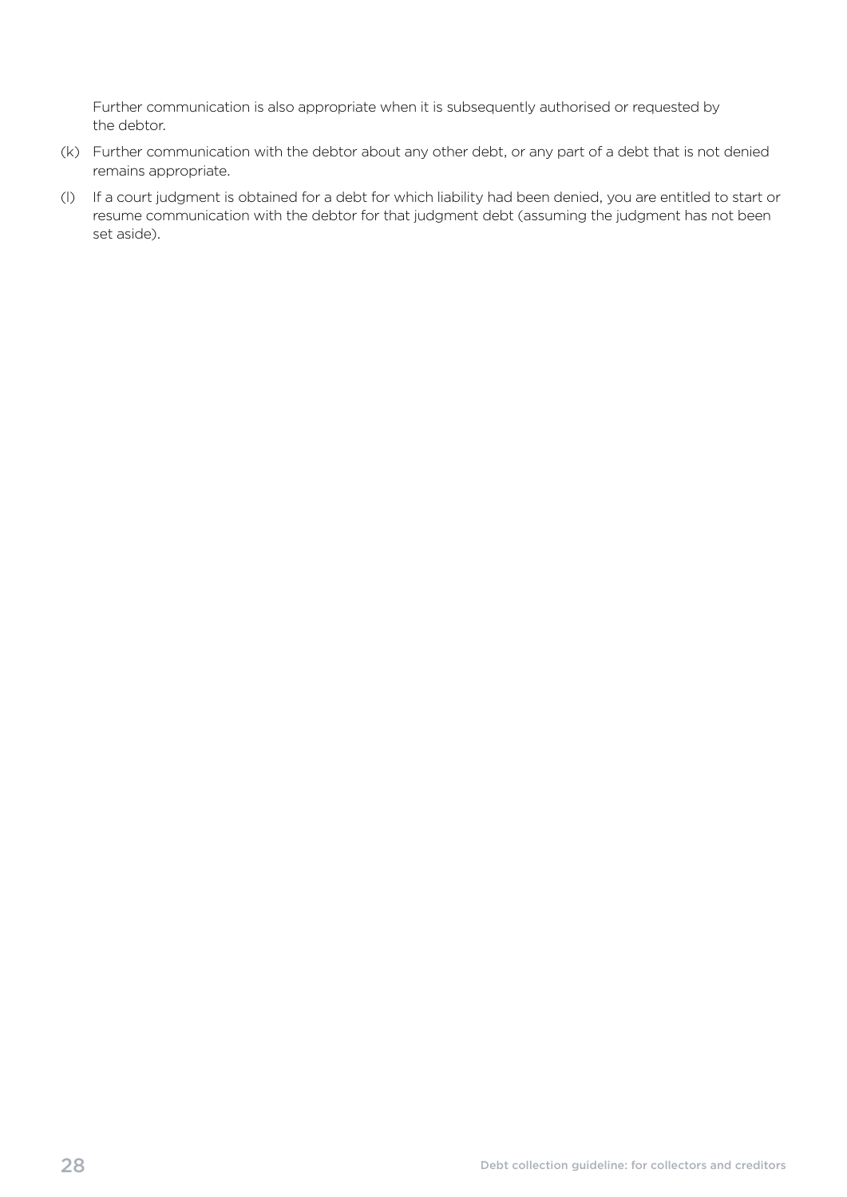Further communication is also appropriate when it is subsequently authorised or requested by the debtor.

(k) Further communication with the debtor about any other debt, or any part of a debt that is not denied remains appropriate.

(l) If a court judgment is obtained for a debt for which liability had been denied, you are entitled to start or resume communication with the debtor for that judgment debt (assuming the judgment has not been set aside).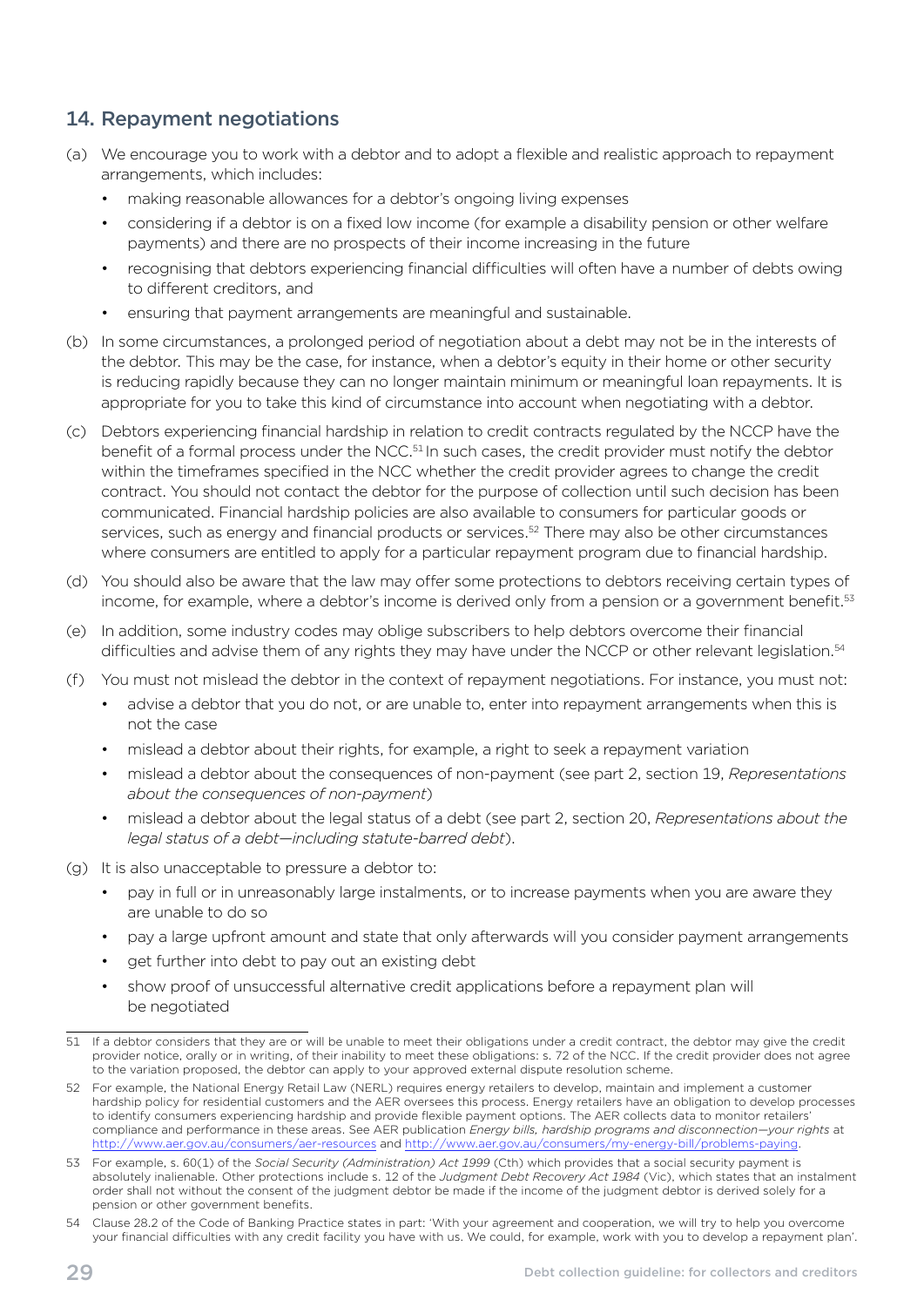## 14. Repayment negotiations

(a) We encourage you to work with a debtor and to adopt a flexible and realistic approach to repayment arrangements, which includes:

- making reasonable allowances for a debtor's ongoing living expenses
- considering if a debtor is on a fixed low income (for example a disability pension or other welfare payments) and there are no prospects of their income increasing in the future
- recognising that debtors experiencing financial difficulties will often have a number of debts owing to different creditors, and
- ensuring that payment arrangements are meaningful and sustainable.

(b) In some circumstances, a prolonged period of negotiation about a debt may not be in the interests of the debtor. This may be the case, for instance, when a debtor's equity in their home or other security is reducing rapidly because they can no longer maintain minimum or meaningful loan repayments. It is appropriate for you to take this kind of circumstance into account when negotiating with a debtor.

(c) Debtors experiencing financial hardship in relation to credit contracts regulated by the NCCP have the benefit of a formal process under the NCC.[51] In such cases, the credit provider must notify the debtor within the timeframes specified in the NCC whether the credit provider agrees to change the credit contract. You should not contact the debtor for the purpose of collection until such decision has been communicated. Financial hardship policies are also available to consumers for particular goods or services, such as energy and financial products or services.[52] There may also be other circumstances where consumers are entitled to apply for a particular repayment program due to financial hardship.

(d) You should also be aware that the law may offer some protections to debtors receiving certain types of income, for example, where a debtor's income is derived only from a pension or a government benefit.[53]

(e) In addition, some industry codes may oblige subscribers to help debtors overcome their financial difficulties and advise them of any rights they may have under the NCCP or other relevant legislation.[54]

(f) You must not mislead the debtor in the context of repayment negotiations. For instance, you must not:

- advise a debtor that you do not, or are unable to, enter into repayment arrangements when this is not the case
- mislead a debtor about their rights, for example, a right to seek a repayment variation
- mislead a debtor about the consequences of non-payment (see part 2, section 19, *Representations about the consequences of non-payment*)
- mislead a debtor about the legal status of a debt (see part 2, section 20, *Representations about the legal status of a debt—including statute-barred debt*).

(g) It is also unacceptable to pressure a debtor to:

- pay in full or in unreasonably large instalments, or to increase payments when you are aware they are unable to do so
- pay a large upfront amount and state that only afterwards will you consider payment arrangements
- get further into debt to pay out an existing debt
- show proof of unsuccessful alternative credit applications before a repayment plan will be negotiated

---

51 If a debtor considers that they are or will be unable to meet their obligations under a credit contract, the debtor may give the credit provider notice, orally or in writing, of their inability to meet these obligations: s. 72 of the NCC. If the credit provider does not agree to the variation proposed, the debtor can apply to your approved external dispute resolution scheme.

52 For example, the National Energy Retail Law (NERL) requires energy retailers to develop, maintain and implement a customer hardship policy for residential customers and the AER oversees this process. Energy retailers have an obligation to develop processes to identify consumers experiencing hardship and provide flexible payment options. The AER collects data to monitor retailers' compliance and performance in these areas. See AER publication *Energy bills, hardship programs and disconnection—your rights* at http://www.aer.gov.au/consumers/aer-resources and http://www.aer.gov.au/consumers/my-energy-bill/problems-paying.

53 For example, s. 60(1) of the *Social Security (Administration) Act 1999* (Cth) which provides that a social security payment is absolutely inalienable. Other protections include s. 12 of the *Judgment Debt Recovery Act 1984* (Vic), which states that an instalment order shall not without the consent of the judgment debtor be made if the income of the judgment debtor is derived solely for a pension or other government benefits.

54 Clause 28.2 of the Code of Banking Practice states in part: 'With your agreement and cooperation, we will try to help you overcome your financial difficulties with any credit facility you have with us. We could, for example, work with you to develop a repayment plan'.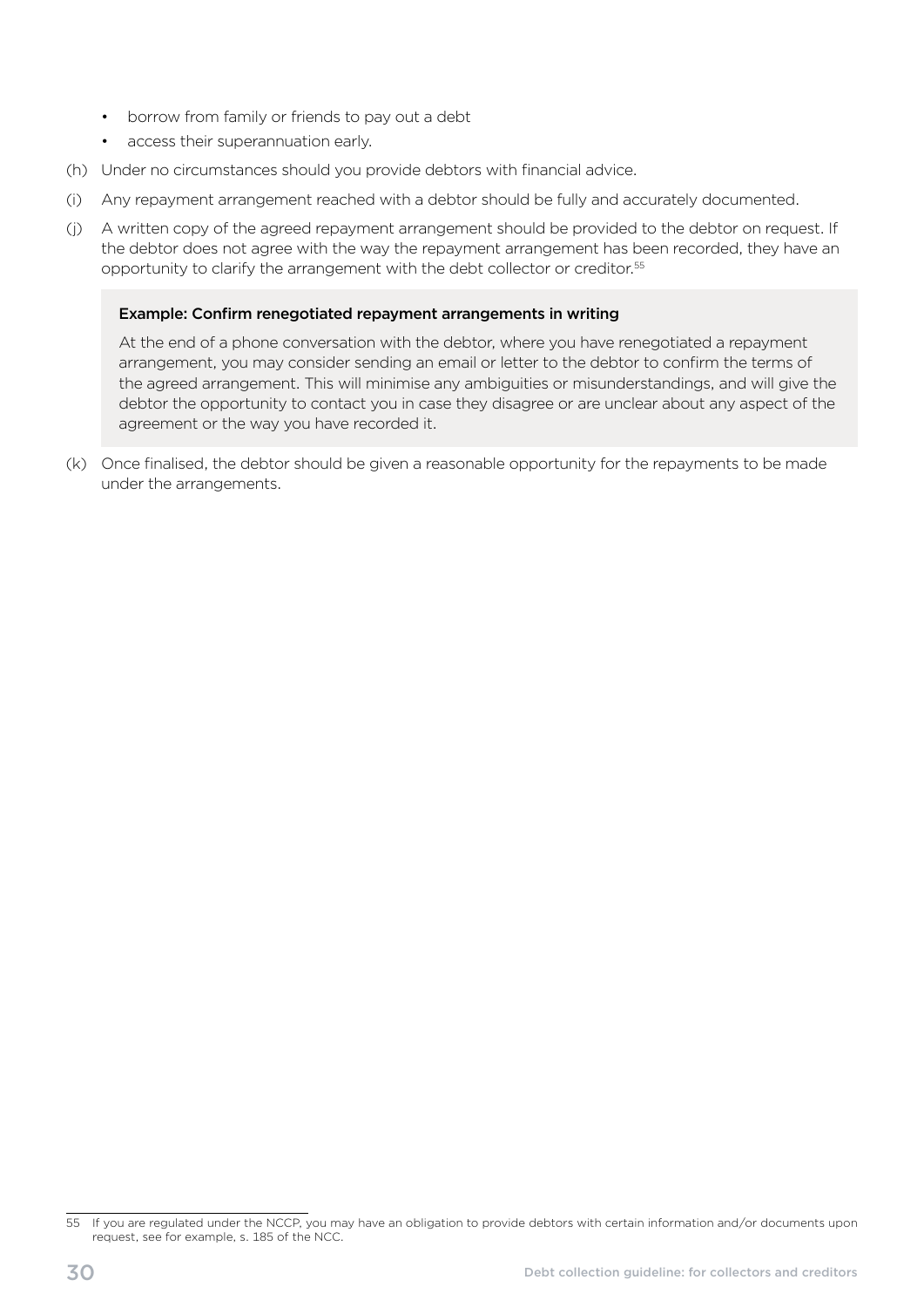- borrow from family or friends to pay out a debt
- access their superannuation early.

(h) Under no circumstances should you provide debtors with financial advice.

(i) Any repayment arrangement reached with a debtor should be fully and accurately documented.

(j) A written copy of the agreed repayment arrangement should be provided to the debtor on request. If the debtor does not agree with the way the repayment arrangement has been recorded, they have an opportunity to clarify the arrangement with the debt collector or creditor.[55]

> **Example: Confirm renegotiated repayment arrangements in writing**
>
> At the end of a phone conversation with the debtor, where you have renegotiated a repayment arrangement, you may consider sending an email or letter to the debtor to confirm the terms of the agreed arrangement. This will minimise any ambiguities or misunderstandings, and will give the debtor the opportunity to contact you in case they disagree or are unclear about any aspect of the agreement or the way you have recorded it.

(k) Once finalised, the debtor should be given a reasonable opportunity for the repayments to be made under the arrangements.

---

55 If you are regulated under the NCCP, you may have an obligation to provide debtors with certain information and/or documents upon request, see for example, s. 185 of the NCC.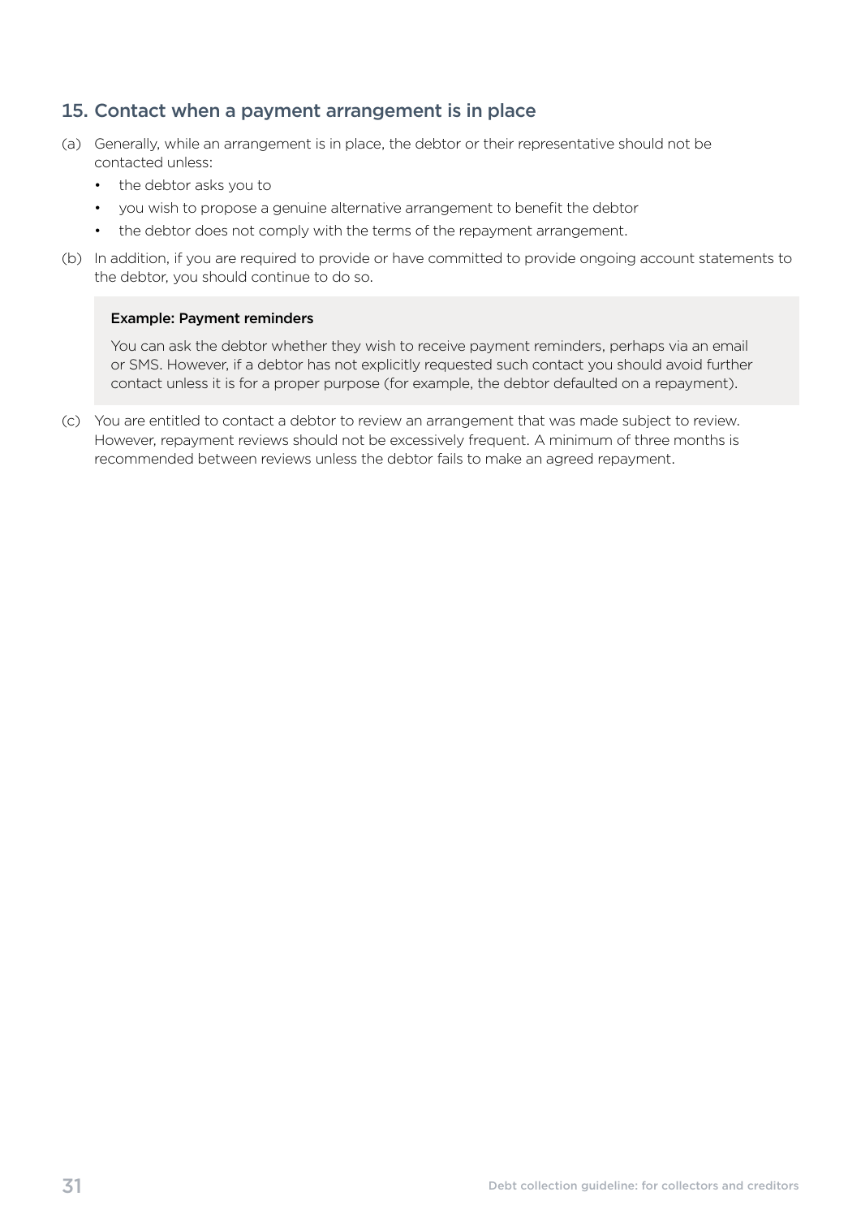## 15. Contact when a payment arrangement is in place

(a) Generally, while an arrangement is in place, the debtor or their representative should not be contacted unless:

- the debtor asks you to
- you wish to propose a genuine alternative arrangement to benefit the debtor
- the debtor does not comply with the terms of the repayment arrangement.

(b) In addition, if you are required to provide or have committed to provide ongoing account statements to the debtor, you should continue to do so.

> **Example: Payment reminders**
>
> You can ask the debtor whether they wish to receive payment reminders, perhaps via an email or SMS. However, if a debtor has not explicitly requested such contact you should avoid further contact unless it is for a proper purpose (for example, the debtor defaulted on a repayment).

(c) You are entitled to contact a debtor to review an arrangement that was made subject to review. However, repayment reviews should not be excessively frequent. A minimum of three months is recommended between reviews unless the debtor fails to make an agreed repayment.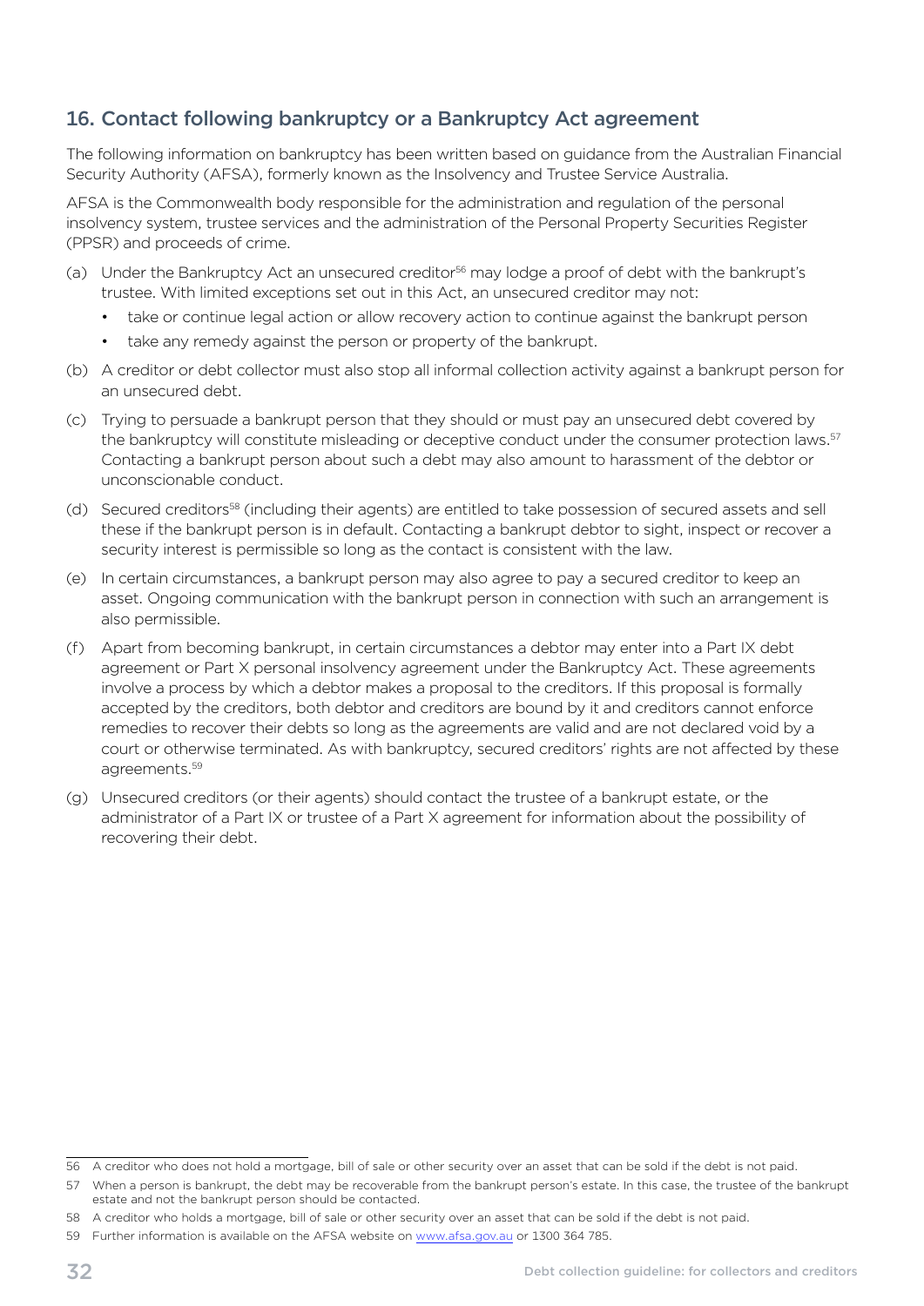## 16. Contact following bankruptcy or a Bankruptcy Act agreement

The following information on bankruptcy has been written based on guidance from the Australian Financial Security Authority (AFSA), formerly known as the Insolvency and Trustee Service Australia.

AFSA is the Commonwealth body responsible for the administration and regulation of the personal insolvency system, trustee services and the administration of the Personal Property Securities Register (PPSR) and proceeds of crime.

(a) Under the Bankruptcy Act an unsecured creditor[56] may lodge a proof of debt with the bankrupt's trustee. With limited exceptions set out in this Act, an unsecured creditor may not:

- take or continue legal action or allow recovery action to continue against the bankrupt person
- take any remedy against the person or property of the bankrupt.

(b) A creditor or debt collector must also stop all informal collection activity against a bankrupt person for an unsecured debt.

(c) Trying to persuade a bankrupt person that they should or must pay an unsecured debt covered by the bankruptcy will constitute misleading or deceptive conduct under the consumer protection laws.[57] Contacting a bankrupt person about such a debt may also amount to harassment of the debtor or unconscionable conduct.

(d) Secured creditors[58] (including their agents) are entitled to take possession of secured assets and sell these if the bankrupt person is in default. Contacting a bankrupt debtor to sight, inspect or recover a security interest is permissible so long as the contact is consistent with the law.

(e) In certain circumstances, a bankrupt person may also agree to pay a secured creditor to keep an asset. Ongoing communication with the bankrupt person in connection with such an arrangement is also permissible.

(f) Apart from becoming bankrupt, in certain circumstances a debtor may enter into a Part IX debt agreement or Part X personal insolvency agreement under the Bankruptcy Act. These agreements involve a process by which a debtor makes a proposal to the creditors. If this proposal is formally accepted by the creditors, both debtor and creditors are bound by it and creditors cannot enforce remedies to recover their debts so long as the agreements are valid and are not declared void by a court or otherwise terminated. As with bankruptcy, secured creditors' rights are not affected by these agreements.[59]

(g) Unsecured creditors (or their agents) should contact the trustee of a bankrupt estate, or the administrator of a Part IX or trustee of a Part X agreement for information about the possibility of recovering their debt.

---

56 A creditor who does not hold a mortgage, bill of sale or other security over an asset that can be sold if the debt is not paid.

57 When a person is bankrupt, the debt may be recoverable from the bankrupt person's estate. In this case, the trustee of the bankrupt estate and not the bankrupt person should be contacted.

58 A creditor who holds a mortgage, bill of sale or other security over an asset that can be sold if the debt is not paid.

59 Further information is available on the AFSA website on www.afsa.gov.au or 1300 364 785.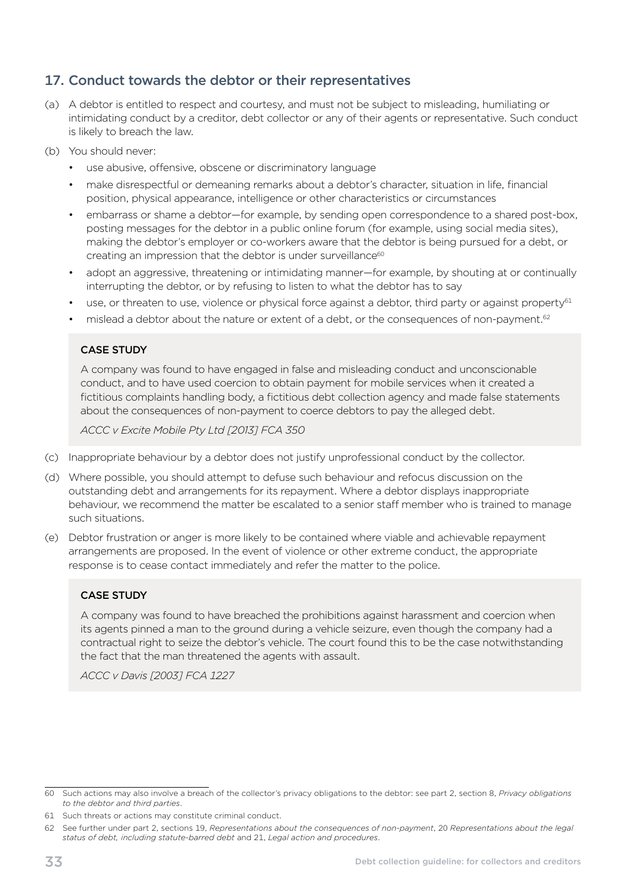## 17. Conduct towards the debtor or their representatives

(a) A debtor is entitled to respect and courtesy, and must not be subject to misleading, humiliating or intimidating conduct by a creditor, debt collector or any of their agents or representative. Such conduct is likely to breach the law.

(b) You should never:

- use abusive, offensive, obscene or discriminatory language
- make disrespectful or demeaning remarks about a debtor's character, situation in life, financial position, physical appearance, intelligence or other characteristics or circumstances
- embarrass or shame a debtor—for example, by sending open correspondence to a shared post-box, posting messages for the debtor in a public online forum (for example, using social media sites), making the debtor's employer or co-workers aware that the debtor is being pursued for a debt, or creating an impression that the debtor is under surveillance[60]
- adopt an aggressive, threatening or intimidating manner—for example, by shouting at or continually interrupting the debtor, or by refusing to listen to what the debtor has to say
- use, or threaten to use, violence or physical force against a debtor, third party or against property[61]
- mislead a debtor about the nature or extent of a debt, or the consequences of non-payment.[62]

> **CASE STUDY**
>
> A company was found to have engaged in false and misleading conduct and unconscionable conduct, and to have used coercion to obtain payment for mobile services when it created a fictitious complaints handling body, a fictitious debt collection agency and made false statements about the consequences of non-payment to coerce debtors to pay the alleged debt.
>
> *ACCC v Excite Mobile Pty Ltd [2013] FCA 350*

(c) Inappropriate behaviour by a debtor does not justify unprofessional conduct by the collector.

(d) Where possible, you should attempt to defuse such behaviour and refocus discussion on the outstanding debt and arrangements for its repayment. Where a debtor displays inappropriate behaviour, we recommend the matter be escalated to a senior staff member who is trained to manage such situations.

(e) Debtor frustration or anger is more likely to be contained where viable and achievable repayment arrangements are proposed. In the event of violence or other extreme conduct, the appropriate response is to cease contact immediately and refer the matter to the police.

> **CASE STUDY**
>
> A company was found to have breached the prohibitions against harassment and coercion when its agents pinned a man to the ground during a vehicle seizure, even though the company had a contractual right to seize the debtor's vehicle. The court found this to be the case notwithstanding the fact that the man threatened the agents with assault.
>
> *ACCC v Davis [2003] FCA 1227*

---

60 Such actions may also involve a breach of the collector's privacy obligations to the debtor: see part 2, section 8, *Privacy obligations to the debtor and third parties*.

61 Such threats or actions may constitute criminal conduct.

62 See further under part 2, sections 19, *Representations about the consequences of non-payment*, 20 *Representations about the legal status of debt, including statute-barred debt* and 21, *Legal action and procedures*.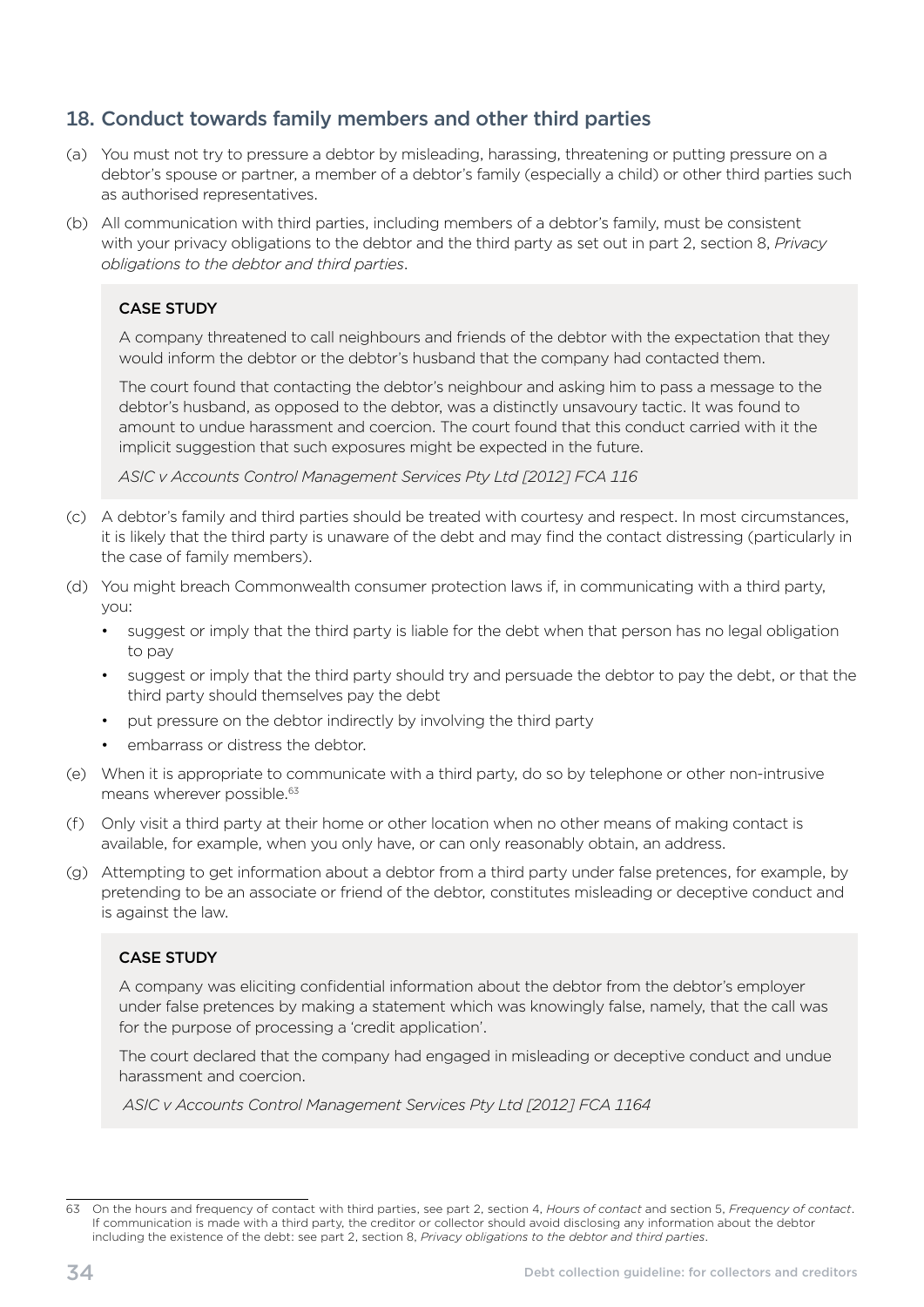## 18. Conduct towards family members and other third parties

(a) You must not try to pressure a debtor by misleading, harassing, threatening or putting pressure on a debtor's spouse or partner, a member of a debtor's family (especially a child) or other third parties such as authorised representatives.

(b) All communication with third parties, including members of a debtor's family, must be consistent with your privacy obligations to the debtor and the third party as set out in part 2, section 8, *Privacy obligations to the debtor and third parties*.

> **CASE STUDY**
>
> A company threatened to call neighbours and friends of the debtor with the expectation that they would inform the debtor or the debtor's husband that the company had contacted them.
>
> The court found that contacting the debtor's neighbour and asking him to pass a message to the debtor's husband, as opposed to the debtor, was a distinctly unsavoury tactic. It was found to amount to undue harassment and coercion. The court found that this conduct carried with it the implicit suggestion that such exposures might be expected in the future.
>
> *ASIC v Accounts Control Management Services Pty Ltd [2012] FCA 116*

(c) A debtor's family and third parties should be treated with courtesy and respect. In most circumstances, it is likely that the third party is unaware of the debt and may find the contact distressing (particularly in the case of family members).

(d) You might breach Commonwealth consumer protection laws if, in communicating with a third party, you:

- suggest or imply that the third party is liable for the debt when that person has no legal obligation to pay
- suggest or imply that the third party should try and persuade the debtor to pay the debt, or that the third party should themselves pay the debt
- put pressure on the debtor indirectly by involving the third party
- embarrass or distress the debtor.

(e) When it is appropriate to communicate with a third party, do so by telephone or other non-intrusive means wherever possible.[63]

(f) Only visit a third party at their home or other location when no other means of making contact is available, for example, when you only have, or can only reasonably obtain, an address.

(g) Attempting to get information about a debtor from a third party under false pretences, for example, by pretending to be an associate or friend of the debtor, constitutes misleading or deceptive conduct and is against the law.

> **CASE STUDY**
>
> A company was eliciting confidential information about the debtor from the debtor's employer under false pretences by making a statement which was knowingly false, namely, that the call was for the purpose of processing a 'credit application'.
>
> The court declared that the company had engaged in misleading or deceptive conduct and undue harassment and coercion.
>
> *ASIC v Accounts Control Management Services Pty Ltd [2012] FCA 1164*

---

63 On the hours and frequency of contact with third parties, see part 2, section 4, *Hours of contact* and section 5, *Frequency of contact*. If communication is made with a third party, the creditor or collector should avoid disclosing any information about the debtor including the existence of the debt: see part 2, section 8, *Privacy obligations to the debtor and third parties*.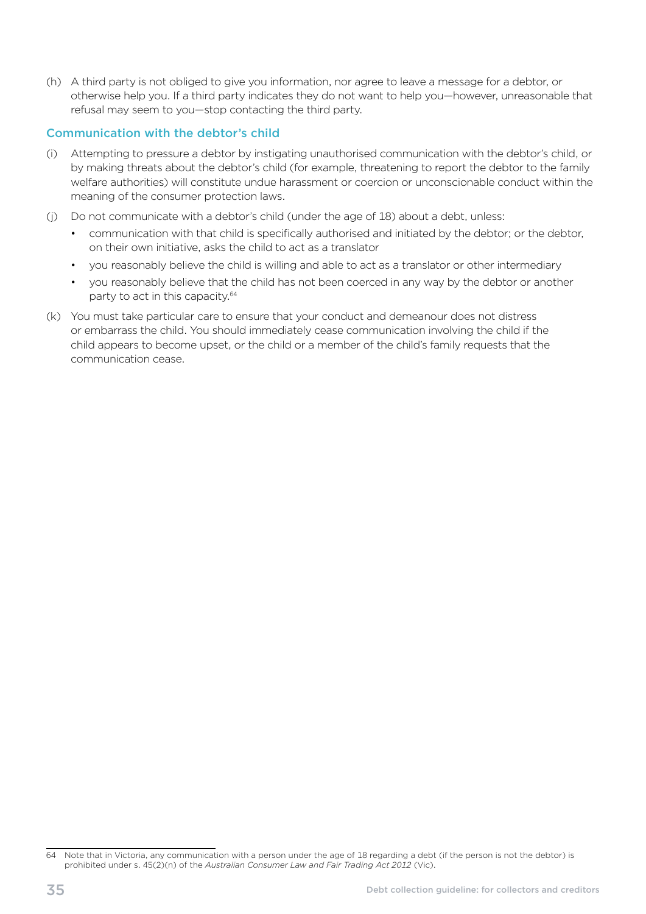(h) A third party is not obliged to give you information, nor agree to leave a message for a debtor, or otherwise help you. If a third party indicates they do not want to help you—however, unreasonable that refusal may seem to you—stop contacting the third party.

### Communication with the debtor's child

(i) Attempting to pressure a debtor by instigating unauthorised communication with the debtor's child, or by making threats about the debtor's child (for example, threatening to report the debtor to the family welfare authorities) will constitute undue harassment or coercion or unconscionable conduct within the meaning of the consumer protection laws.

(j) Do not communicate with a debtor's child (under the age of 18) about a debt, unless:

- communication with that child is specifically authorised and initiated by the debtor; or the debtor, on their own initiative, asks the child to act as a translator
- you reasonably believe the child is willing and able to act as a translator or other intermediary
- you reasonably believe that the child has not been coerced in any way by the debtor or another party to act in this capacity.[64]

(k) You must take particular care to ensure that your conduct and demeanour does not distress or embarrass the child. You should immediately cease communication involving the child if the child appears to become upset, or the child or a member of the child's family requests that the communication cease.

---

64 Note that in Victoria, any communication with a person under the age of 18 regarding a debt (if the person is not the debtor) is prohibited under s. 45(2)(n) of the *Australian Consumer Law and Fair Trading Act 2012* (Vic).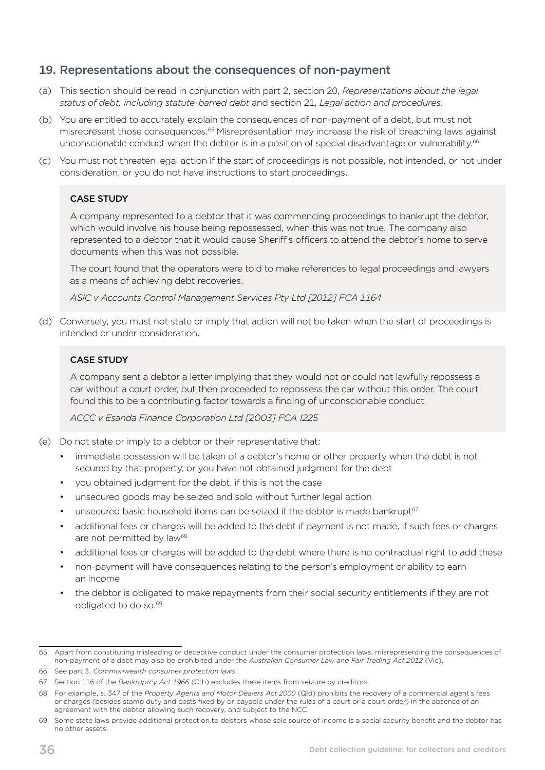## 19. Representations about the consequences of non-payment

(a) This section should be read in conjunction with part 2, section 20, *Representations about the legal status of debt, including statute-barred debt* and section 21, *Legal action and procedures*.

(b) You are entitled to accurately explain the consequences of non-payment of a debt, but must not misrepresent those consequences.[65] Misrepresentation may increase the risk of breaching laws against unconscionable conduct when the debtor is in a position of special disadvantage or vulnerability.[66]

(c) You must not threaten legal action if the start of proceedings is not possible, not intended, or not under consideration, or you do not have instructions to start proceedings.

> **CASE STUDY**
>
> A company represented to a debtor that it was commencing proceedings to bankrupt the debtor, which would involve his house being repossessed, when this was not true. The company also represented to a debtor that it would cause Sheriff's officers to attend the debtor's home to serve documents when this was not possible.
>
> The court found that the operators were told to make references to legal proceedings and lawyers as a means of achieving debt recoveries.
>
> *ASIC v Accounts Control Management Services Pty Ltd [2012] FCA 1164*

(d) Conversely, you must not state or imply that action will not be taken when the start of proceedings is intended or under consideration.

> **CASE STUDY**
>
> A company sent a debtor a letter implying that they would not or could not lawfully repossess a car without a court order, but then proceeded to repossess the car without this order. The court found this to be a contributing factor towards a finding of unconscionable conduct.
>
> *ACCC v Esanda Finance Corporation Ltd [2003] FCA 1225*

(e) Do not state or imply to a debtor or their representative that:

- immediate possession will be taken of a debtor's home or other property when the debt is not secured by that property, or you have not obtained judgment for the debt
- you obtained judgment for the debt, if this is not the case
- unsecured goods may be seized and sold without further legal action
- unsecured basic household items can be seized if the debtor is made bankrupt[67]
- additional fees or charges will be added to the debt if payment is not made, if such fees or charges are not permitted by law[68]
- additional fees or charges will be added to the debt where there is no contractual right to add these
- non-payment will have consequences relating to the person's employment or ability to earn an income
- the debtor is obligated to make repayments from their social security entitlements if they are not obligated to do so.[69]

---

65 Apart from constituting misleading or deceptive conduct under the consumer protection laws, misrepresenting the consequences of non-payment of a debt may also be prohibited under the *Australian Consumer Law and Fair Trading Act 2012* (Vic).

66 See part 3, *Commonwealth consumer protection laws*.

67 Section 116 of the *Bankruptcy Act 1966* (Cth) excludes these items from seizure by creditors.

68 For example, s. 347 of the *Property Agents and Motor Dealers Act 2000* (Qld) prohibits the recovery of a commercial agent's fees or charges (besides stamp duty and costs fixed by or payable under the rules of a court or a court order) in the absence of an agreement with the debtor allowing such recovery, and subject to the NCC.

69 Some state laws provide additional protection to debtors whose sole source of income is a social security benefit and the debtor has no other assets.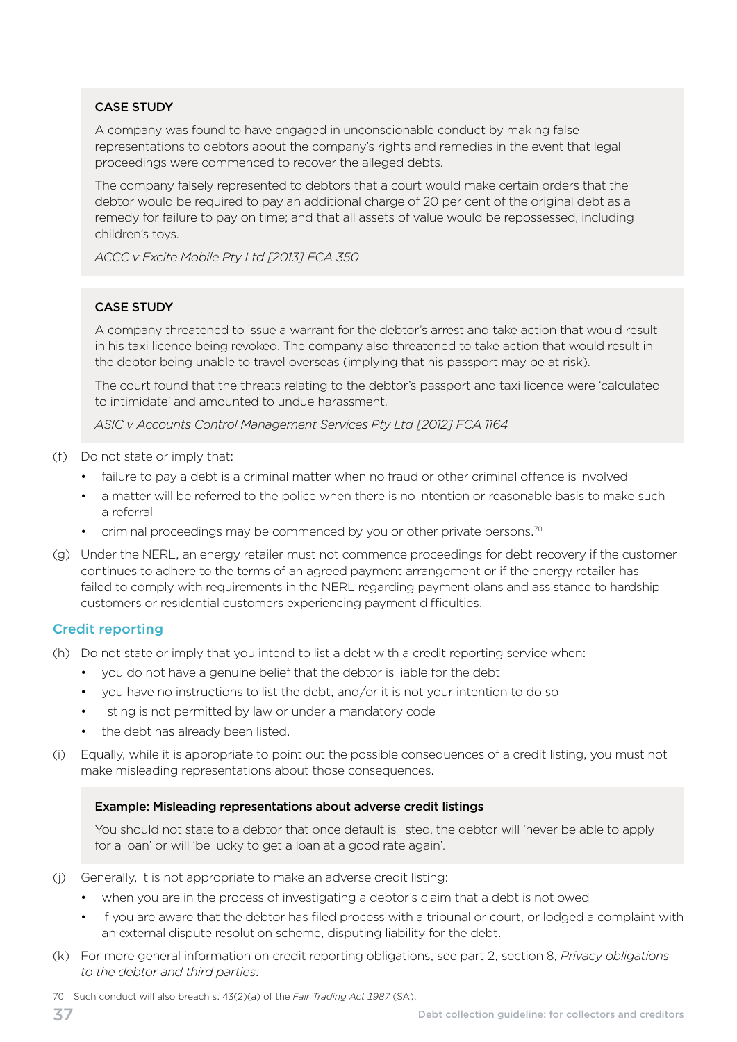**CASE STUDY**

A company was found to have engaged in unconscionable conduct by making false representations to debtors about the company's rights and remedies in the event that legal proceedings were commenced to recover the alleged debts.

The company falsely represented to debtors that a court would make certain orders that the debtor would be required to pay an additional charge of 20 per cent of the original debt as a remedy for failure to pay on time; and that all assets of value would be repossessed, including children's toys.

*ACCC v Excite Mobile Pty Ltd [2013] FCA 350*

**CASE STUDY**

A company threatened to issue a warrant for the debtor's arrest and take action that would result in his taxi licence being revoked. The company also threatened to take action that would result in the debtor being unable to travel overseas (implying that his passport may be at risk).

The court found that the threats relating to the debtor's passport and taxi licence were 'calculated to intimidate' and amounted to undue harassment.

*ASIC v Accounts Control Management Services Pty Ltd [2012] FCA 1164*

(f) Do not state or imply that:
- failure to pay a debt is a criminal matter when no fraud or other criminal offence is involved
- a matter will be referred to the police when there is no intention or reasonable basis to make such a referral
- criminal proceedings may be commenced by you or other private persons.[70]

(g) Under the NERL, an energy retailer must not commence proceedings for debt recovery if the customer continues to adhere to the terms of an agreed payment arrangement or if the energy retailer has failed to comply with requirements in the NERL regarding payment plans and assistance to hardship customers or residential customers experiencing payment difficulties.

## Credit reporting

(h) Do not state or imply that you intend to list a debt with a credit reporting service when:
- you do not have a genuine belief that the debtor is liable for the debt
- you have no instructions to list the debt, and/or it is not your intention to do so
- listing is not permitted by law or under a mandatory code
- the debt has already been listed.

(i) Equally, while it is appropriate to point out the possible consequences of a credit listing, you must not make misleading representations about those consequences.

**Example: Misleading representations about adverse credit listings**

You should not state to a debtor that once default is listed, the debtor will 'never be able to apply for a loan' or will 'be lucky to get a loan at a good rate again'.

(j) Generally, it is not appropriate to make an adverse credit listing:
- when you are in the process of investigating a debtor's claim that a debt is not owed
- if you are aware that the debtor has filed process with a tribunal or court, or lodged a complaint with an external dispute resolution scheme, disputing liability for the debt.

(k) For more general information on credit reporting obligations, see part 2, section 8, *Privacy obligations to the debtor and third parties*.

---

70 Such conduct will also breach s. 43(2)(a) of the *Fair Trading Act 1987* (SA).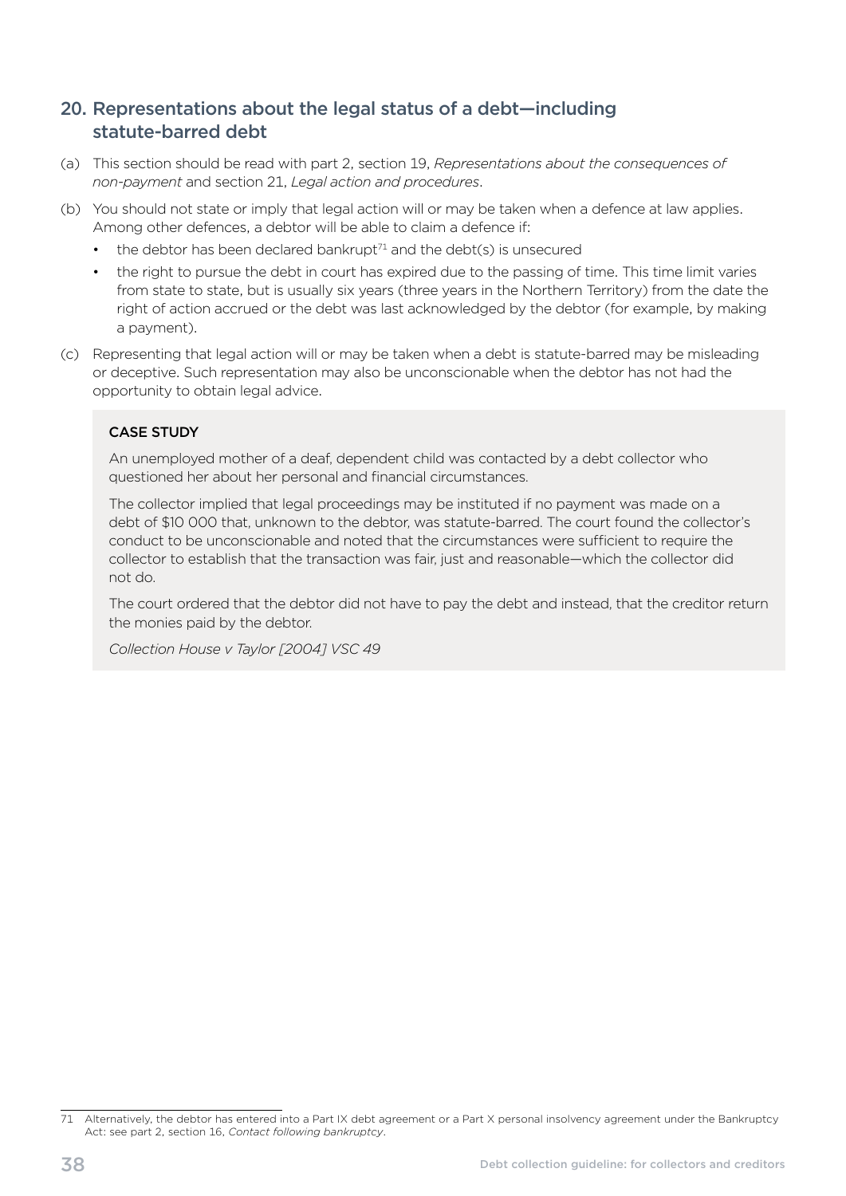## 20. Representations about the legal status of a debt—including statute-barred debt

(a) This section should be read with part 2, section 19, *Representations about the consequences of non-payment* and section 21, *Legal action and procedures*.

(b) You should not state or imply that legal action will or may be taken when a defence at law applies. Among other defences, a debtor will be able to claim a defence if:

- the debtor has been declared bankrupt[71] and the debt(s) is unsecured
- the right to pursue the debt in court has expired due to the passing of time. This time limit varies from state to state, but is usually six years (three years in the Northern Territory) from the date the right of action accrued or the debt was last acknowledged by the debtor (for example, by making a payment).

(c) Representing that legal action will or may be taken when a debt is statute-barred may be misleading or deceptive. Such representation may also be unconscionable when the debtor has not had the opportunity to obtain legal advice.

> **CASE STUDY**
>
> An unemployed mother of a deaf, dependent child was contacted by a debt collector who questioned her about her personal and financial circumstances.
>
> The collector implied that legal proceedings may be instituted if no payment was made on a debt of $10 000 that, unknown to the debtor, was statute-barred. The court found the collector's conduct to be unconscionable and noted that the circumstances were sufficient to require the collector to establish that the transaction was fair, just and reasonable—which the collector did not do.
>
> The court ordered that the debtor did not have to pay the debt and instead, that the creditor return the monies paid by the debtor.
>
> *Collection House v Taylor [2004] VSC 49*

71 Alternatively, the debtor has entered into a Part IX debt agreement or a Part X personal insolvency agreement under the Bankruptcy Act: see part 2, section 16, *Contact following bankruptcy*.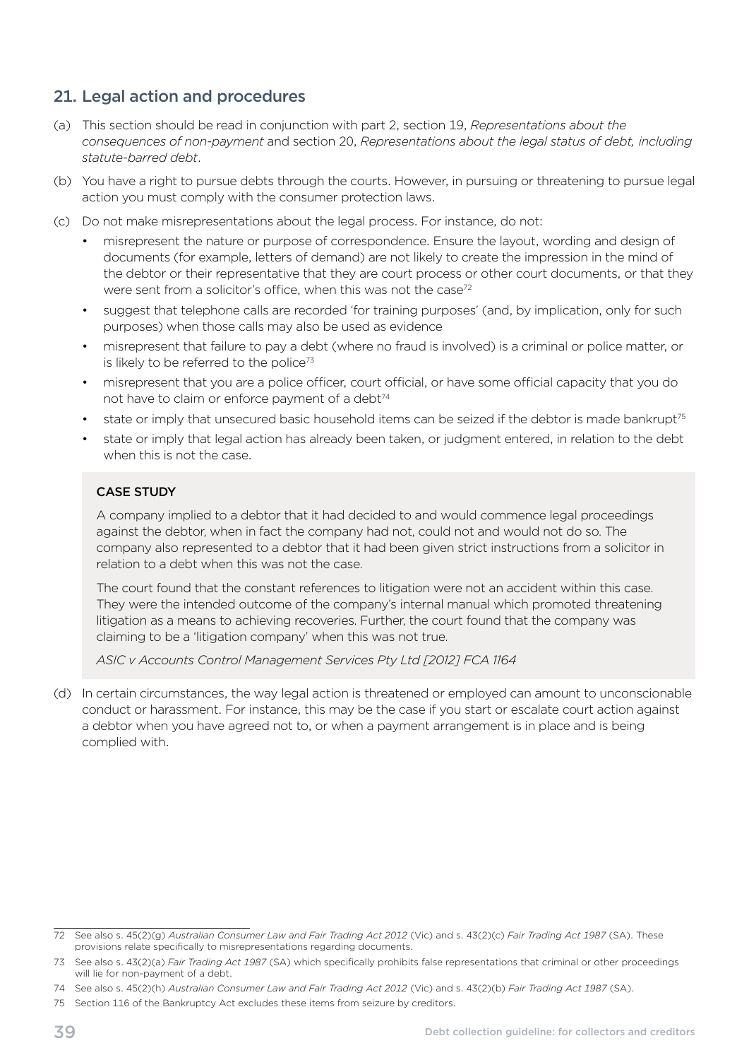## 21. Legal action and procedures

(a) This section should be read in conjunction with part 2, section 19, *Representations about the consequences of non-payment* and section 20, *Representations about the legal status of debt, including statute-barred debt*.

(b) You have a right to pursue debts through the courts. However, in pursuing or threatening to pursue legal action you must comply with the consumer protection laws.

(c) Do not make misrepresentations about the legal process. For instance, do not:

- misrepresent the nature or purpose of correspondence. Ensure the layout, wording and design of documents (for example, letters of demand) are not likely to create the impression in the mind of the debtor or their representative that they are court process or other court documents, or that they were sent from a solicitor's office, when this was not the case[72]
- suggest that telephone calls are recorded 'for training purposes' (and, by implication, only for such purposes) when those calls may also be used as evidence
- misrepresent that failure to pay a debt (where no fraud is involved) is a criminal or police matter, or is likely to be referred to the police[73]
- misrepresent that you are a police officer, court official, or have some official capacity that you do not have to claim or enforce payment of a debt[74]
- state or imply that unsecured basic household items can be seized if the debtor is made bankrupt[75]
- state or imply that legal action has already been taken, or judgment entered, in relation to the debt when this is not the case.

> **CASE STUDY**
>
> A company implied to a debtor that it had decided to and would commence legal proceedings against the debtor, when in fact the company had not, could not and would not do so. The company also represented to a debtor that it had been given strict instructions from a solicitor in relation to a debt when this was not the case.
>
> The court found that the constant references to litigation were not an accident within this case. They were the intended outcome of the company's internal manual which promoted threatening litigation as a means to achieving recoveries. Further, the court found that the company was claiming to be a 'litigation company' when this was not true.
>
> *ASIC v Accounts Control Management Services Pty Ltd [2012] FCA 1164*

(d) In certain circumstances, the way legal action is threatened or employed can amount to unconscionable conduct or harassment. For instance, this may be the case if you start or escalate court action against a debtor when you have agreed not to, or when a payment arrangement is in place and is being complied with.

---

72 See also s. 45(2)(g) *Australian Consumer Law and Fair Trading Act 2012* (Vic) and s. 43(2)(c) *Fair Trading Act 1987* (SA). These provisions relate specifically to misrepresentations regarding documents.

73 See also s. 43(2)(a) *Fair Trading Act 1987* (SA) which specifically prohibits false representations that criminal or other proceedings will lie for non-payment of a debt.

74 See also s. 45(2)(h) *Australian Consumer Law and Fair Trading Act 2012* (Vic) and s. 43(2)(b) *Fair Trading Act 1987* (SA).

75 Section 116 of the Bankruptcy Act excludes these items from seizure by creditors.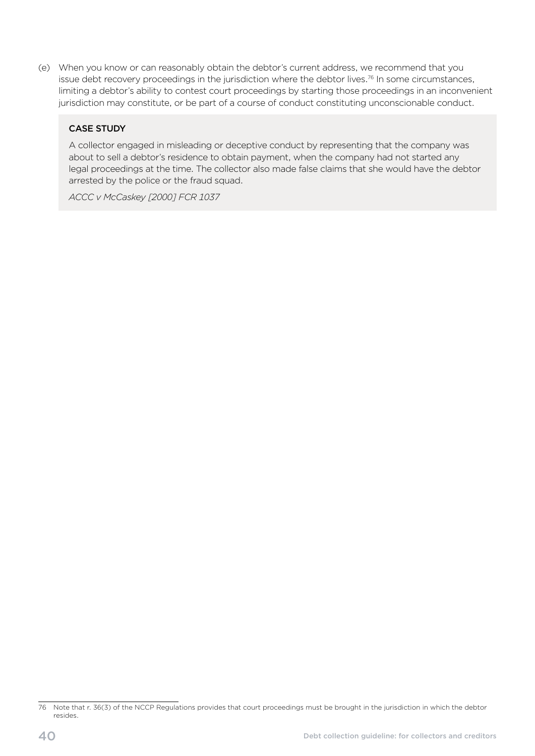(e) When you know or can reasonably obtain the debtor's current address, we recommend that you issue debt recovery proceedings in the jurisdiction where the debtor lives.[76] In some circumstances, limiting a debtor's ability to contest court proceedings by starting those proceedings in an inconvenient jurisdiction may constitute, or be part of a course of conduct constituting unconscionable conduct.

> **CASE STUDY**
>
> A collector engaged in misleading or deceptive conduct by representing that the company was about to sell a debtor's residence to obtain payment, when the company had not started any legal proceedings at the time. The collector also made false claims that she would have the debtor arrested by the police or the fraud squad.
>
> *ACCC v McCaskey [2000] FCR 1037*

---

76 Note that r. 36(3) of the NCCP Regulations provides that court proceedings must be brought in the jurisdiction in which the debtor resides.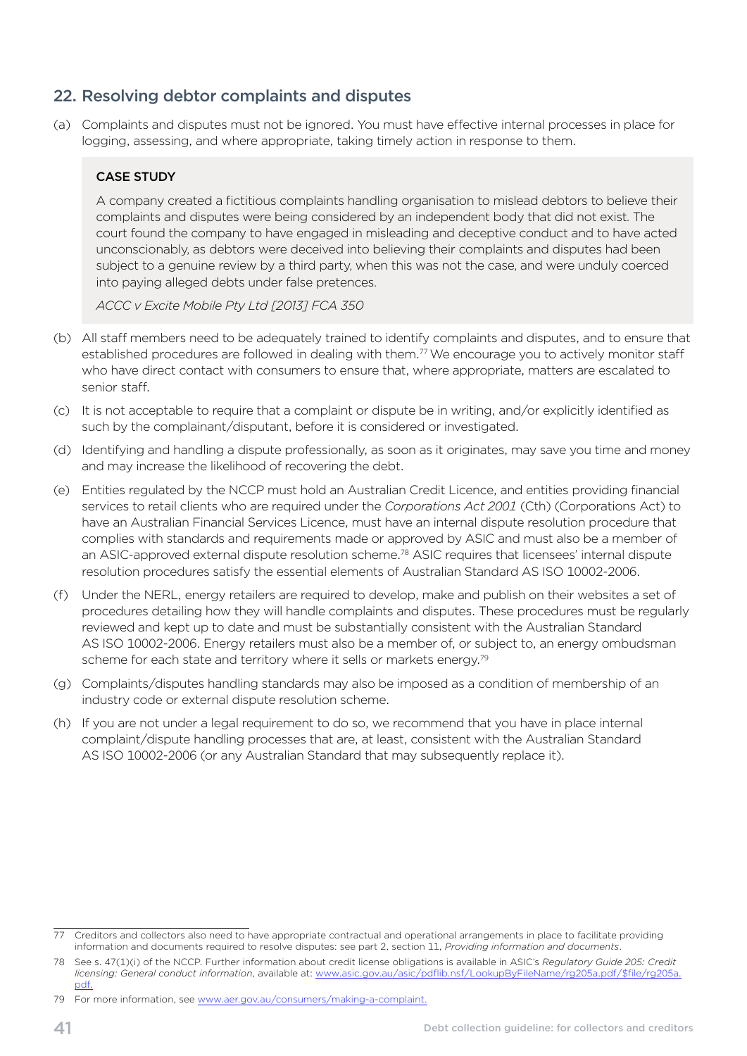## 22. Resolving debtor complaints and disputes

(a) Complaints and disputes must not be ignored. You must have effective internal processes in place for logging, assessing, and where appropriate, taking timely action in response to them.

> **CASE STUDY**
>
> A company created a fictitious complaints handling organisation to mislead debtors to believe their complaints and disputes were being considered by an independent body that did not exist. The court found the company to have engaged in misleading and deceptive conduct and to have acted unconscionably, as debtors were deceived into believing their complaints and disputes had been subject to a genuine review by a third party, when this was not the case, and were unduly coerced into paying alleged debts under false pretences.
>
> *ACCC v Excite Mobile Pty Ltd [2013] FCA 350*

(b) All staff members need to be adequately trained to identify complaints and disputes, and to ensure that established procedures are followed in dealing with them.[77] We encourage you to actively monitor staff who have direct contact with consumers to ensure that, where appropriate, matters are escalated to senior staff.

(c) It is not acceptable to require that a complaint or dispute be in writing, and/or explicitly identified as such by the complainant/disputant, before it is considered or investigated.

(d) Identifying and handling a dispute professionally, as soon as it originates, may save you time and money and may increase the likelihood of recovering the debt.

(e) Entities regulated by the NCCP must hold an Australian Credit Licence, and entities providing financial services to retail clients who are required under the *Corporations Act 2001* (Cth) (Corporations Act) to have an Australian Financial Services Licence, must have an internal dispute resolution procedure that complies with standards and requirements made or approved by ASIC and must also be a member of an ASIC-approved external dispute resolution scheme.[78] ASIC requires that licensees' internal dispute resolution procedures satisfy the essential elements of Australian Standard AS ISO 10002-2006.

(f) Under the NERL, energy retailers are required to develop, make and publish on their websites a set of procedures detailing how they will handle complaints and disputes. These procedures must be regularly reviewed and kept up to date and must be substantially consistent with the Australian Standard AS ISO 10002-2006. Energy retailers must also be a member of, or subject to, an energy ombudsman scheme for each state and territory where it sells or markets energy.[79]

(g) Complaints/disputes handling standards may also be imposed as a condition of membership of an industry code or external dispute resolution scheme.

(h) If you are not under a legal requirement to do so, we recommend that you have in place internal complaint/dispute handling processes that are, at least, consistent with the Australian Standard AS ISO 10002-2006 (or any Australian Standard that may subsequently replace it).

---

77 Creditors and collectors also need to have appropriate contractual and operational arrangements in place to facilitate providing information and documents required to resolve disputes: see part 2, section 11, *Providing information and documents*.

78 See s. 47(1)(i) of the NCCP. Further information about credit license obligations is available in ASIC's *Regulatory Guide 205: Credit licensing: General conduct information*, available at: www.asic.gov.au/asic/pdflib.nsf/LookupByFileName/rg205a.pdf/$file/rg205a.pdf.

79 For more information, see www.aer.gov.au/consumers/making-a-complaint.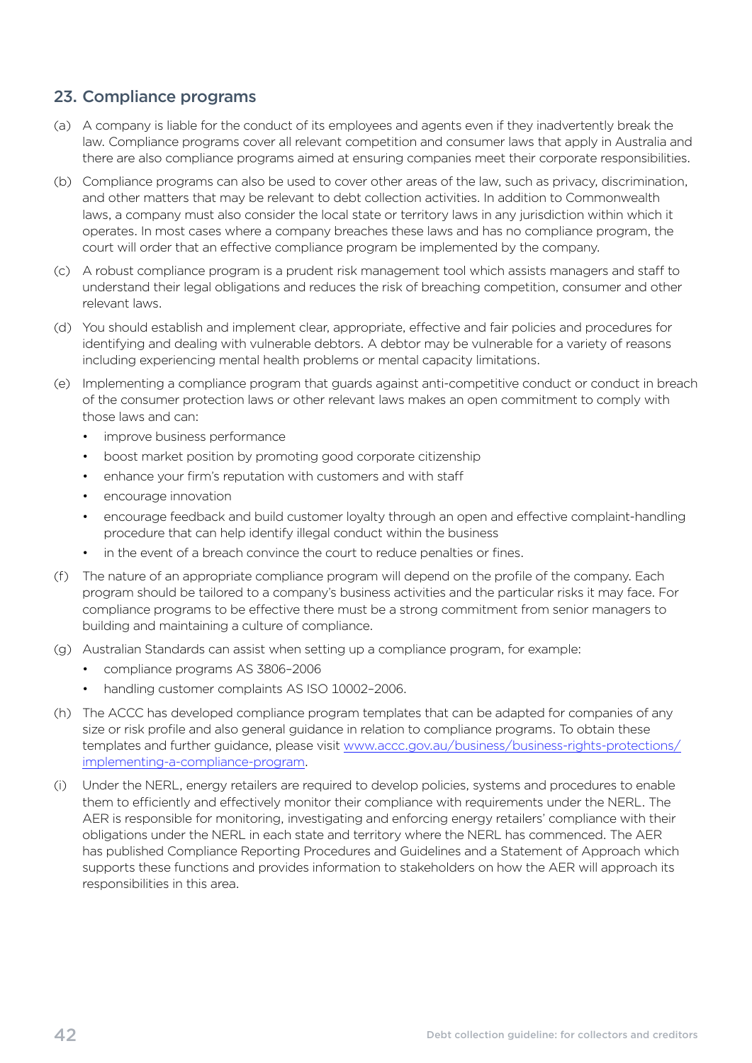## 23. Compliance programs

(a) A company is liable for the conduct of its employees and agents even if they inadvertently break the law. Compliance programs cover all relevant competition and consumer laws that apply in Australia and there are also compliance programs aimed at ensuring companies meet their corporate responsibilities.

(b) Compliance programs can also be used to cover other areas of the law, such as privacy, discrimination, and other matters that may be relevant to debt collection activities. In addition to Commonwealth laws, a company must also consider the local state or territory laws in any jurisdiction within which it operates. In most cases where a company breaches these laws and has no compliance program, the court will order that an effective compliance program be implemented by the company.

(c) A robust compliance program is a prudent risk management tool which assists managers and staff to understand their legal obligations and reduces the risk of breaching competition, consumer and other relevant laws.

(d) You should establish and implement clear, appropriate, effective and fair policies and procedures for identifying and dealing with vulnerable debtors. A debtor may be vulnerable for a variety of reasons including experiencing mental health problems or mental capacity limitations.

(e) Implementing a compliance program that guards against anti-competitive conduct or conduct in breach of the consumer protection laws or other relevant laws makes an open commitment to comply with those laws and can:

- improve business performance
- boost market position by promoting good corporate citizenship
- enhance your firm's reputation with customers and with staff
- encourage innovation
- encourage feedback and build customer loyalty through an open and effective complaint-handling procedure that can help identify illegal conduct within the business
- in the event of a breach convince the court to reduce penalties or fines.

(f) The nature of an appropriate compliance program will depend on the profile of the company. Each program should be tailored to a company's business activities and the particular risks it may face. For compliance programs to be effective there must be a strong commitment from senior managers to building and maintaining a culture of compliance.

(g) Australian Standards can assist when setting up a compliance program, for example:

- compliance programs AS 3806–2006
- handling customer complaints AS ISO 10002–2006.

(h) The ACCC has developed compliance program templates that can be adapted for companies of any size or risk profile and also general guidance in relation to compliance programs. To obtain these templates and further guidance, please visit [www.accc.gov.au/business/business-rights-protections/implementing-a-compliance-program](www.accc.gov.au/business/business-rights-protections/implementing-a-compliance-program).

(i) Under the NERL, energy retailers are required to develop policies, systems and procedures to enable them to efficiently and effectively monitor their compliance with requirements under the NERL. The AER is responsible for monitoring, investigating and enforcing energy retailers' compliance with their obligations under the NERL in each state and territory where the NERL has commenced. The AER has published Compliance Reporting Procedures and Guidelines and a Statement of Approach which supports these functions and provides information to stakeholders on how the AER will approach its responsibilities in this area.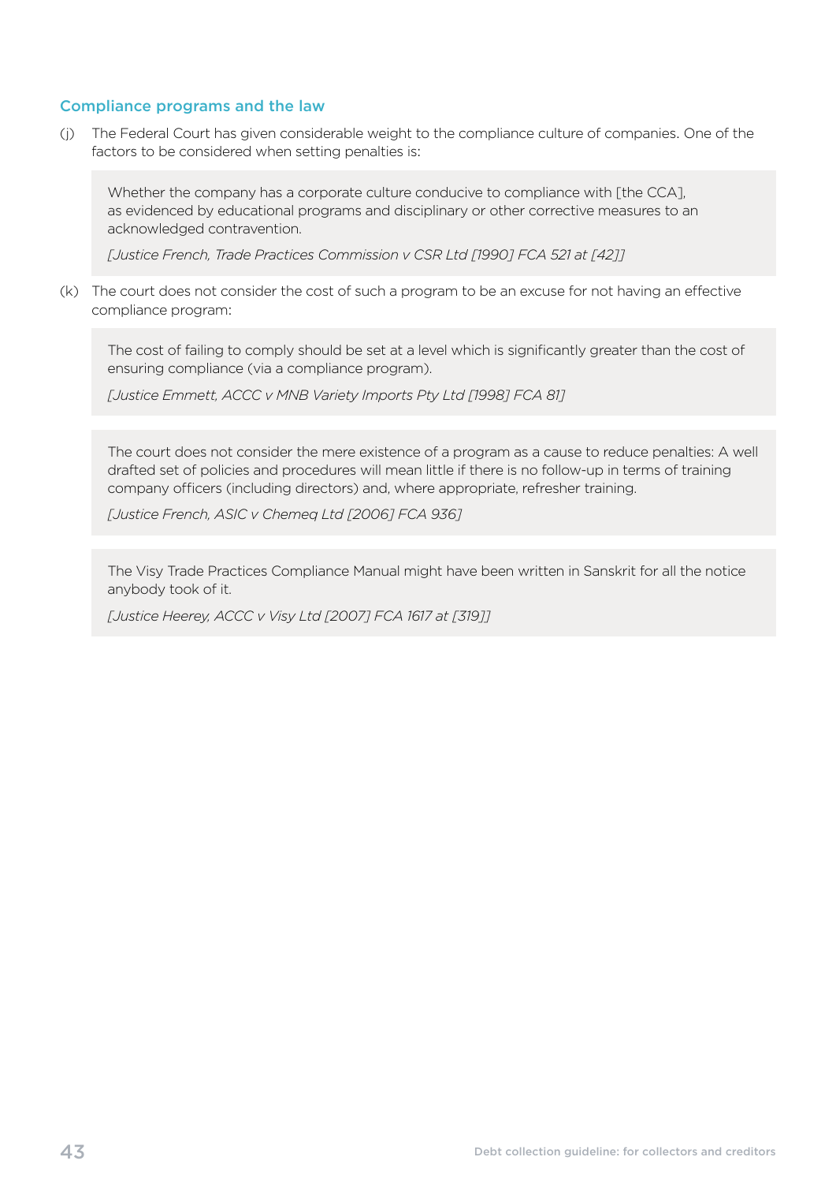### Compliance programs and the law

(j) The Federal Court has given considerable weight to the compliance culture of companies. One of the factors to be considered when setting penalties is:

> Whether the company has a corporate culture conducive to compliance with [the CCA], as evidenced by educational programs and disciplinary or other corrective measures to an acknowledged contravention.
>
> *[Justice French, Trade Practices Commission v CSR Ltd [1990] FCA 521 at [42]]*

(k) The court does not consider the cost of such a program to be an excuse for not having an effective compliance program:

> The cost of failing to comply should be set at a level which is significantly greater than the cost of ensuring compliance (via a compliance program).
>
> *[Justice Emmett, ACCC v MNB Variety Imports Pty Ltd [1998] FCA 81]*

> The court does not consider the mere existence of a program as a cause to reduce penalties: A well drafted set of policies and procedures will mean little if there is no follow-up in terms of training company officers (including directors) and, where appropriate, refresher training.
>
> *[Justice French, ASIC v Chemeq Ltd [2006] FCA 936]*

> The Visy Trade Practices Compliance Manual might have been written in Sanskrit for all the notice anybody took of it.
>
> *[Justice Heerey, ACCC v Visy Ltd [2007] FCA 1617 at [319]]*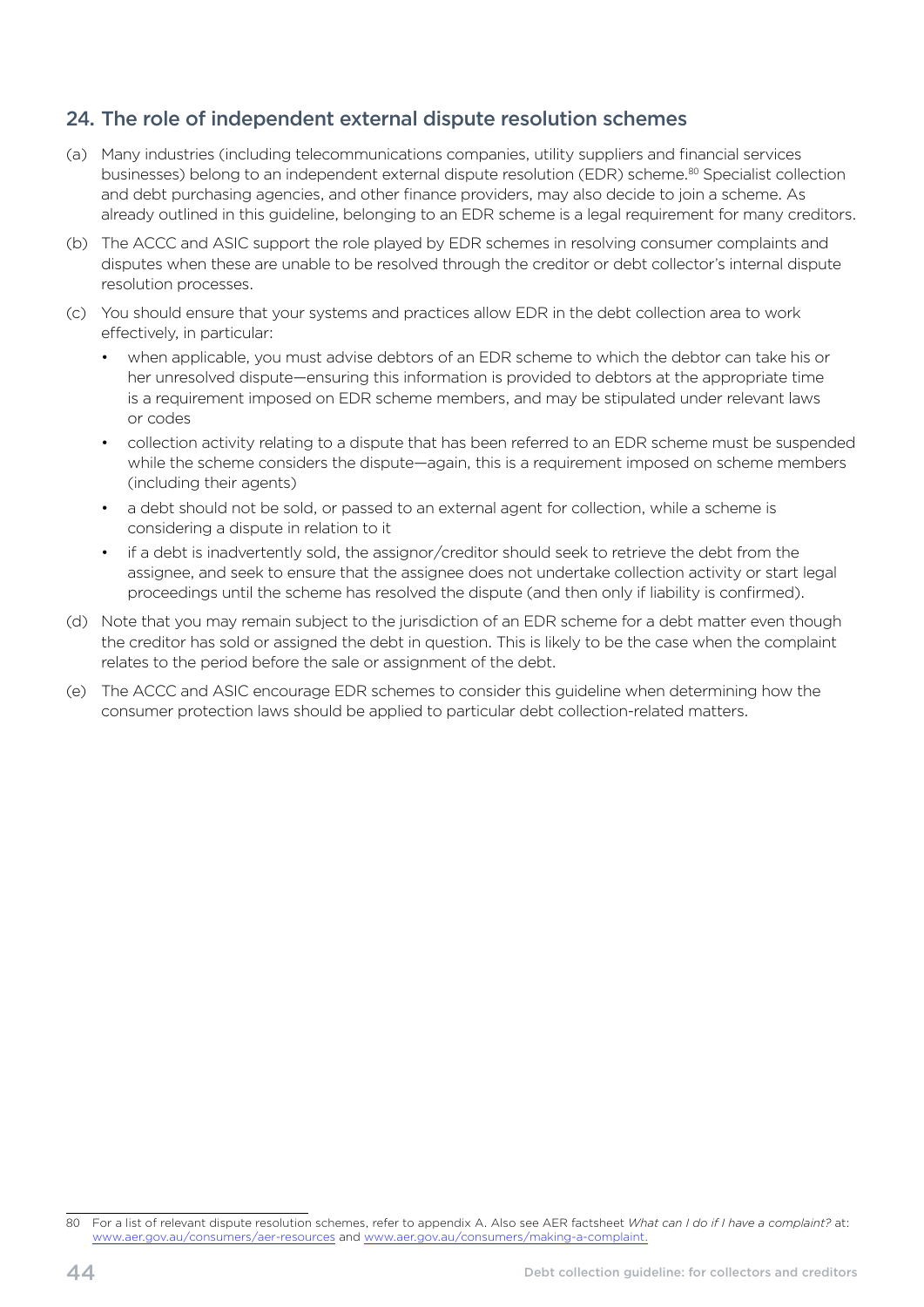## 24. The role of independent external dispute resolution schemes

(a) Many industries (including telecommunications companies, utility suppliers and financial services businesses) belong to an independent external dispute resolution (EDR) scheme.[80] Specialist collection and debt purchasing agencies, and other finance providers, may also decide to join a scheme. As already outlined in this guideline, belonging to an EDR scheme is a legal requirement for many creditors.

(b) The ACCC and ASIC support the role played by EDR schemes in resolving consumer complaints and disputes when these are unable to be resolved through the creditor or debt collector's internal dispute resolution processes.

(c) You should ensure that your systems and practices allow EDR in the debt collection area to work effectively, in particular:

- when applicable, you must advise debtors of an EDR scheme to which the debtor can take his or her unresolved dispute—ensuring this information is provided to debtors at the appropriate time is a requirement imposed on EDR scheme members, and may be stipulated under relevant laws or codes
- collection activity relating to a dispute that has been referred to an EDR scheme must be suspended while the scheme considers the dispute—again, this is a requirement imposed on scheme members (including their agents)
- a debt should not be sold, or passed to an external agent for collection, while a scheme is considering a dispute in relation to it
- if a debt is inadvertently sold, the assignor/creditor should seek to retrieve the debt from the assignee, and seek to ensure that the assignee does not undertake collection activity or start legal proceedings until the scheme has resolved the dispute (and then only if liability is confirmed).

(d) Note that you may remain subject to the jurisdiction of an EDR scheme for a debt matter even though the creditor has sold or assigned the debt in question. This is likely to be the case when the complaint relates to the period before the sale or assignment of the debt.

(e) The ACCC and ASIC encourage EDR schemes to consider this guideline when determining how the consumer protection laws should be applied to particular debt collection-related matters.

---

80 For a list of relevant dispute resolution schemes, refer to appendix A. Also see AER factsheet *What can I do if I have a complaint?* at: www.aer.gov.au/consumers/aer-resources and www.aer.gov.au/consumers/making-a-complaint.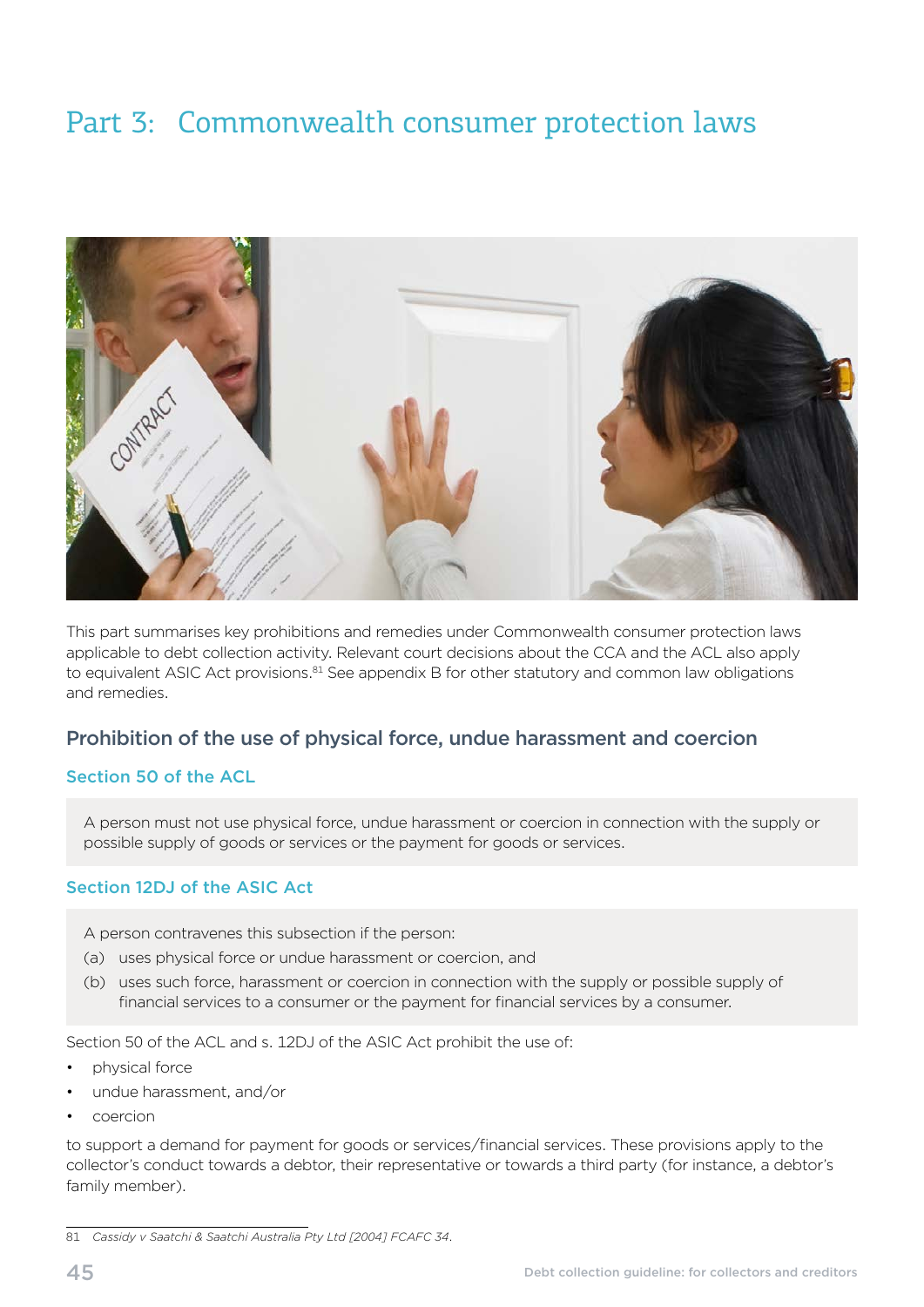# Part 3: Commonwealth consumer protection laws

This part summarises key prohibitions and remedies under Commonwealth consumer protection laws applicable to debt collection activity. Relevant court decisions about the CCA and the ACL also apply to equivalent ASIC Act provisions.[81] See appendix B for other statutory and common law obligations and remedies.

## Prohibition of the use of physical force, undue harassment and coercion

### Section 50 of the ACL

> A person must not use physical force, undue harassment or coercion in connection with the supply or possible supply of goods or services or the payment for goods or services.

### Section 12DJ of the ASIC Act

> A person contravenes this subsection if the person:
>
> (a) uses physical force or undue harassment or coercion, and
>
> (b) uses such force, harassment or coercion in connection with the supply or possible supply of financial services to a consumer or the payment for financial services by a consumer.

Section 50 of the ACL and s. 12DJ of the ASIC Act prohibit the use of:

- physical force
- undue harassment, and/or
- coercion

to support a demand for payment for goods or services/financial services. These provisions apply to the collector's conduct towards a debtor, their representative or towards a third party (for instance, a debtor's family member).

---

81 *Cassidy v Saatchi & Saatchi Australia Pty Ltd [2004] FCAFC 34*.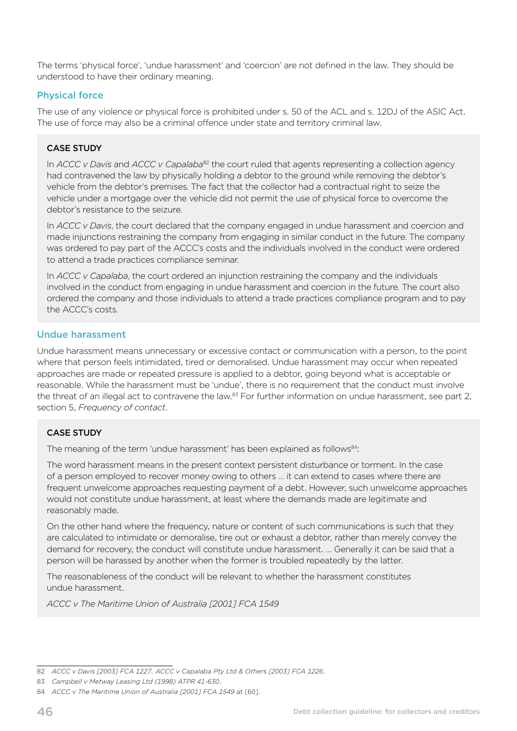The terms 'physical force', 'undue harassment' and 'coercion' are not defined in the law. They should be understood to have their ordinary meaning.

### Physical force

The use of any violence or physical force is prohibited under s. 50 of the ACL and s. 12DJ of the ASIC Act. The use of force may also be a criminal offence under state and territory criminal law.

> **CASE STUDY**
>
> In *ACCC v Davis* and *ACCC v Capalaba*[82] the court ruled that agents representing a collection agency had contravened the law by physically holding a debtor to the ground while removing the debtor's vehicle from the debtor's premises. The fact that the collector had a contractual right to seize the vehicle under a mortgage over the vehicle did not permit the use of physical force to overcome the debtor's resistance to the seizure.
>
> In *ACCC v Davis*, the court declared that the company engaged in undue harassment and coercion and made injunctions restraining the company from engaging in similar conduct in the future. The company was ordered to pay part of the ACCC's costs and the individuals involved in the conduct were ordered to attend a trade practices compliance seminar.
>
> In *ACCC v Capalaba*, the court ordered an injunction restraining the company and the individuals involved in the conduct from engaging in undue harassment and coercion in the future. The court also ordered the company and those individuals to attend a trade practices compliance program and to pay the ACCC's costs.

### Undue harassment

Undue harassment means unnecessary or excessive contact or communication with a person, to the point where that person feels intimidated, tired or demoralised. Undue harassment may occur when repeated approaches are made or repeated pressure is applied to a debtor, going beyond what is acceptable or reasonable. While the harassment must be 'undue', there is no requirement that the conduct must involve the threat of an illegal act to contravene the law.[83] For further information on undue harassment, see part 2, section 5, *Frequency of contact*.

> **CASE STUDY**
>
> The meaning of the term 'undue harassment' has been explained as follows[84]:
>
> The word harassment means in the present context persistent disturbance or torment. In the case of a person employed to recover money owing to others … it can extend to cases where there are frequent unwelcome approaches requesting payment of a debt. However, such unwelcome approaches would not constitute undue harassment, at least where the demands made are legitimate and reasonably made.
>
> On the other hand where the frequency, nature or content of such communications is such that they are calculated to intimidate or demoralise, tire out or exhaust a debtor, rather than merely convey the demand for recovery, the conduct will constitute undue harassment. … Generally it can be said that a person will be harassed by another when the former is troubled repeatedly by the latter.
>
> The reasonableness of the conduct will be relevant to whether the harassment constitutes undue harassment.
>
> *ACCC v The Maritime Union of Australia [2001] FCA 1549*

---

82 *ACCC v Davis [2003] FCA 1227. ACCC v Capalaba Pty Ltd & Others [2003] FCA 1226.*

83 *Campbell v Metway Leasing Ltd (1998) ATPR 41-630.*

84 *ACCC v The Maritime Union of Australia [2001] FCA 1549* at [60].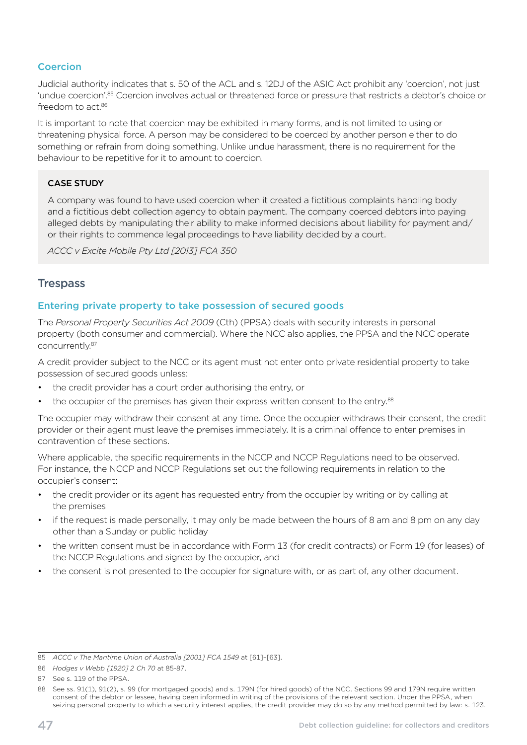### Coercion

Judicial authority indicates that s. 50 of the ACL and s. 12DJ of the ASIC Act prohibit any 'coercion', not just 'undue coercion'.[85] Coercion involves actual or threatened force or pressure that restricts a debtor's choice or freedom to act.[86]

It is important to note that coercion may be exhibited in many forms, and is not limited to using or threatening physical force. A person may be considered to be coerced by another person either to do something or refrain from doing something. Unlike undue harassment, there is no requirement for the behaviour to be repetitive for it to amount to coercion.

> **CASE STUDY**
>
> A company was found to have used coercion when it created a fictitious complaints handling body and a fictitious debt collection agency to obtain payment. The company coerced debtors into paying alleged debts by manipulating their ability to make informed decisions about liability for payment and/or their rights to commence legal proceedings to have liability decided by a court.
>
> *ACCC v Excite Mobile Pty Ltd [2013] FCA 350*

## Trespass

### Entering private property to take possession of secured goods

The *Personal Property Securities Act 2009* (Cth) (PPSA) deals with security interests in personal property (both consumer and commercial). Where the NCC also applies, the PPSA and the NCC operate concurrently.[87]

A credit provider subject to the NCC or its agent must not enter onto private residential property to take possession of secured goods unless:

- the credit provider has a court order authorising the entry, or
- the occupier of the premises has given their express written consent to the entry.[88]

The occupier may withdraw their consent at any time. Once the occupier withdraws their consent, the credit provider or their agent must leave the premises immediately. It is a criminal offence to enter premises in contravention of these sections.

Where applicable, the specific requirements in the NCCP and NCCP Regulations need to be observed. For instance, the NCCP and NCCP Regulations set out the following requirements in relation to the occupier's consent:

- the credit provider or its agent has requested entry from the occupier by writing or by calling at the premises
- if the request is made personally, it may only be made between the hours of 8 am and 8 pm on any day other than a Sunday or public holiday
- the written consent must be in accordance with Form 13 (for credit contracts) or Form 19 (for leases) of the NCCP Regulations and signed by the occupier, and
- the consent is not presented to the occupier for signature with, or as part of, any other document.

---

85 *ACCC v The Maritime Union of Australia [2001] FCA 1549* at [61]-[63].

86 *Hodges v Webb [1920] 2 Ch 70* at 85-87.

87 See s. 119 of the PPSA.

88 See ss. 91(1), 91(2), s. 99 (for mortgaged goods) and s. 179N (for hired goods) of the NCC. Sections 99 and 179N require written consent of the debtor or lessee, having been informed in writing of the provisions of the relevant section. Under the PPSA, when seizing personal property to which a security interest applies, the credit provider may do so by any method permitted by law: s. 123.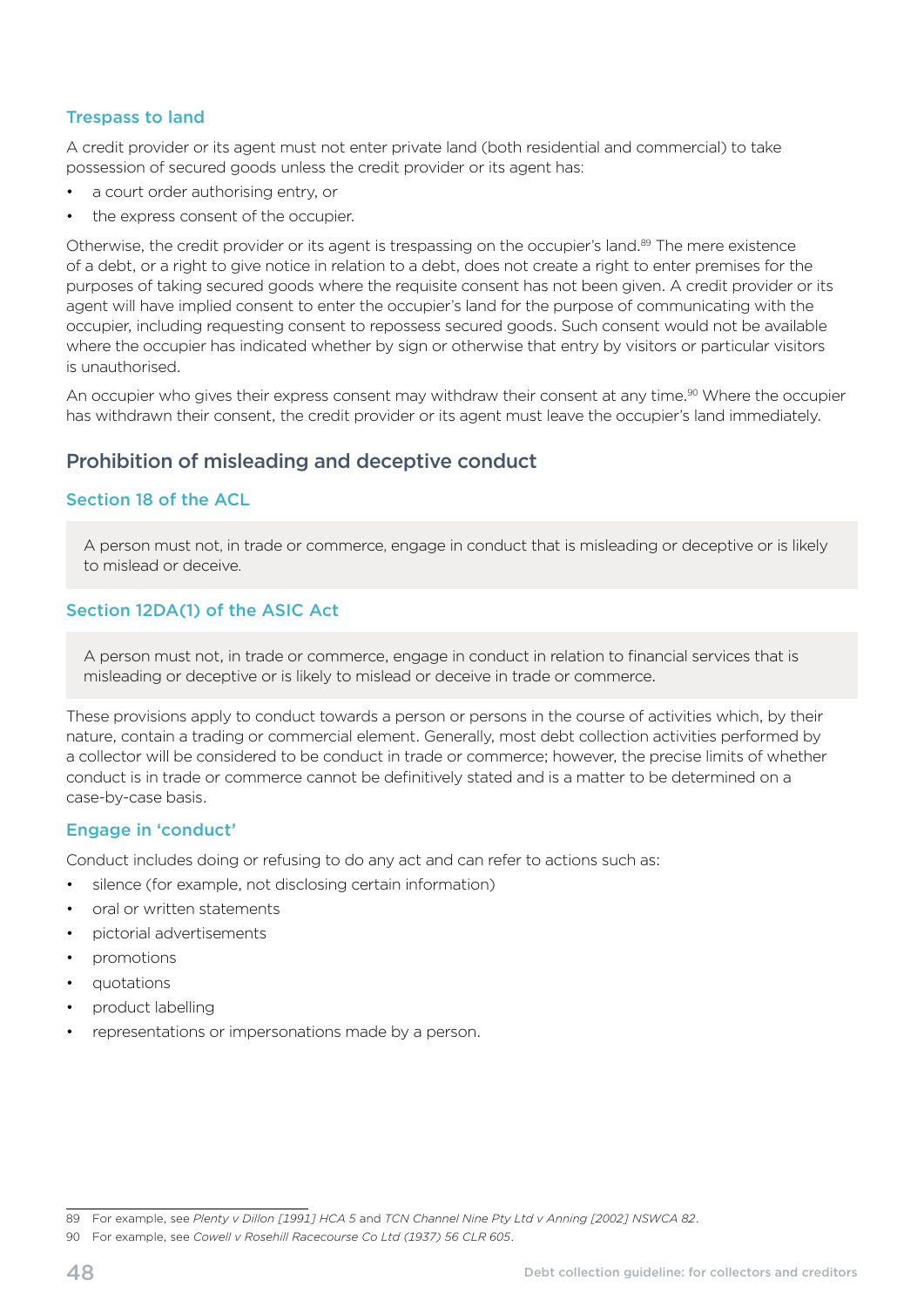### Trespass to land

A credit provider or its agent must not enter private land (both residential and commercial) to take possession of secured goods unless the credit provider or its agent has:

- a court order authorising entry, or
- the express consent of the occupier.

Otherwise, the credit provider or its agent is trespassing on the occupier's land.[89] The mere existence of a debt, or a right to give notice in relation to a debt, does not create a right to enter premises for the purposes of taking secured goods where the requisite consent has not been given. A credit provider or its agent will have implied consent to enter the occupier's land for the purpose of communicating with the occupier, including requesting consent to repossess secured goods. Such consent would not be available where the occupier has indicated whether by sign or otherwise that entry by visitors or particular visitors is unauthorised.

An occupier who gives their express consent may withdraw their consent at any time.[90] Where the occupier has withdrawn their consent, the credit provider or its agent must leave the occupier's land immediately.

## Prohibition of misleading and deceptive conduct

### Section 18 of the ACL

> A person must not, in trade or commerce, engage in conduct that is misleading or deceptive or is likely to mislead or deceive.

### Section 12DA(1) of the ASIC Act

> A person must not, in trade or commerce, engage in conduct in relation to financial services that is misleading or deceptive or is likely to mislead or deceive in trade or commerce.

These provisions apply to conduct towards a person or persons in the course of activities which, by their nature, contain a trading or commercial element. Generally, most debt collection activities performed by a collector will be considered to be conduct in trade or commerce; however, the precise limits of whether conduct is in trade or commerce cannot be definitively stated and is a matter to be determined on a case-by-case basis.

### Engage in 'conduct'

Conduct includes doing or refusing to do any act and can refer to actions such as:

- silence (for example, not disclosing certain information)
- oral or written statements
- pictorial advertisements
- promotions
- quotations
- product labelling
- representations or impersonations made by a person.

---

89 For example, see *Plenty v Dillon [1991] HCA 5* and *TCN Channel Nine Pty Ltd v Anning [2002] NSWCA 82*.

90 For example, see *Cowell v Rosehill Racecourse Co Ltd (1937) 56 CLR 605*.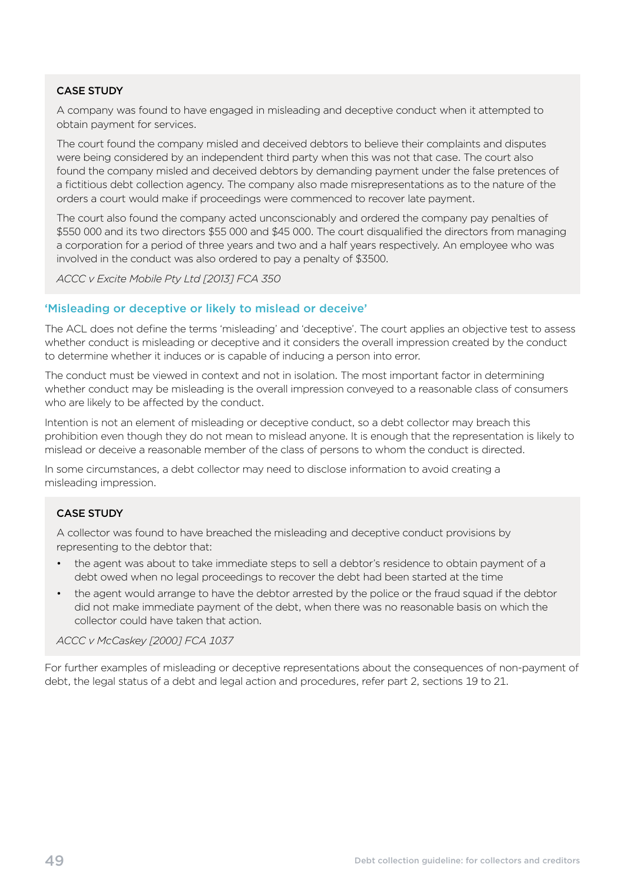### CASE STUDY

A company was found to have engaged in misleading and deceptive conduct when it attempted to obtain payment for services.

The court found the company misled and deceived debtors to believe their complaints and disputes were being considered by an independent third party when this was not that case. The court also found the company misled and deceived debtors by demanding payment under the false pretences of a fictitious debt collection agency. The company also made misrepresentations as to the nature of the orders a court would make if proceedings were commenced to recover late payment.

The court also found the company acted unconscionably and ordered the company pay penalties of $550 000 and its two directors $55 000 and $45 000. The court disqualified the directors from managing a corporation for a period of three years and two and a half years respectively. An employee who was involved in the conduct was also ordered to pay a penalty of $3500.

*ACCC v Excite Mobile Pty Ltd [2013] FCA 350*

## 'Misleading or deceptive or likely to mislead or deceive'

The ACL does not define the terms 'misleading' and 'deceptive'. The court applies an objective test to assess whether conduct is misleading or deceptive and it considers the overall impression created by the conduct to determine whether it induces or is capable of inducing a person into error.

The conduct must be viewed in context and not in isolation. The most important factor in determining whether conduct may be misleading is the overall impression conveyed to a reasonable class of consumers who are likely to be affected by the conduct.

Intention is not an element of misleading or deceptive conduct, so a debt collector may breach this prohibition even though they do not mean to mislead anyone. It is enough that the representation is likely to mislead or deceive a reasonable member of the class of persons to whom the conduct is directed.

In some circumstances, a debt collector may need to disclose information to avoid creating a misleading impression.

### CASE STUDY

A collector was found to have breached the misleading and deceptive conduct provisions by representing to the debtor that:

- the agent was about to take immediate steps to sell a debtor's residence to obtain payment of a debt owed when no legal proceedings to recover the debt had been started at the time
- the agent would arrange to have the debtor arrested by the police or the fraud squad if the debtor did not make immediate payment of the debt, when there was no reasonable basis on which the collector could have taken that action.

*ACCC v McCaskey [2000] FCA 1037*

For further examples of misleading or deceptive representations about the consequences of non-payment of debt, the legal status of a debt and legal action and procedures, refer part 2, sections 19 to 21.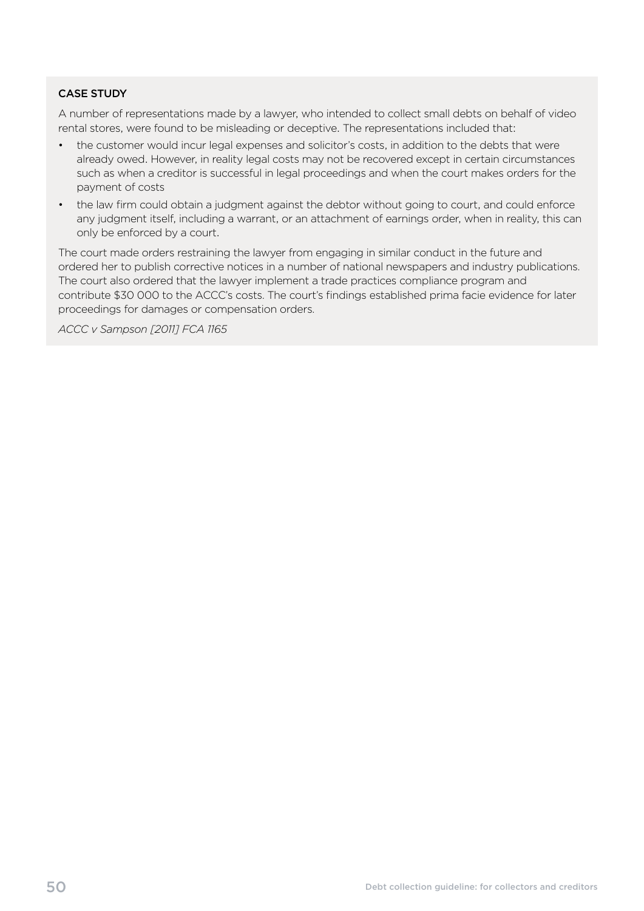### CASE STUDY

A number of representations made by a lawyer, who intended to collect small debts on behalf of video rental stores, were found to be misleading or deceptive. The representations included that:

- the customer would incur legal expenses and solicitor's costs, in addition to the debts that were already owed. However, in reality legal costs may not be recovered except in certain circumstances such as when a creditor is successful in legal proceedings and when the court makes orders for the payment of costs
- the law firm could obtain a judgment against the debtor without going to court, and could enforce any judgment itself, including a warrant, or an attachment of earnings order, when in reality, this can only be enforced by a court.

The court made orders restraining the lawyer from engaging in similar conduct in the future and ordered her to publish corrective notices in a number of national newspapers and industry publications. The court also ordered that the lawyer implement a trade practices compliance program and contribute $30 000 to the ACCC's costs. The court's findings established prima facie evidence for later proceedings for damages or compensation orders.

*ACCC v Sampson [2011] FCA 1165*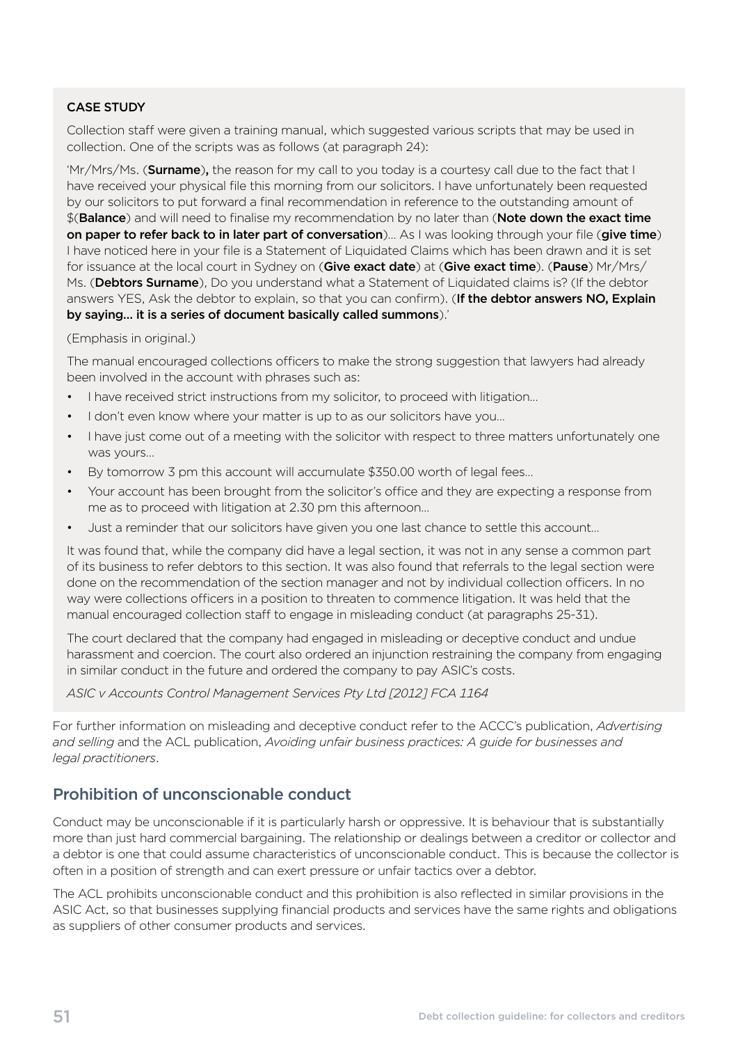**CASE STUDY**

Collection staff were given a training manual, which suggested various scripts that may be used in collection. One of the scripts was as follows (at paragraph 24):

'Mr/Mrs/Ms. (**Surname**), the reason for my call to you today is a courtesy call due to the fact that I have received your physical file this morning from our solicitors. I have unfortunately been requested by our solicitors to put forward a final recommendation in reference to the outstanding amount of $(**Balance**) and will need to finalise my recommendation by no later than (**Note down the exact time on paper to refer back to in later part of conversation**)… As I was looking through your file (**give time**) I have noticed here in your file is a Statement of Liquidated Claims which has been drawn and it is set for issuance at the local court in Sydney on (**Give exact date**) at (**Give exact time**). (**Pause**) Mr/Mrs/Ms. (**Debtors Surname**), Do you understand what a Statement of Liquidated claims is? (If the debtor answers YES, Ask the debtor to explain, so that you can confirm). (**If the debtor answers NO, Explain by saying… it is a series of document basically called summons**).'

(Emphasis in original.)

The manual encouraged collections officers to make the strong suggestion that lawyers had already been involved in the account with phrases such as:

- I have received strict instructions from my solicitor, to proceed with litigation…
- I don't even know where your matter is up to as our solicitors have you…
- I have just come out of a meeting with the solicitor with respect to three matters unfortunately one was yours…
- By tomorrow 3 pm this account will accumulate $350.00 worth of legal fees…
- Your account has been brought from the solicitor's office and they are expecting a response from me as to proceed with litigation at 2.30 pm this afternoon…
- Just a reminder that our solicitors have given you one last chance to settle this account…

It was found that, while the company did have a legal section, it was not in any sense a common part of its business to refer debtors to this section. It was also found that referrals to the legal section were done on the recommendation of the section manager and not by individual collection officers. In no way were collections officers in a position to threaten to commence litigation. It was held that the manual encouraged collection staff to engage in misleading conduct (at paragraphs 25-31).

The court declared that the company had engaged in misleading or deceptive conduct and undue harassment and coercion. The court also ordered an injunction restraining the company from engaging in similar conduct in the future and ordered the company to pay ASIC's costs.

*ASIC v Accounts Control Management Services Pty Ltd [2012] FCA 1164*

For further information on misleading and deceptive conduct refer to the ACCC's publication, *Advertising and selling* and the ACL publication, *Avoiding unfair business practices: A guide for businesses and legal practitioners*.

## Prohibition of unconscionable conduct

Conduct may be unconscionable if it is particularly harsh or oppressive. It is behaviour that is substantially more than just hard commercial bargaining. The relationship or dealings between a creditor or collector and a debtor is one that could assume characteristics of unconscionable conduct. This is because the collector is often in a position of strength and can exert pressure or unfair tactics over a debtor.

The ACL prohibits unconscionable conduct and this prohibition is also reflected in similar provisions in the ASIC Act, so that businesses supplying financial products and services have the same rights and obligations as suppliers of other consumer products and services.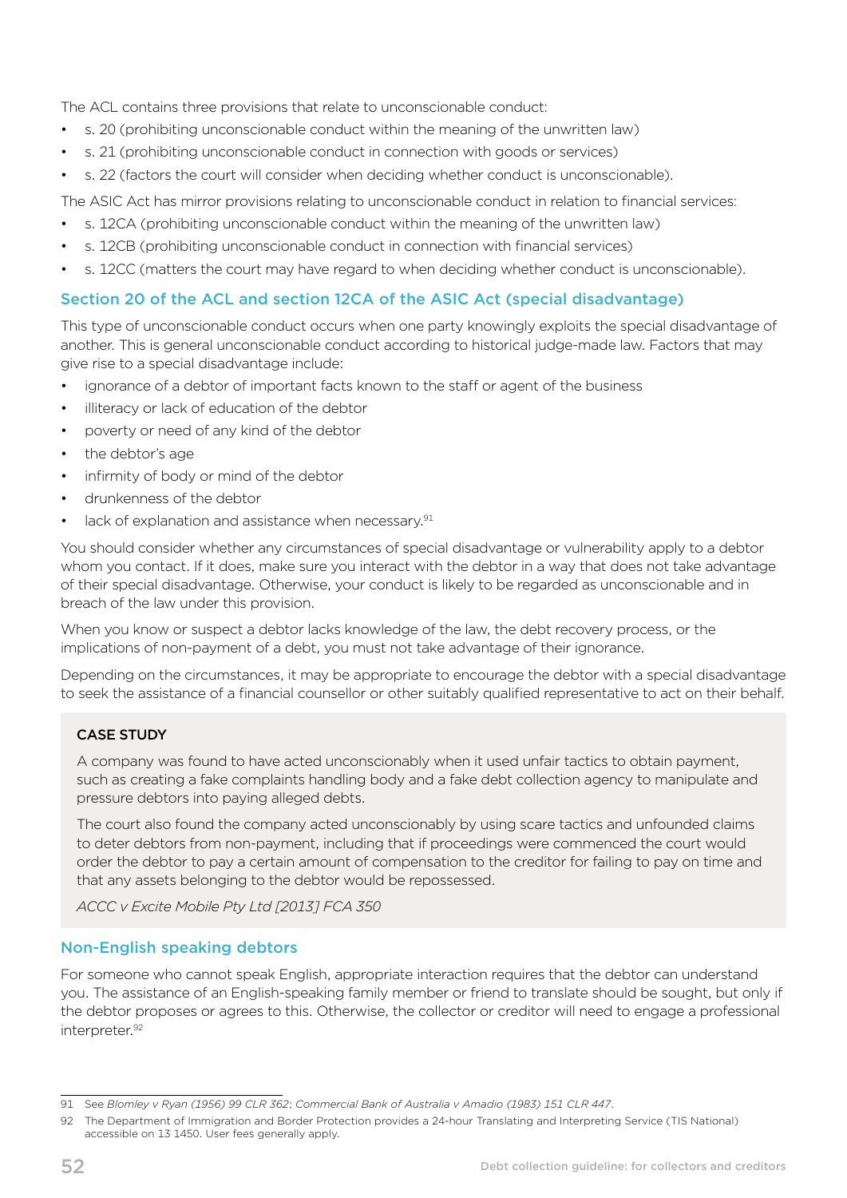The ACL contains three provisions that relate to unconscionable conduct:

- s. 20 (prohibiting unconscionable conduct within the meaning of the unwritten law)
- s. 21 (prohibiting unconscionable conduct in connection with goods or services)
- s. 22 (factors the court will consider when deciding whether conduct is unconscionable).

The ASIC Act has mirror provisions relating to unconscionable conduct in relation to financial services:

- s. 12CA (prohibiting unconscionable conduct within the meaning of the unwritten law)
- s. 12CB (prohibiting unconscionable conduct in connection with financial services)
- s. 12CC (matters the court may have regard to when deciding whether conduct is unconscionable).

## Section 20 of the ACL and section 12CA of the ASIC Act (special disadvantage)

This type of unconscionable conduct occurs when one party knowingly exploits the special disadvantage of another. This is general unconscionable conduct according to historical judge-made law. Factors that may give rise to a special disadvantage include:

- ignorance of a debtor of important facts known to the staff or agent of the business
- illiteracy or lack of education of the debtor
- poverty or need of any kind of the debtor
- the debtor's age
- infirmity of body or mind of the debtor
- drunkenness of the debtor
- lack of explanation and assistance when necessary.[91]

You should consider whether any circumstances of special disadvantage or vulnerability apply to a debtor whom you contact. If it does, make sure you interact with the debtor in a way that does not take advantage of their special disadvantage. Otherwise, your conduct is likely to be regarded as unconscionable and in breach of the law under this provision.

When you know or suspect a debtor lacks knowledge of the law, the debt recovery process, or the implications of non-payment of a debt, you must not take advantage of their ignorance.

Depending on the circumstances, it may be appropriate to encourage the debtor with a special disadvantage to seek the assistance of a financial counsellor or other suitably qualified representative to act on their behalf.

> **CASE STUDY**
>
> A company was found to have acted unconscionably when it used unfair tactics to obtain payment, such as creating a fake complaints handling body and a fake debt collection agency to manipulate and pressure debtors into paying alleged debts.
>
> The court also found the company acted unconscionably by using scare tactics and unfounded claims to deter debtors from non-payment, including that if proceedings were commenced the court would order the debtor to pay a certain amount of compensation to the creditor for failing to pay on time and that any assets belonging to the debtor would be repossessed.
>
> *ACCC v Excite Mobile Pty Ltd [2013] FCA 350*

## Non-English speaking debtors

For someone who cannot speak English, appropriate interaction requires that the debtor can understand you. The assistance of an English-speaking family member or friend to translate should be sought, but only if the debtor proposes or agrees to this. Otherwise, the collector or creditor will need to engage a professional interpreter.[92]

---

91 See *Blomley v Ryan (1956) 99 CLR 362*; *Commercial Bank of Australia v Amadio (1983) 151 CLR 447*.

92 The Department of Immigration and Border Protection provides a 24-hour Translating and Interpreting Service (TIS National) accessible on 13 1450. User fees generally apply.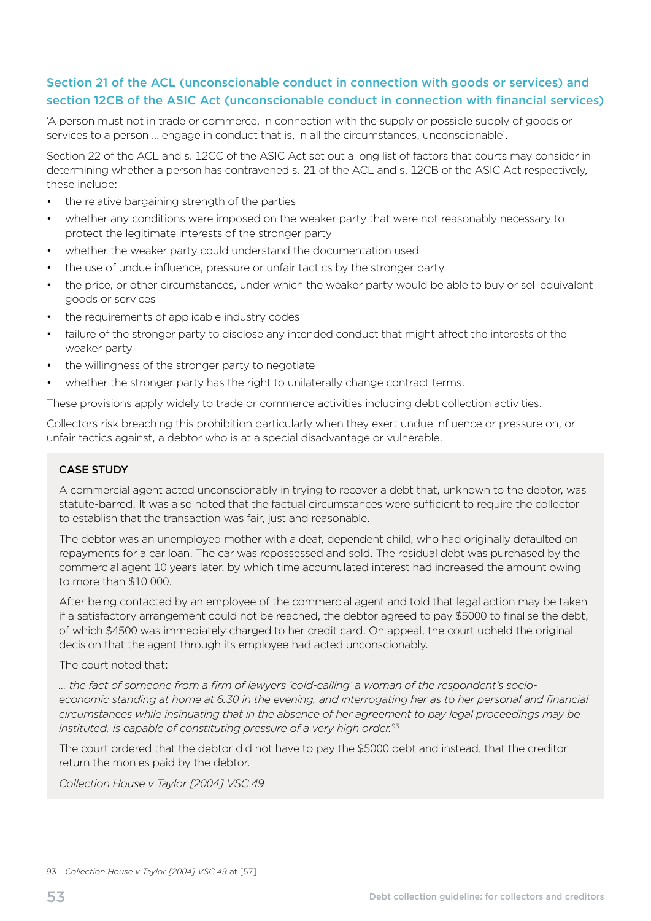### Section 21 of the ACL (unconscionable conduct in connection with goods or services) and section 12CB of the ASIC Act (unconscionable conduct in connection with financial services)

'A person must not in trade or commerce, in connection with the supply or possible supply of goods or services to a person … engage in conduct that is, in all the circumstances, unconscionable'.

Section 22 of the ACL and s. 12CC of the ASIC Act set out a long list of factors that courts may consider in determining whether a person has contravened s. 21 of the ACL and s. 12CB of the ASIC Act respectively, these include:

- the relative bargaining strength of the parties
- whether any conditions were imposed on the weaker party that were not reasonably necessary to protect the legitimate interests of the stronger party
- whether the weaker party could understand the documentation used
- the use of undue influence, pressure or unfair tactics by the stronger party
- the price, or other circumstances, under which the weaker party would be able to buy or sell equivalent goods or services
- the requirements of applicable industry codes
- failure of the stronger party to disclose any intended conduct that might affect the interests of the weaker party
- the willingness of the stronger party to negotiate
- whether the stronger party has the right to unilaterally change contract terms.

These provisions apply widely to trade or commerce activities including debt collection activities.

Collectors risk breaching this prohibition particularly when they exert undue influence or pressure on, or unfair tactics against, a debtor who is at a special disadvantage or vulnerable.

**CASE STUDY**

A commercial agent acted unconscionably in trying to recover a debt that, unknown to the debtor, was statute-barred. It was also noted that the factual circumstances were sufficient to require the collector to establish that the transaction was fair, just and reasonable.

The debtor was an unemployed mother with a deaf, dependent child, who had originally defaulted on repayments for a car loan. The car was repossessed and sold. The residual debt was purchased by the commercial agent 10 years later, by which time accumulated interest had increased the amount owing to more than $10 000.

After being contacted by an employee of the commercial agent and told that legal action may be taken if a satisfactory arrangement could not be reached, the debtor agreed to pay $5000 to finalise the debt, of which $4500 was immediately charged to her credit card. On appeal, the court upheld the original decision that the agent through its employee had acted unconscionably.

The court noted that:

*… the fact of someone from a firm of lawyers 'cold-calling' a woman of the respondent's socio-economic standing at home at 6.30 in the evening, and interrogating her as to her personal and financial circumstances while insinuating that in the absence of her agreement to pay legal proceedings may be instituted, is capable of constituting pressure of a very high order.*[93]

The court ordered that the debtor did not have to pay the $5000 debt and instead, that the creditor return the monies paid by the debtor.

*Collection House v Taylor [2004] VSC 49*

---

93 *Collection House v Taylor [2004] VSC 49* at [57].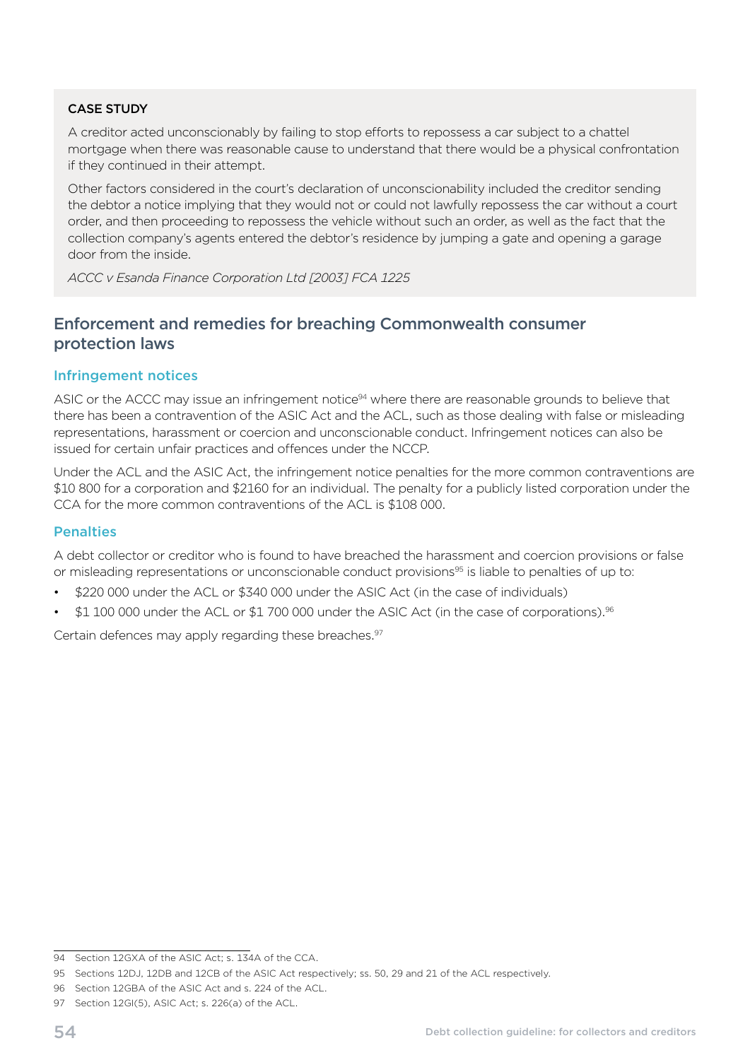**CASE STUDY**

A creditor acted unconscionably by failing to stop efforts to repossess a car subject to a chattel mortgage when there was reasonable cause to understand that there would be a physical confrontation if they continued in their attempt.

Other factors considered in the court's declaration of unconscionability included the creditor sending the debtor a notice implying that they would not or could not lawfully repossess the car without a court order, and then proceeding to repossess the vehicle without such an order, as well as the fact that the collection company's agents entered the debtor's residence by jumping a gate and opening a garage door from the inside.

*ACCC v Esanda Finance Corporation Ltd [2003] FCA 1225*

## Enforcement and remedies for breaching Commonwealth consumer protection laws

### Infringement notices

ASIC or the ACCC may issue an infringement notice[94] where there are reasonable grounds to believe that there has been a contravention of the ASIC Act and the ACL, such as those dealing with false or misleading representations, harassment or coercion and unconscionable conduct. Infringement notices can also be issued for certain unfair practices and offences under the NCCP.

Under the ACL and the ASIC Act, the infringement notice penalties for the more common contraventions are $10 800 for a corporation and $2160 for an individual. The penalty for a publicly listed corporation under the CCA for the more common contraventions of the ACL is $108 000.

### Penalties

A debt collector or creditor who is found to have breached the harassment and coercion provisions or false or misleading representations or unconscionable conduct provisions[95] is liable to penalties of up to:

- $220 000 under the ACL or $340 000 under the ASIC Act (in the case of individuals)
- $1 100 000 under the ACL or $1 700 000 under the ASIC Act (in the case of corporations).[96]

Certain defences may apply regarding these breaches.[97]

---

94 Section 12GXA of the ASIC Act; s. 134A of the CCA.

95 Sections 12DJ, 12DB and 12CB of the ASIC Act respectively; ss. 50, 29 and 21 of the ACL respectively.

96 Section 12GBA of the ASIC Act and s. 224 of the ACL.

97 Section 12GI(5), ASIC Act; s. 226(a) of the ACL.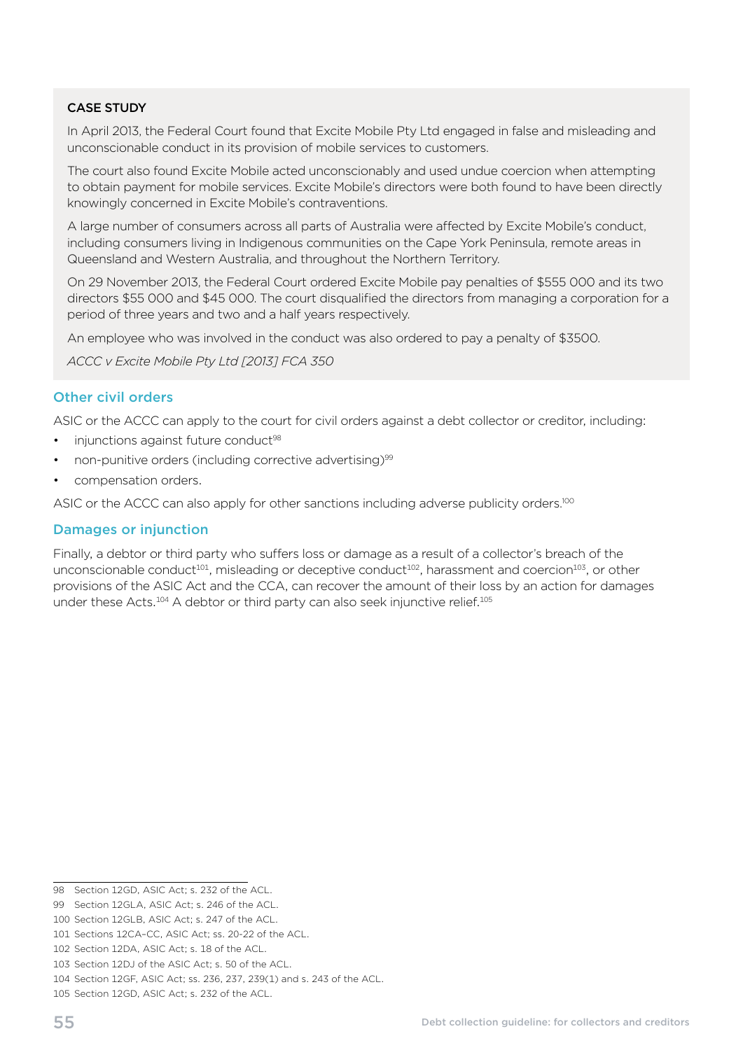**CASE STUDY**

In April 2013, the Federal Court found that Excite Mobile Pty Ltd engaged in false and misleading and unconscionable conduct in its provision of mobile services to customers.

The court also found Excite Mobile acted unconscionably and used undue coercion when attempting to obtain payment for mobile services. Excite Mobile's directors were both found to have been directly knowingly concerned in Excite Mobile's contraventions.

A large number of consumers across all parts of Australia were affected by Excite Mobile's conduct, including consumers living in Indigenous communities on the Cape York Peninsula, remote areas in Queensland and Western Australia, and throughout the Northern Territory.

On 29 November 2013, the Federal Court ordered Excite Mobile pay penalties of $555 000 and its two directors $55 000 and $45 000. The court disqualified the directors from managing a corporation for a period of three years and two and a half years respectively.

An employee who was involved in the conduct was also ordered to pay a penalty of $3500.

*ACCC v Excite Mobile Pty Ltd [2013] FCA 350*

### Other civil orders

ASIC or the ACCC can apply to the court for civil orders against a debt collector or creditor, including:

- injunctions against future conduct[98]
- non-punitive orders (including corrective advertising)[99]
- compensation orders.

ASIC or the ACCC can also apply for other sanctions including adverse publicity orders.[100]

### Damages or injunction

Finally, a debtor or third party who suffers loss or damage as a result of a collector's breach of the unconscionable conduct[101], misleading or deceptive conduct[102], harassment and coercion[103], or other provisions of the ASIC Act and the CCA, can recover the amount of their loss by an action for damages under these Acts.[104] A debtor or third party can also seek injunctive relief.[105]

---

98 Section 12GD, ASIC Act; s. 232 of the ACL.

99 Section 12GLA, ASIC Act; s. 246 of the ACL.

100 Section 12GLB, ASIC Act; s. 247 of the ACL.

101 Sections 12CA-CC, ASIC Act; ss. 20-22 of the ACL.

102 Section 12DA, ASIC Act; s. 18 of the ACL.

103 Section 12DJ of the ASIC Act; s. 50 of the ACL.

104 Section 12GF, ASIC Act; ss. 236, 237, 239(1) and s. 243 of the ACL.

105 Section 12GD, ASIC Act; s. 232 of the ACL.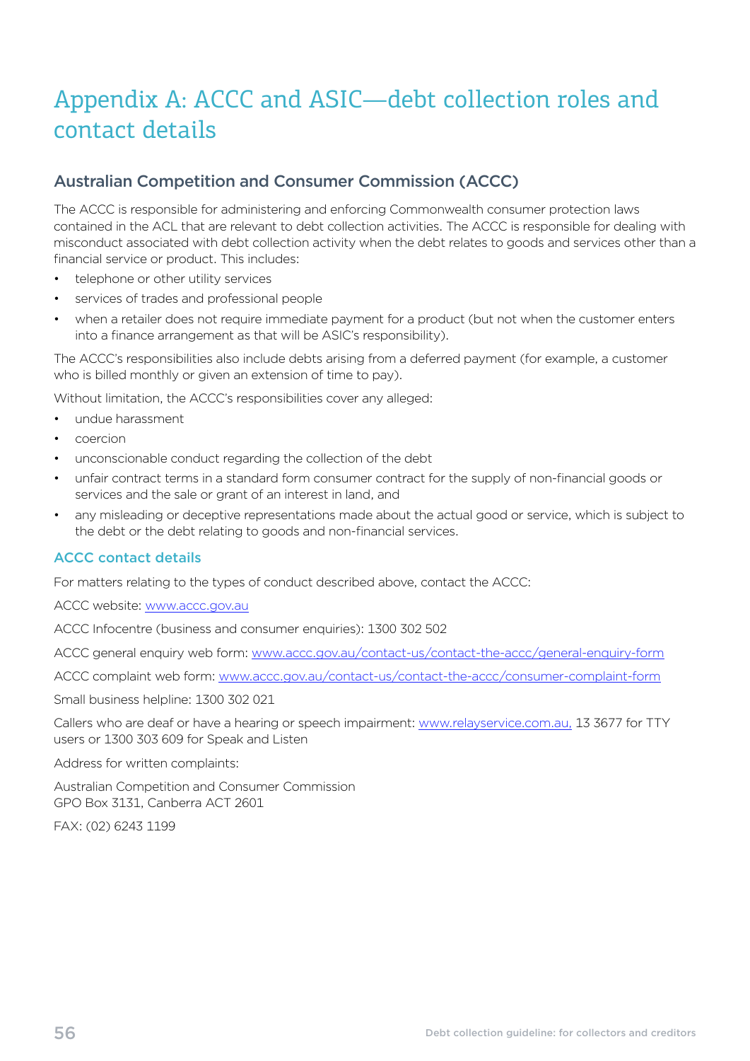# Appendix A: ACCC and ASIC—debt collection roles and contact details

## Australian Competition and Consumer Commission (ACCC)

The ACCC is responsible for administering and enforcing Commonwealth consumer protection laws contained in the ACL that are relevant to debt collection activities. The ACCC is responsible for dealing with misconduct associated with debt collection activity when the debt relates to goods and services other than a financial service or product. This includes:

- telephone or other utility services
- services of trades and professional people
- when a retailer does not require immediate payment for a product (but not when the customer enters into a finance arrangement as that will be ASIC's responsibility).

The ACCC's responsibilities also include debts arising from a deferred payment (for example, a customer who is billed monthly or given an extension of time to pay).

Without limitation, the ACCC's responsibilities cover any alleged:

- undue harassment
- coercion
- unconscionable conduct regarding the collection of the debt
- unfair contract terms in a standard form consumer contract for the supply of non-financial goods or services and the sale or grant of an interest in land, and
- any misleading or deceptive representations made about the actual good or service, which is subject to the debt or the debt relating to goods and non-financial services.

### ACCC contact details

For matters relating to the types of conduct described above, contact the ACCC:

ACCC website: www.accc.gov.au

ACCC Infocentre (business and consumer enquiries): 1300 302 502

ACCC general enquiry web form: www.accc.gov.au/contact-us/contact-the-accc/general-enquiry-form

ACCC complaint web form: www.accc.gov.au/contact-us/contact-the-accc/consumer-complaint-form

Small business helpline: 1300 302 021

Callers who are deaf or have a hearing or speech impairment: www.relayservice.com.au, 13 3677 for TTY users or 1300 303 609 for Speak and Listen

Address for written complaints:

Australian Competition and Consumer Commission
GPO Box 3131, Canberra ACT 2601

FAX: (02) 6243 1199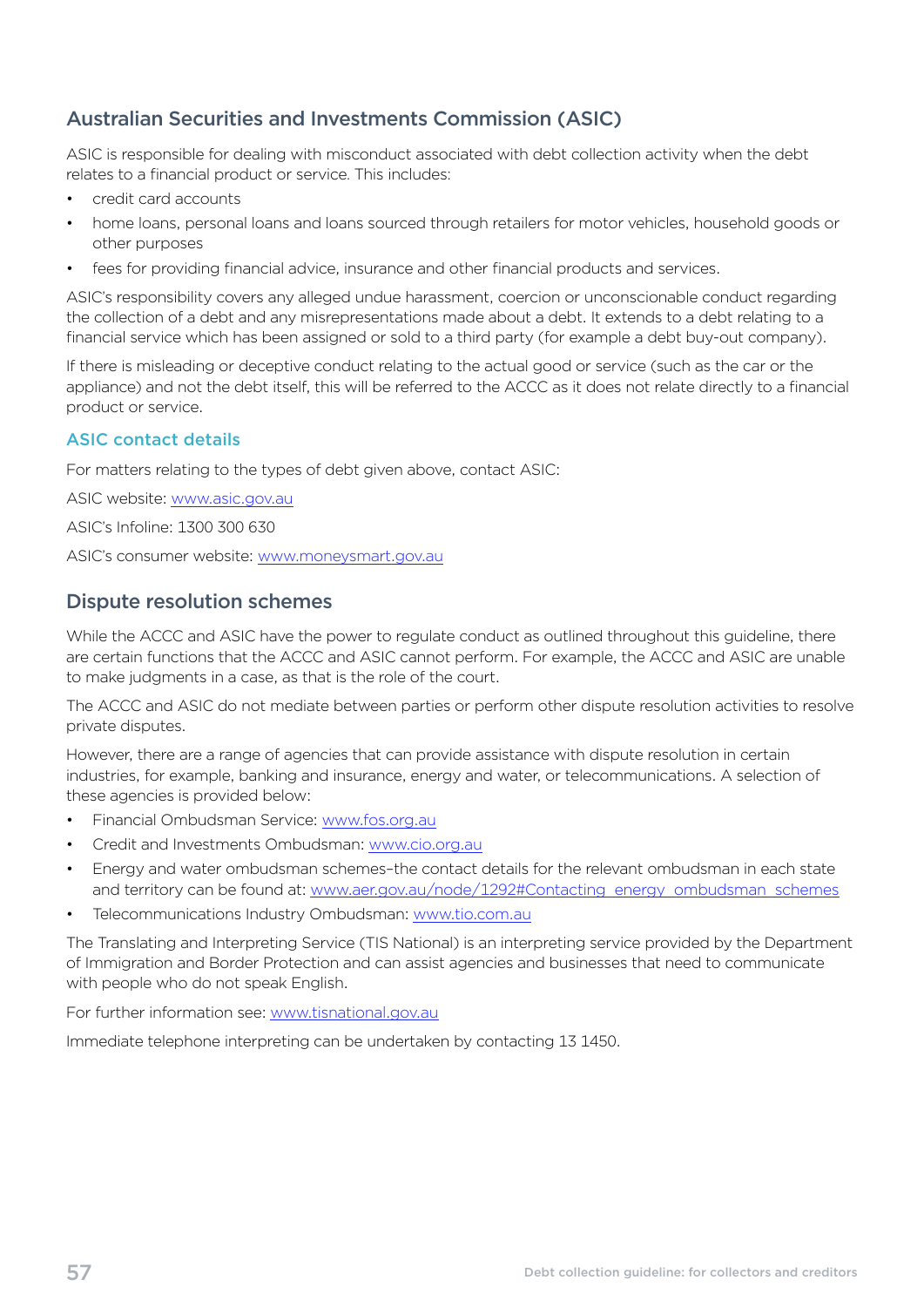## Australian Securities and Investments Commission (ASIC)

ASIC is responsible for dealing with misconduct associated with debt collection activity when the debt relates to a financial product or service. This includes:

- credit card accounts
- home loans, personal loans and loans sourced through retailers for motor vehicles, household goods or other purposes
- fees for providing financial advice, insurance and other financial products and services.

ASIC's responsibility covers any alleged undue harassment, coercion or unconscionable conduct regarding the collection of a debt and any misrepresentations made about a debt. It extends to a debt relating to a financial service which has been assigned or sold to a third party (for example a debt buy-out company).

If there is misleading or deceptive conduct relating to the actual good or service (such as the car or the appliance) and not the debt itself, this will be referred to the ACCC as it does not relate directly to a financial product or service.

### ASIC contact details

For matters relating to the types of debt given above, contact ASIC:

ASIC website: www.asic.gov.au

ASIC's Infoline: 1300 300 630

ASIC's consumer website: www.moneysmart.gov.au

## Dispute resolution schemes

While the ACCC and ASIC have the power to regulate conduct as outlined throughout this guideline, there are certain functions that the ACCC and ASIC cannot perform. For example, the ACCC and ASIC are unable to make judgments in a case, as that is the role of the court.

The ACCC and ASIC do not mediate between parties or perform other dispute resolution activities to resolve private disputes.

However, there are a range of agencies that can provide assistance with dispute resolution in certain industries, for example, banking and insurance, energy and water, or telecommunications. A selection of these agencies is provided below:

- Financial Ombudsman Service: www.fos.org.au
- Credit and Investments Ombudsman: www.cio.org.au
- Energy and water ombudsman schemes–the contact details for the relevant ombudsman in each state and territory can be found at: www.aer.gov.au/node/1292#Contacting_energy_ombudsman_schemes
- Telecommunications Industry Ombudsman: www.tio.com.au

The Translating and Interpreting Service (TIS National) is an interpreting service provided by the Department of Immigration and Border Protection and can assist agencies and businesses that need to communicate with people who do not speak English.

For further information see: www.tisnational.gov.au

Immediate telephone interpreting can be undertaken by contacting 13 1450.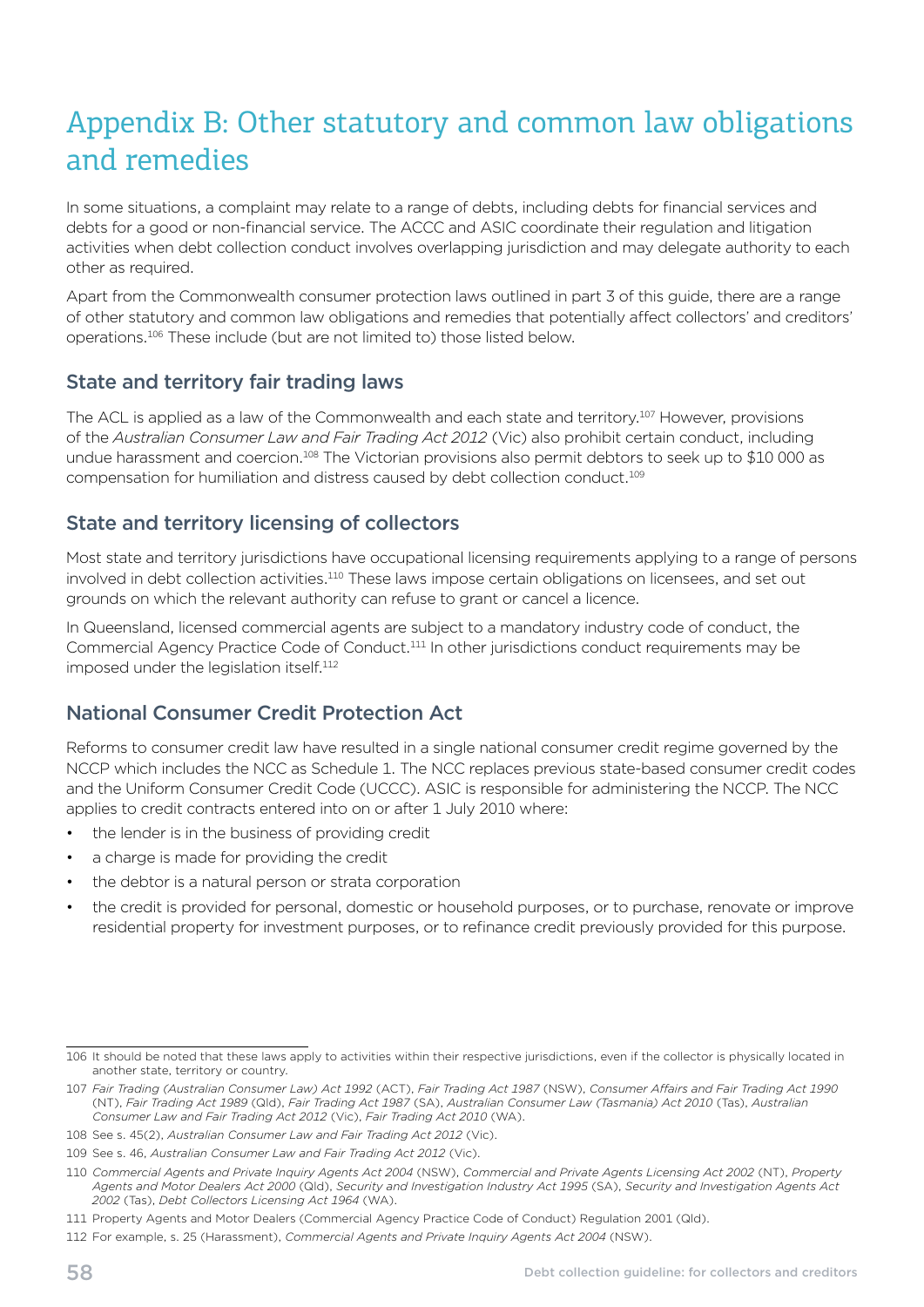# Appendix B: Other statutory and common law obligations and remedies

In some situations, a complaint may relate to a range of debts, including debts for financial services and debts for a good or non-financial service. The ACCC and ASIC coordinate their regulation and litigation activities when debt collection conduct involves overlapping jurisdiction and may delegate authority to each other as required.

Apart from the Commonwealth consumer protection laws outlined in part 3 of this guide, there are a range of other statutory and common law obligations and remedies that potentially affect collectors' and creditors' operations.[106] These include (but are not limited to) those listed below.

## State and territory fair trading laws

The ACL is applied as a law of the Commonwealth and each state and territory.[107] However, provisions of the *Australian Consumer Law and Fair Trading Act 2012* (Vic) also prohibit certain conduct, including undue harassment and coercion.[108] The Victorian provisions also permit debtors to seek up to $10 000 as compensation for humiliation and distress caused by debt collection conduct.[109]

## State and territory licensing of collectors

Most state and territory jurisdictions have occupational licensing requirements applying to a range of persons involved in debt collection activities.[110] These laws impose certain obligations on licensees, and set out grounds on which the relevant authority can refuse to grant or cancel a licence.

In Queensland, licensed commercial agents are subject to a mandatory industry code of conduct, the Commercial Agency Practice Code of Conduct.[111] In other jurisdictions conduct requirements may be imposed under the legislation itself.[112]

## National Consumer Credit Protection Act

Reforms to consumer credit law have resulted in a single national consumer credit regime governed by the NCCP which includes the NCC as Schedule 1. The NCC replaces previous state-based consumer credit codes and the Uniform Consumer Credit Code (UCCC). ASIC is responsible for administering the NCCP. The NCC applies to credit contracts entered into on or after 1 July 2010 where:

- the lender is in the business of providing credit
- a charge is made for providing the credit
- the debtor is a natural person or strata corporation
- the credit is provided for personal, domestic or household purposes, or to purchase, renovate or improve residential property for investment purposes, or to refinance credit previously provided for this purpose.

---

106 It should be noted that these laws apply to activities within their respective jurisdictions, even if the collector is physically located in another state, territory or country.

107 *Fair Trading (Australian Consumer Law) Act 1992* (ACT), *Fair Trading Act 1987* (NSW), *Consumer Affairs and Fair Trading Act 1990* (NT), *Fair Trading Act 1989* (Qld), *Fair Trading Act 1987* (SA), *Australian Consumer Law (Tasmania) Act 2010* (Tas), *Australian Consumer Law and Fair Trading Act 2012* (Vic), *Fair Trading Act 2010* (WA).

108 See s. 45(2), *Australian Consumer Law and Fair Trading Act 2012* (Vic).

109 See s. 46, *Australian Consumer Law and Fair Trading Act 2012* (Vic).

110 *Commercial Agents and Private Inquiry Agents Act 2004* (NSW), *Commercial and Private Agents Licensing Act 2002* (NT), *Property Agents and Motor Dealers Act 2000* (Qld), *Security and Investigation Industry Act 1995* (SA), *Security and Investigation Agents Act 2002* (Tas), *Debt Collectors Licensing Act 1964* (WA).

111 Property Agents and Motor Dealers (Commercial Agency Practice Code of Conduct) Regulation 2001 (Qld).

112 For example, s. 25 (Harassment), *Commercial Agents and Private Inquiry Agents Act 2004* (NSW).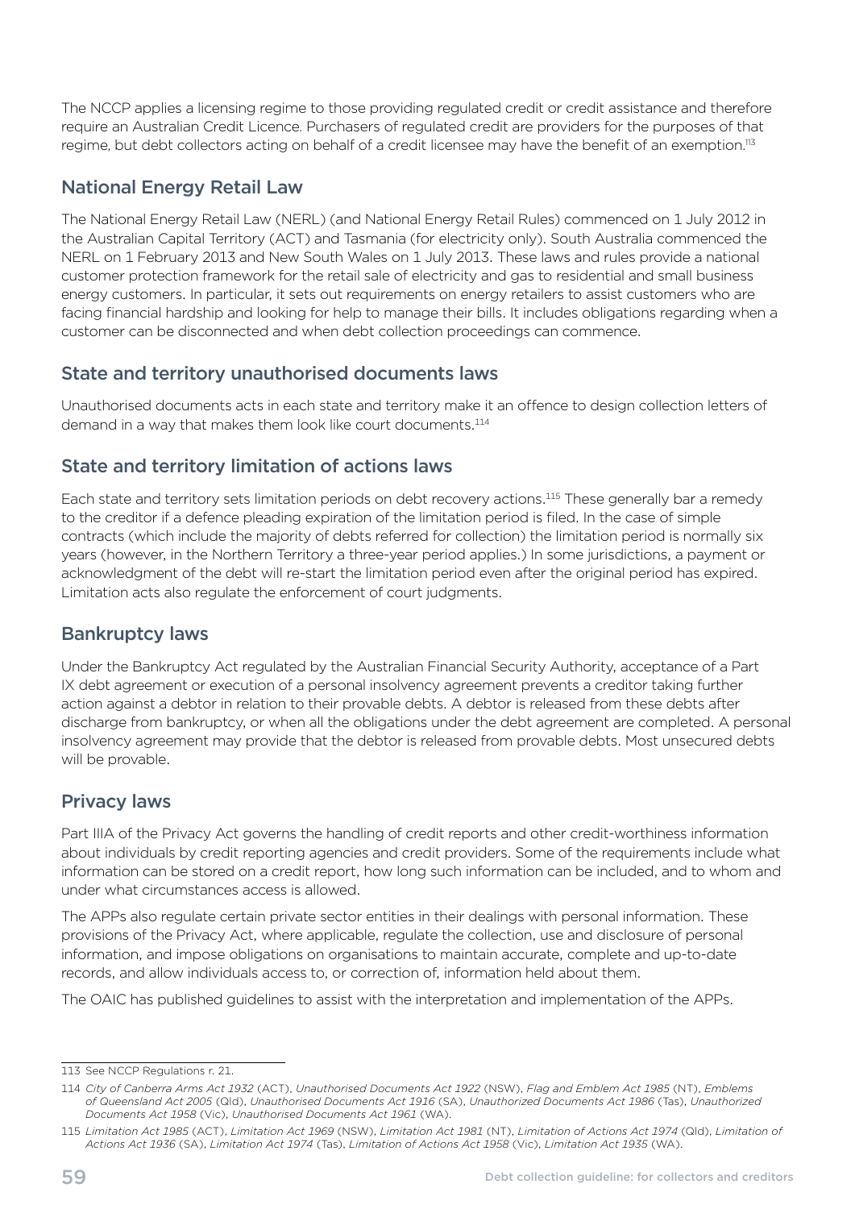The NCCP applies a licensing regime to those providing regulated credit or credit assistance and therefore require an Australian Credit Licence. Purchasers of regulated credit are providers for the purposes of that regime, but debt collectors acting on behalf of a credit licensee may have the benefit of an exemption.[113]

## National Energy Retail Law

The National Energy Retail Law (NERL) (and National Energy Retail Rules) commenced on 1 July 2012 in the Australian Capital Territory (ACT) and Tasmania (for electricity only). South Australia commenced the NERL on 1 February 2013 and New South Wales on 1 July 2013. These laws and rules provide a national customer protection framework for the retail sale of electricity and gas to residential and small business energy customers. In particular, it sets out requirements on energy retailers to assist customers who are facing financial hardship and looking for help to manage their bills. It includes obligations regarding when a customer can be disconnected and when debt collection proceedings can commence.

## State and territory unauthorised documents laws

Unauthorised documents acts in each state and territory make it an offence to design collection letters of demand in a way that makes them look like court documents.[114]

## State and territory limitation of actions laws

Each state and territory sets limitation periods on debt recovery actions.[115] These generally bar a remedy to the creditor if a defence pleading expiration of the limitation period is filed. In the case of simple contracts (which include the majority of debts referred for collection) the limitation period is normally six years (however, in the Northern Territory a three-year period applies.) In some jurisdictions, a payment or acknowledgment of the debt will re-start the limitation period even after the original period has expired. Limitation acts also regulate the enforcement of court judgments.

## Bankruptcy laws

Under the Bankruptcy Act regulated by the Australian Financial Security Authority, acceptance of a Part IX debt agreement or execution of a personal insolvency agreement prevents a creditor taking further action against a debtor in relation to their provable debts. A debtor is released from these debts after discharge from bankruptcy, or when all the obligations under the debt agreement are completed. A personal insolvency agreement may provide that the debtor is released from provable debts. Most unsecured debts will be provable.

## Privacy laws

Part IIIA of the Privacy Act governs the handling of credit reports and other credit-worthiness information about individuals by credit reporting agencies and credit providers. Some of the requirements include what information can be stored on a credit report, how long such information can be included, and to whom and under what circumstances access is allowed.

The APPs also regulate certain private sector entities in their dealings with personal information. These provisions of the Privacy Act, where applicable, regulate the collection, use and disclosure of personal information, and impose obligations on organisations to maintain accurate, complete and up-to-date records, and allow individuals access to, or correction of, information held about them.

The OAIC has published guidelines to assist with the interpretation and implementation of the APPs.

---

113 See NCCP Regulations r. 21.

114 *City of Canberra Arms Act 1932* (ACT), *Unauthorised Documents Act 1922* (NSW), *Flag and Emblem Act 1985* (NT), *Emblems of Queensland Act 2005* (Qld), *Unauthorised Documents Act 1916* (SA), *Unauthorized Documents Act 1986* (Tas), *Unauthorized Documents Act 1958* (Vic), *Unauthorised Documents Act 1961* (WA).

115 *Limitation Act 1985* (ACT), *Limitation Act 1969* (NSW), *Limitation Act 1981* (NT), *Limitation of Actions Act 1974* (Qld), *Limitation of Actions Act 1936* (SA), *Limitation Act 1974* (Tas), *Limitation of Actions Act 1958* (Vic), *Limitation Act 1935* (WA).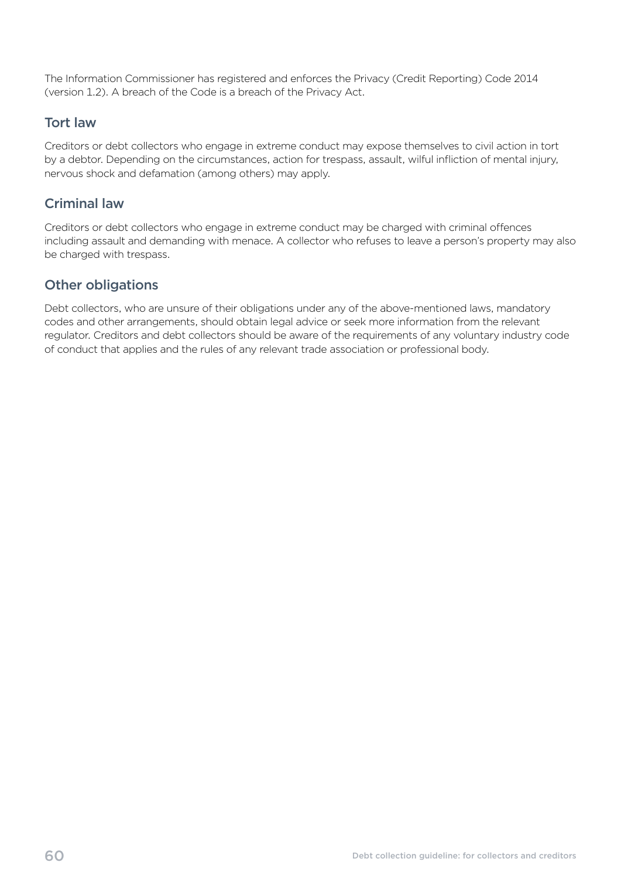The Information Commissioner has registered and enforces the Privacy (Credit Reporting) Code 2014 (version 1.2). A breach of the Code is a breach of the Privacy Act.

## Tort law

Creditors or debt collectors who engage in extreme conduct may expose themselves to civil action in tort by a debtor. Depending on the circumstances, action for trespass, assault, wilful infliction of mental injury, nervous shock and defamation (among others) may apply.

## Criminal law

Creditors or debt collectors who engage in extreme conduct may be charged with criminal offences including assault and demanding with menace. A collector who refuses to leave a person's property may also be charged with trespass.

## Other obligations

Debt collectors, who are unsure of their obligations under any of the above-mentioned laws, mandatory codes and other arrangements, should obtain legal advice or seek more information from the relevant regulator. Creditors and debt collectors should be aware of the requirements of any voluntary industry code of conduct that applies and the rules of any relevant trade association or professional body.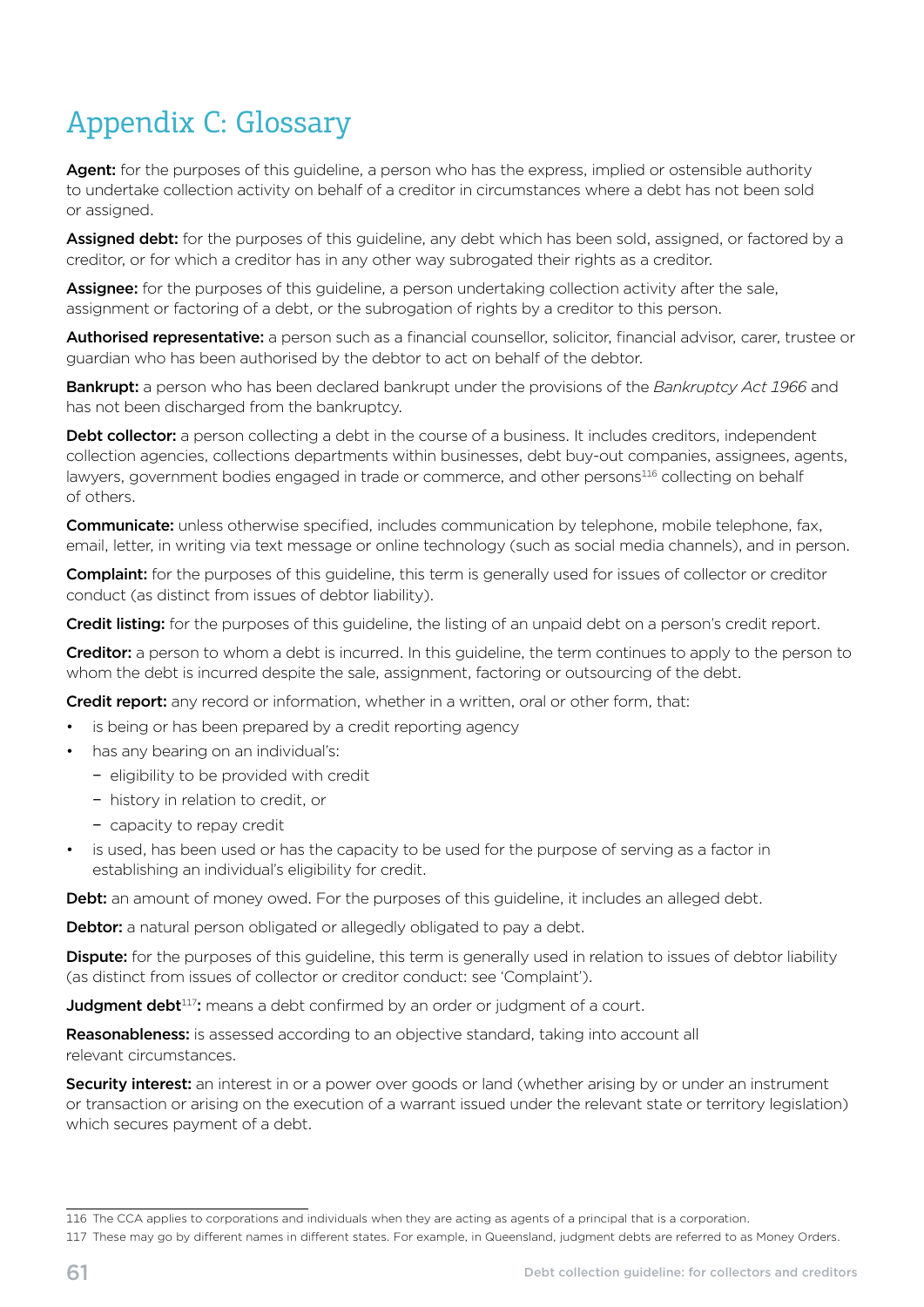# Appendix C: Glossary

**Agent:** for the purposes of this guideline, a person who has the express, implied or ostensible authority to undertake collection activity on behalf of a creditor in circumstances where a debt has not been sold or assigned.

**Assigned debt:** for the purposes of this guideline, any debt which has been sold, assigned, or factored by a creditor, or for which a creditor has in any other way subrogated their rights as a creditor.

**Assignee:** for the purposes of this guideline, a person undertaking collection activity after the sale, assignment or factoring of a debt, or the subrogation of rights by a creditor to this person.

**Authorised representative:** a person such as a financial counsellor, solicitor, financial advisor, carer, trustee or guardian who has been authorised by the debtor to act on behalf of the debtor.

**Bankrupt:** a person who has been declared bankrupt under the provisions of the *Bankruptcy Act 1966* and has not been discharged from the bankruptcy.

**Debt collector:** a person collecting a debt in the course of a business. It includes creditors, independent collection agencies, collections departments within businesses, debt buy-out companies, assignees, agents, lawyers, government bodies engaged in trade or commerce, and other persons[116] collecting on behalf of others.

**Communicate:** unless otherwise specified, includes communication by telephone, mobile telephone, fax, email, letter, in writing via text message or online technology (such as social media channels), and in person.

**Complaint:** for the purposes of this guideline, this term is generally used for issues of collector or creditor conduct (as distinct from issues of debtor liability).

**Credit listing:** for the purposes of this guideline, the listing of an unpaid debt on a person's credit report.

**Creditor:** a person to whom a debt is incurred. In this guideline, the term continues to apply to the person to whom the debt is incurred despite the sale, assignment, factoring or outsourcing of the debt.

**Credit report:** any record or information, whether in a written, oral or other form, that:

- is being or has been prepared by a credit reporting agency
- has any bearing on an individual's:
  - eligibility to be provided with credit
  - history in relation to credit, or
  - capacity to repay credit
- is used, has been used or has the capacity to be used for the purpose of serving as a factor in establishing an individual's eligibility for credit.

**Debt:** an amount of money owed. For the purposes of this guideline, it includes an alleged debt.

**Debtor:** a natural person obligated or allegedly obligated to pay a debt.

**Dispute:** for the purposes of this guideline, this term is generally used in relation to issues of debtor liability (as distinct from issues of collector or creditor conduct: see 'Complaint').

**Judgment debt**[117]**:** means a debt confirmed by an order or judgment of a court.

**Reasonableness:** is assessed according to an objective standard, taking into account all relevant circumstances.

**Security interest:** an interest in or a power over goods or land (whether arising by or under an instrument or transaction or arising on the execution of a warrant issued under the relevant state or territory legislation) which secures payment of a debt.

---

116 The CCA applies to corporations and individuals when they are acting as agents of a principal that is a corporation.

117 These may go by different names in different states. For example, in Queensland, judgment debts are referred to as Money Orders.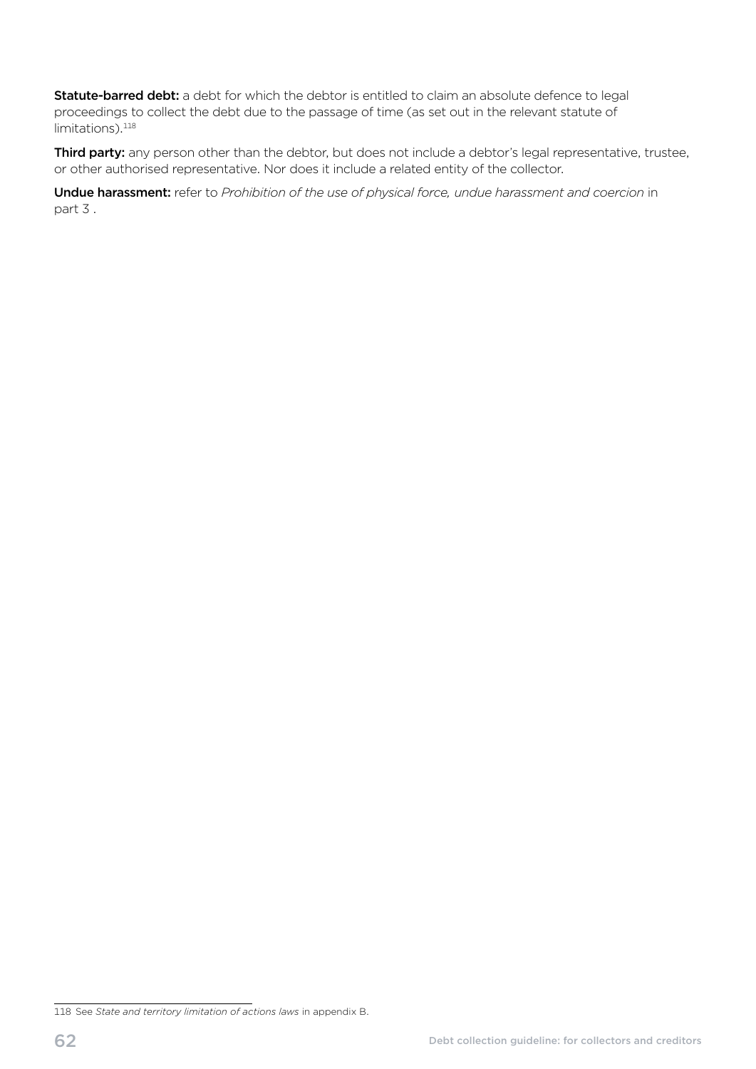**Statute-barred debt:** a debt for which the debtor is entitled to claim an absolute defence to legal proceedings to collect the debt due to the passage of time (as set out in the relevant statute of limitations).[118]

**Third party:** any person other than the debtor, but does not include a debtor's legal representative, trustee, or other authorised representative. Nor does it include a related entity of the collector.

**Undue harassment:** refer to *Prohibition of the use of physical force, undue harassment and coercion* in part 3 .

---

118 See *State and territory limitation of actions laws* in appendix B.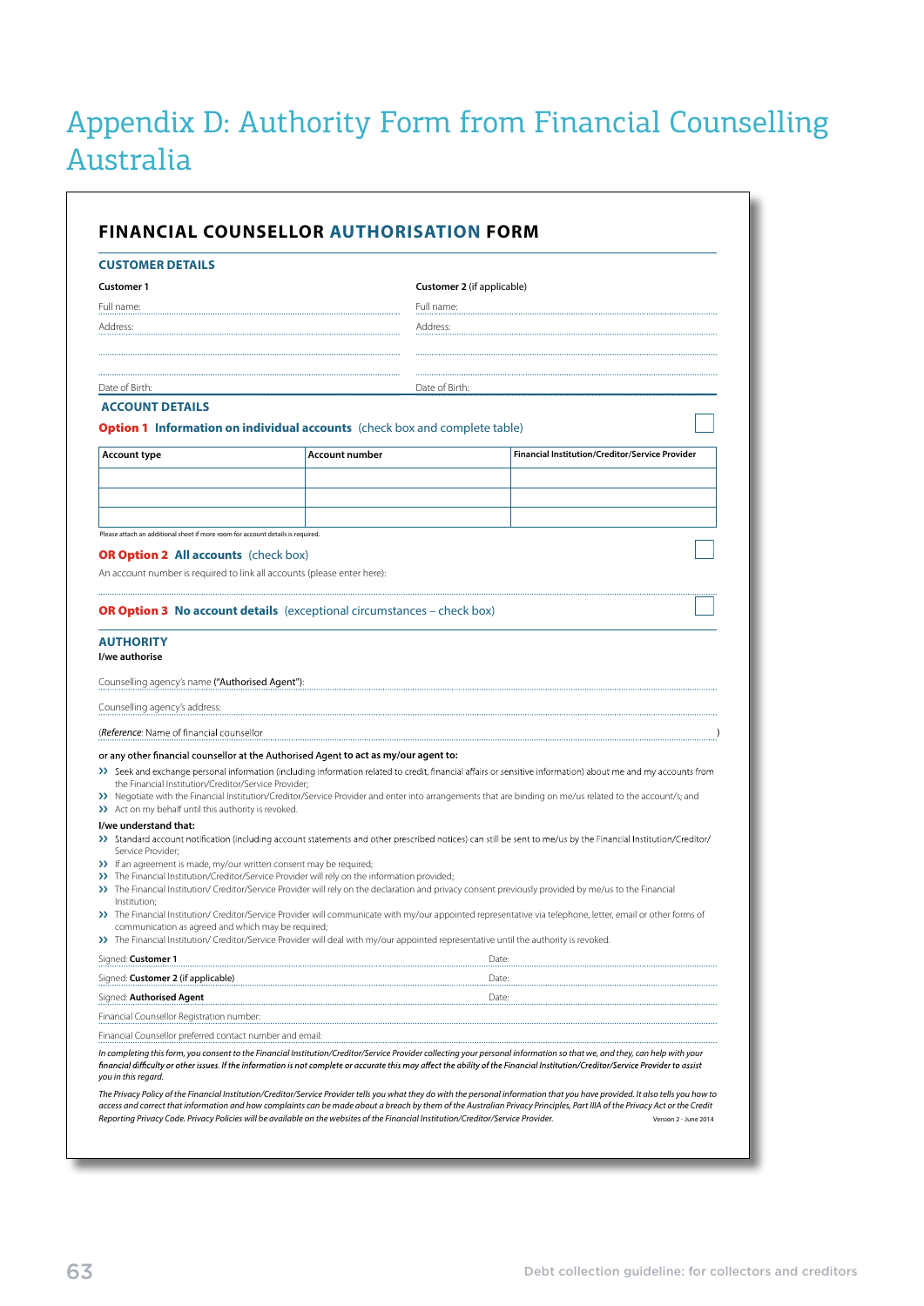# Appendix D: Authority Form from Financial Counselling Australia

## FINANCIAL COUNSELLOR AUTHORISATION FORM

### CUSTOMER DETAILS

**Customer 1**

Full name:

Address:

Date of Birth:

**Customer 2** (if applicable)

Full name:

Address:

Date of Birth:

### ACCOUNT DETAILS

**Option 1 Information on individual accounts** (check box and complete table) ☐

| Account type | Account number | Financial Institution/Creditor/Service Provider |
|---|---|---|
| | | |
| | | |
| | | |

Please attach an additional sheet if more room for account details is required.

**OR Option 2 All accounts** (check box) ☐

An account number is required to link all accounts (please enter here):

**OR Option 3 No account details** (exceptional circumstances – check box) ☐

### AUTHORITY

**I/we authorise**

Counselling agency's name (**"Authorised Agent"**):

Counselling agency's address:

(*Reference*: Name of financial counsellor )

**or any other financial counsellor at the Authorised Agent to act as my/our agent to:**

- Seek and exchange personal information (including information related to credit, financial affairs or sensitive information) about me and my accounts from the Financial Institution/Creditor/Service Provider;
- Negotiate with the Financial Institution/Creditor/Service Provider and enter into arrangements that are binding on me/us related to the account/s; and
- Act on my behalf until this authority is revoked.

**I/we understand that:**

- Standard account notification (including account statements and other prescribed notices) can still be sent to me/us by the Financial Institution/Creditor/Service Provider;
- If an agreement is made, my/our written consent may be required;
- The Financial Institution/Creditor/Service Provider will rely on the information provided;
- The Financial Institution/ Creditor/Service Provider will rely on the declaration and privacy consent previously provided by me/us to the Financial Institution;
- The Financial Institution/ Creditor/Service Provider will communicate with my/our appointed representative via telephone, letter, email or other forms of communication as agreed and which may be required;
- The Financial Institution/ Creditor/Service Provider will deal with my/our appointed representative until the authority is revoked.

Signed: **Customer 1** Date:

Signed: **Customer 2** (if applicable) Date:

Signed: **Authorised Agent** Date:

Financial Counsellor Registration number:

Financial Counsellor preferred contact number and email:

*In completing this form, you consent to the Financial Institution/Creditor/Service Provider collecting your personal information so that we, and they, can help with your financial difficulty or other issues. If the information is not complete or accurate this may affect the ability of the Financial Institution/Creditor/Service Provider to assist you in this regard.*

*The Privacy Policy of the Financial Institution/Creditor/Service Provider tells you what they do with the personal information that you have provided. It also tells you how to access and correct that information and how complaints can be made about a breach by them of the Australian Privacy Principles, Part IIIA of the Privacy Act or the Credit Reporting Privacy Code. Privacy Policies will be available on the websites of the Financial Institution/Creditor/Service Provider.*

Version 2 - June 2014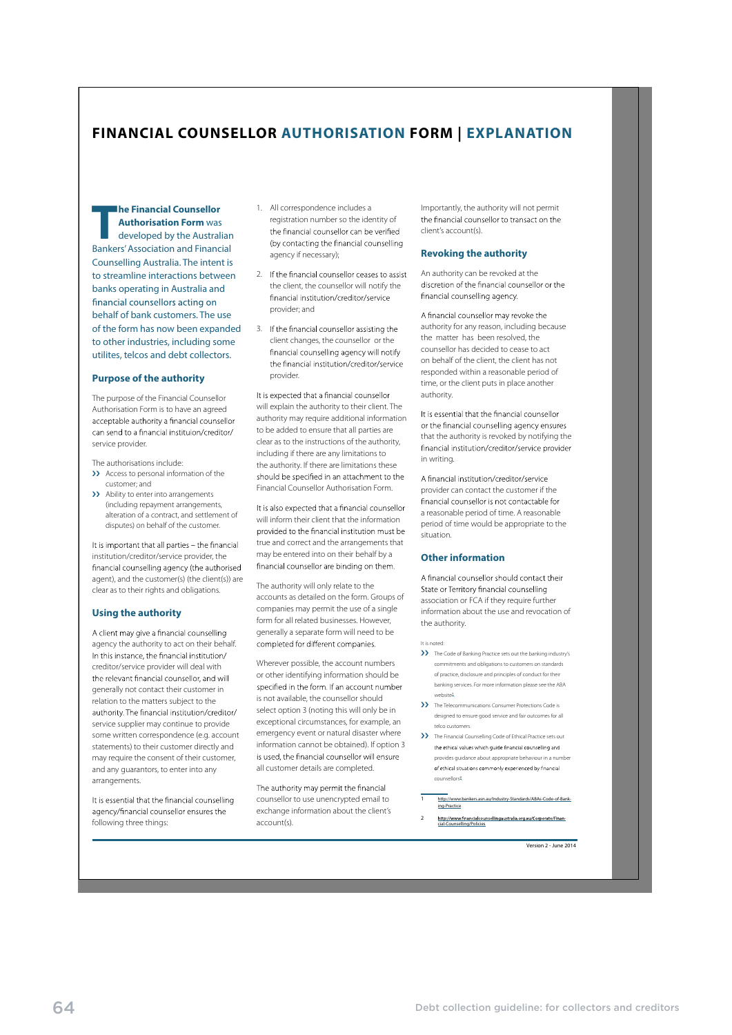# FINANCIAL COUNSELLOR AUTHORISATION FORM | EXPLANATION

**The Financial Counsellor Authorisation Form** was developed by the Australian Bankers' Association and Financial Counselling Australia. The intent is to streamline interactions between banks operating in Australia and financial counsellors acting on behalf of bank customers. The use of the form has now been expanded to other industries, including some utilites, telcos and debt collectors.

## Purpose of the authority

The purpose of the Financial Counsellor Authorisation Form is to have an agreed acceptable authority a financial counsellor can send to a financial instituion/creditor/service provider.

The authorisations include:

- Access to personal information of the customer; and
- Ability to enter into arrangements (including repayment arrangements, alteration of a contract, and settlement of disputes) on behalf of the customer.

It is important that all parties – the financial institution/creditor/service provider, the financial counselling agency (the authorised agent), and the customer(s) (the client(s)) are clear as to their rights and obligations.

## Using the authority

A client may give a financial counselling agency the authority to act on their behalf. In this instance, the financial institution/creditor/service provider will deal with the relevant financial counsellor, and will generally not contact their customer in relation to the matters subject to the authority. The financial institution/creditor/service supplier may continue to provide some written correspondence (e.g. account statements) to their customer directly and may require the consent of their customer, and any guarantors, to enter into any arrangements.

It is essential that the financial counselling agency/financial counsellor ensures the following three things:

1. All correspondence includes a registration number so the identity of the financial counsellor can be verified (by contacting the financial counselling agency if necessary);
2. If the financial counsellor ceases to assist the client, the counsellor will notify the financial institution/creditor/service provider; and
3. If the financial counsellor assisting the client changes, the counsellor or the financial counselling agency will notify the financial institution/creditor/service provider.

It is expected that a financial counsellor will explain the authority to their client. The authority may require additional information to be added to ensure that all parties are clear as to the instructions of the authority, including if there are any limitations to the authority. If there are limitations these should be specified in an attachment to the Financial Counsellor Authorisation Form.

It is also expected that a financial counsellor will inform their client that the information provided to the financial institution must be true and correct and the arrangements that may be entered into on their behalf by a financial counsellor are binding on them.

The authority will only relate to the accounts as detailed on the form. Groups of companies may permit the use of a single form for all related businesses. However, generally a separate form will need to be completed for different companies.

Wherever possible, the account numbers or other identifying information should be specified in the form. If an account number is not available, the counsellor should select option 3 (noting this will only be in exceptional circumstances, for example, an emergency event or natural disaster where information cannot be obtained). If option 3 is used, the financial counsellor will ensure all customer details are completed.

The authority may permit the financial counsellor to use unencrypted email to exchange information about the client's account(s).

Importantly, the authority will not permit the financial counsellor to transact on the client's account(s).

## Revoking the authority

An authority can be revoked at the discretion of the financial counsellor or the financial counselling agency.

A financial counsellor may revoke the authority for any reason, including because the matter has been resolved, the counsellor has decided to cease to act on behalf of the client, the client has not responded within a reasonable period of time, or the client puts in place another authority.

It is essential that the financial counsellor or the financial counselling agency ensures that the authority is revoked by notifying the financial institution/creditor/service provider in writing.

A financial institution/creditor/service provider can contact the customer if the financial counsellor is not contactable for a reasonable period of time. A reasonable period of time would be appropriate to the situation.

## Other information

A financial counsellor should contact their State or Territory financial counselling association or FCA if they require further information about the use and revocation of the authority.

It is noted:

- The Code of Banking Practice sets out the banking industry's commitments and obligations to customers on standards of practice, disclosure and principles of conduct for their banking services. For more information please see the ABA website[1].
- The Telecommunications Consumer Protections Code is designed to ensure good service and fair outcomes for all telco customers.
- The Financial Counselling Code of Ethical Practice sets out the ethical values which guide financial counselling and provides guidance about appropriate behaviour in a number of ethical situations commonly experienced by financial counsellors[2].

1 http://www.bankers.asn.au/Industry-Standards/ABAs-Code-of-Banking-Practice

2 http://www.financialcounsellingaustralia.org.au/Corporate/Financial-Counselling/Policies

Version 2 - June 2014